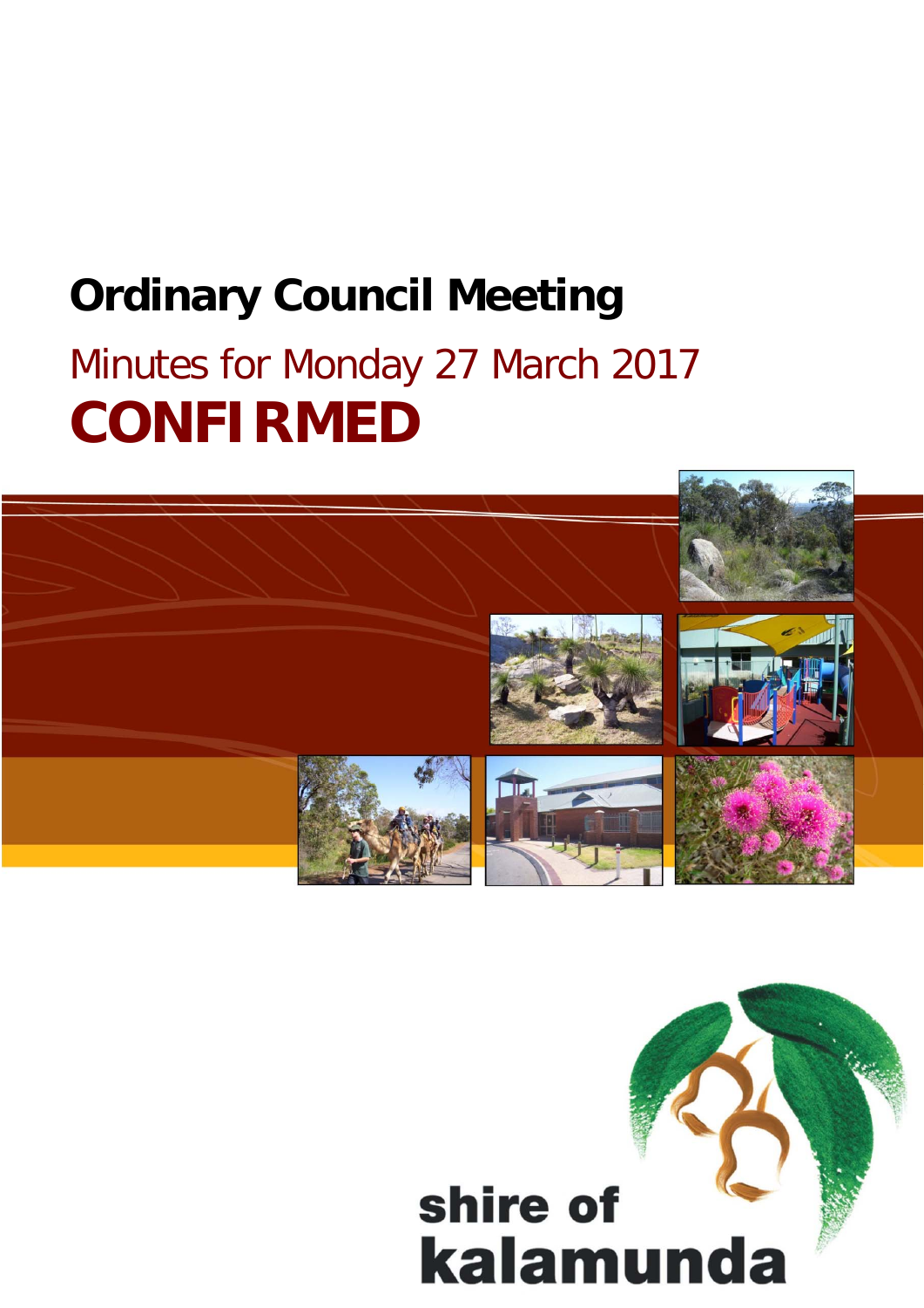# Ordinary Council Meeting

## Minutes for Monday 27 March 2017

# CONFIRMED

shire of kalamunda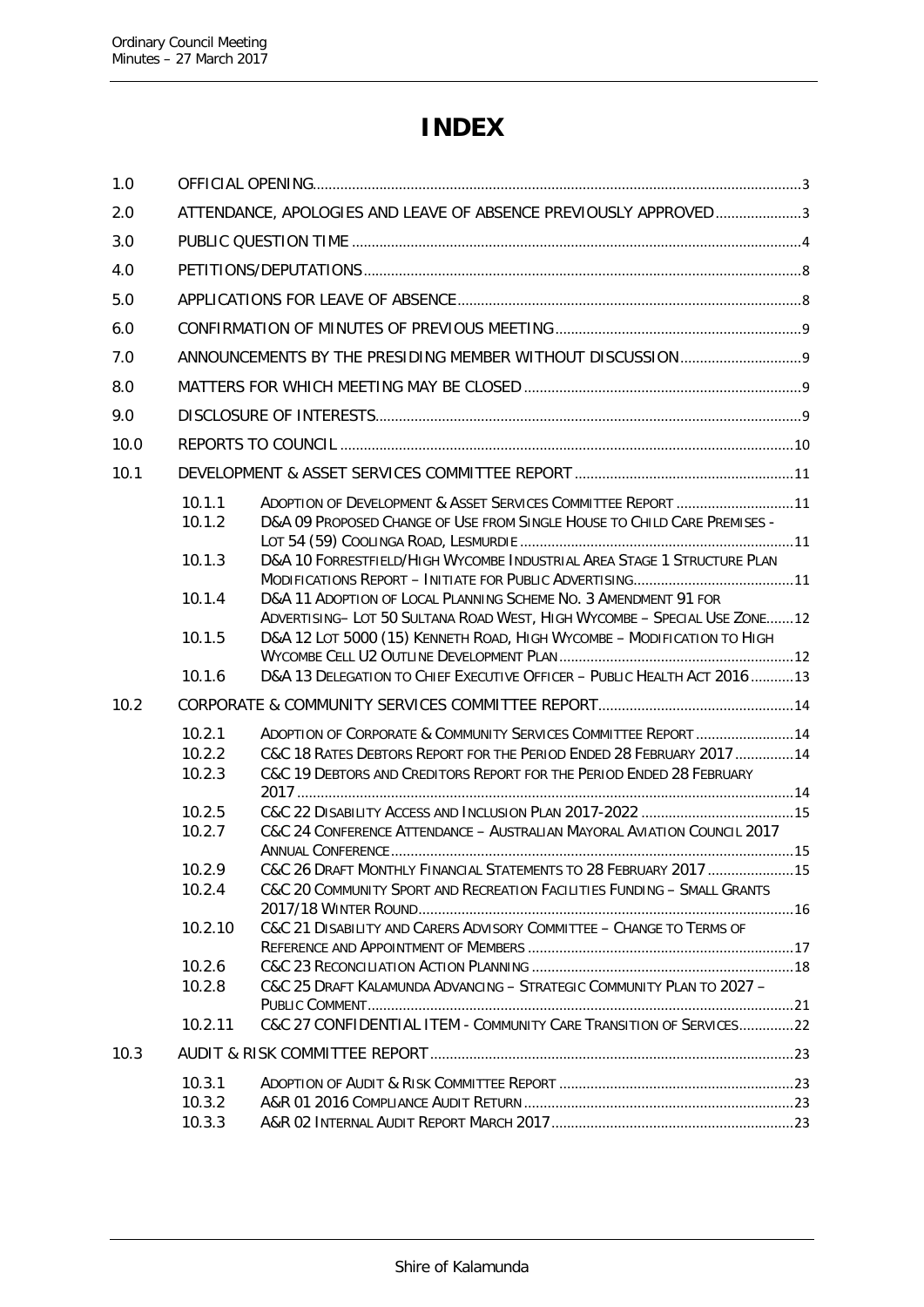# INDEX

| | | | |
|---|---|---|---|
| 1.0 | OFFICIAL OPENING | | 3 |
| 2.0 | ATTENDANCE, APOLOGIES AND LEAVE OF ABSENCE PREVIOUSLY APPROVED | | 3 |
| 3.0 | PUBLIC QUESTION TIME | | 4 |
| 4.0 | PETITIONS/DEPUTATIONS | | 8 |
| 5.0 | APPLICATIONS FOR LEAVE OF ABSENCE | | 8 |
| 6.0 | CONFIRMATION OF MINUTES OF PREVIOUS MEETING | | 9 |
| 7.0 | ANNOUNCEMENTS BY THE PRESIDING MEMBER WITHOUT DISCUSSION | | 9 |
| 8.0 | MATTERS FOR WHICH MEETING MAY BE CLOSED | | 9 |
| 9.0 | DISCLOSURE OF INTERESTS | | 9 |
| 10.0 | REPORTS TO COUNCIL | | 10 |
| 10.1 | DEVELOPMENT & ASSET SERVICES COMMITTEE REPORT | | 11 |
| | 10.1.1 | ADOPTION OF DEVELOPMENT & ASSET SERVICES COMMITTEE REPORT | 11 |
| | 10.1.2 | D&A 09 PROPOSED CHANGE OF USE FROM SINGLE HOUSE TO CHILD CARE PREMISES - LOT 54 (59) COOLINGA ROAD, LESMURDIE | 11 |
| | 10.1.3 | D&A 10 FORRESTFIELD/HIGH WYCOMBE INDUSTRIAL AREA STAGE 1 STRUCTURE PLAN MODIFICATIONS REPORT – INITIATE FOR PUBLIC ADVERTISING | 11 |
| | 10.1.4 | D&A 11 ADOPTION OF LOCAL PLANNING SCHEME NO. 3 AMENDMENT 91 FOR ADVERTISING– LOT 50 SULTANA ROAD WEST, HIGH WYCOMBE – SPECIAL USE ZONE | 12 |
| | 10.1.5 | D&A 12 LOT 5000 (15) KENNETH ROAD, HIGH WYCOMBE – MODIFICATION TO HIGH WYCOMBE CELL U2 OUTLINE DEVELOPMENT PLAN | 12 |
| | 10.1.6 | D&A 13 DELEGATION TO CHIEF EXECUTIVE OFFICER – PUBLIC HEALTH ACT 2016 | 13 |
| 10.2 | CORPORATE & COMMUNITY SERVICES COMMITTEE REPORT | | 14 |
| | 10.2.1 | ADOPTION OF CORPORATE & COMMUNITY SERVICES COMMITTEE REPORT | 14 |
| | 10.2.2 | C&C 18 RATES DEBTORS REPORT FOR THE PERIOD ENDED 28 FEBRUARY 2017 | 14 |
| | 10.2.3 | C&C 19 DEBTORS AND CREDITORS REPORT FOR THE PERIOD ENDED 28 FEBRUARY 2017 | 14 |
| | 10.2.5 | C&C 22 DISABILITY ACCESS AND INCLUSION PLAN 2017-2022 | 15 |
| | 10.2.7 | C&C 24 CONFERENCE ATTENDANCE – AUSTRALIAN MAYORAL AVIATION COUNCIL 2017 ANNUAL CONFERENCE | 15 |
| | 10.2.9 | C&C 26 DRAFT MONTHLY FINANCIAL STATEMENTS TO 28 FEBRUARY 2017 | 15 |
| | 10.2.4 | C&C 20 COMMUNITY SPORT AND RECREATION FACILITIES FUNDING – SMALL GRANTS 2017/18 WINTER ROUND | 16 |
| | 10.2.10 | C&C 21 DISABILITY AND CARERS ADVISORY COMMITTEE – CHANGE TO TERMS OF REFERENCE AND APPOINTMENT OF MEMBERS | 17 |
| | 10.2.6 | C&C 23 RECONCILIATION ACTION PLANNING | 18 |
| | 10.2.8 | C&C 25 DRAFT KALAMUNDA ADVANCING – STRATEGIC COMMUNITY PLAN TO 2027 – PUBLIC COMMENT | 21 |
| | 10.2.11 | C&C 27 CONFIDENTIAL ITEM - COMMUNITY CARE TRANSITION OF SERVICES | 22 |
| 10.3 | AUDIT & RISK COMMITTEE REPORT | | 23 |
| | 10.3.1 | ADOPTION OF AUDIT & RISK COMMITTEE REPORT | 23 |
| | 10.3.2 | A&R 01 2016 COMPLIANCE AUDIT RETURN | 23 |
| | 10.3.3 | A&R 02 INTERNAL AUDIT REPORT MARCH 2017 | 23 |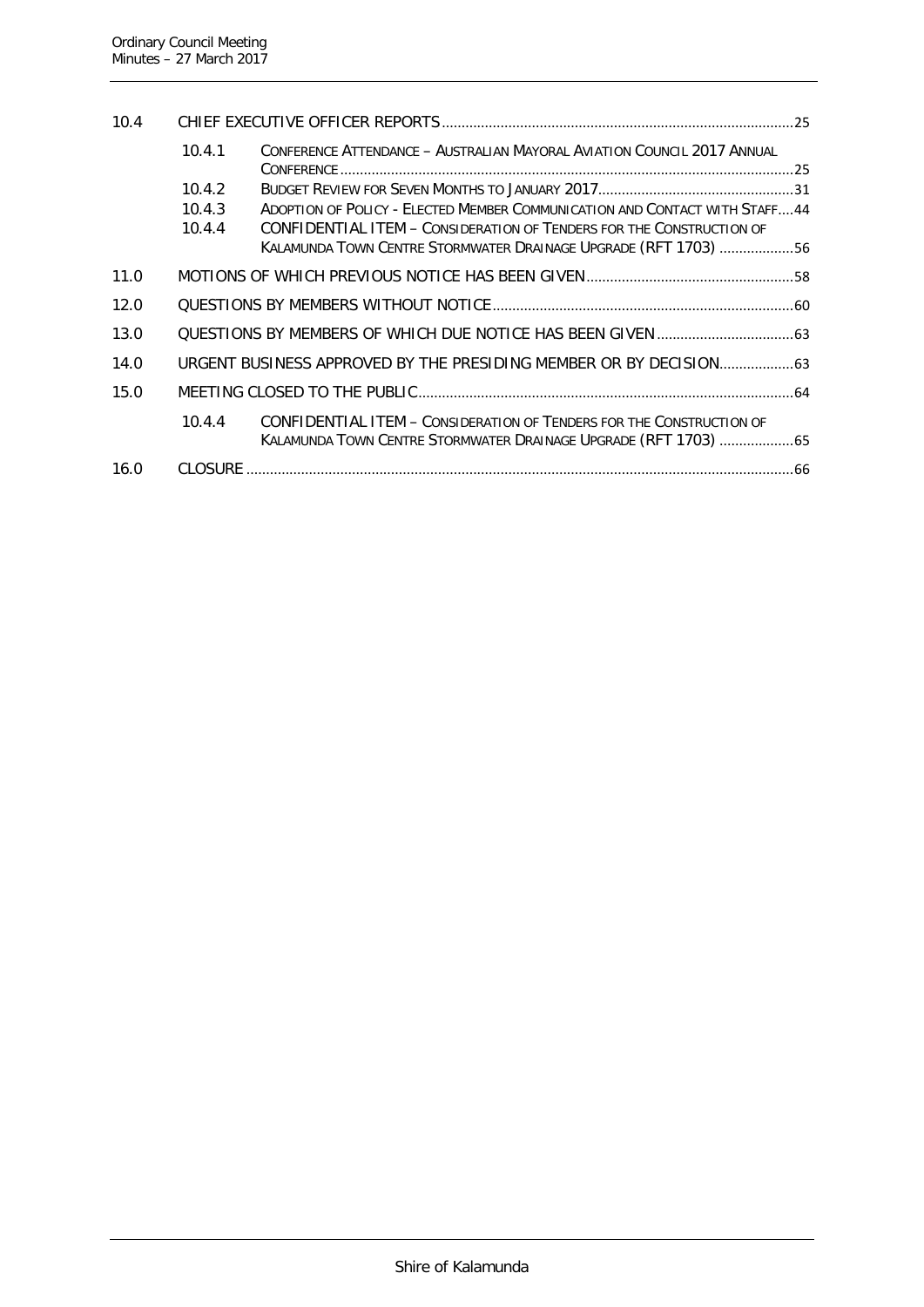| | | | |
|---|---|---|---|
| 10.4 | CHIEF EXECUTIVE OFFICER REPORTS | | 25 |
| | 10.4.1 | CONFERENCE ATTENDANCE – AUSTRALIAN MAYORAL AVIATION COUNCIL 2017 ANNUAL CONFERENCE | 25 |
| | 10.4.2 | BUDGET REVIEW FOR SEVEN MONTHS TO JANUARY 2017 | 31 |
| | 10.4.3 | ADOPTION OF POLICY - ELECTED MEMBER COMMUNICATION AND CONTACT WITH STAFF | 44 |
| | 10.4.4 | CONFIDENTIAL ITEM – CONSIDERATION OF TENDERS FOR THE CONSTRUCTION OF KALAMUNDA TOWN CENTRE STORMWATER DRAINAGE UPGRADE (RFT 1703) | 56 |
| 11.0 | MOTIONS OF WHICH PREVIOUS NOTICE HAS BEEN GIVEN | | 58 |
| 12.0 | QUESTIONS BY MEMBERS WITHOUT NOTICE | | 60 |
| 13.0 | QUESTIONS BY MEMBERS OF WHICH DUE NOTICE HAS BEEN GIVEN | | 63 |
| 14.0 | URGENT BUSINESS APPROVED BY THE PRESIDING MEMBER OR BY DECISION | | 63 |
| 15.0 | MEETING CLOSED TO THE PUBLIC | | 64 |
| | 10.4.4 | CONFIDENTIAL ITEM – CONSIDERATION OF TENDERS FOR THE CONSTRUCTION OF KALAMUNDA TOWN CENTRE STORMWATER DRAINAGE UPGRADE (RFT 1703) | 65 |
| 16.0 | CLOSURE | | 66 |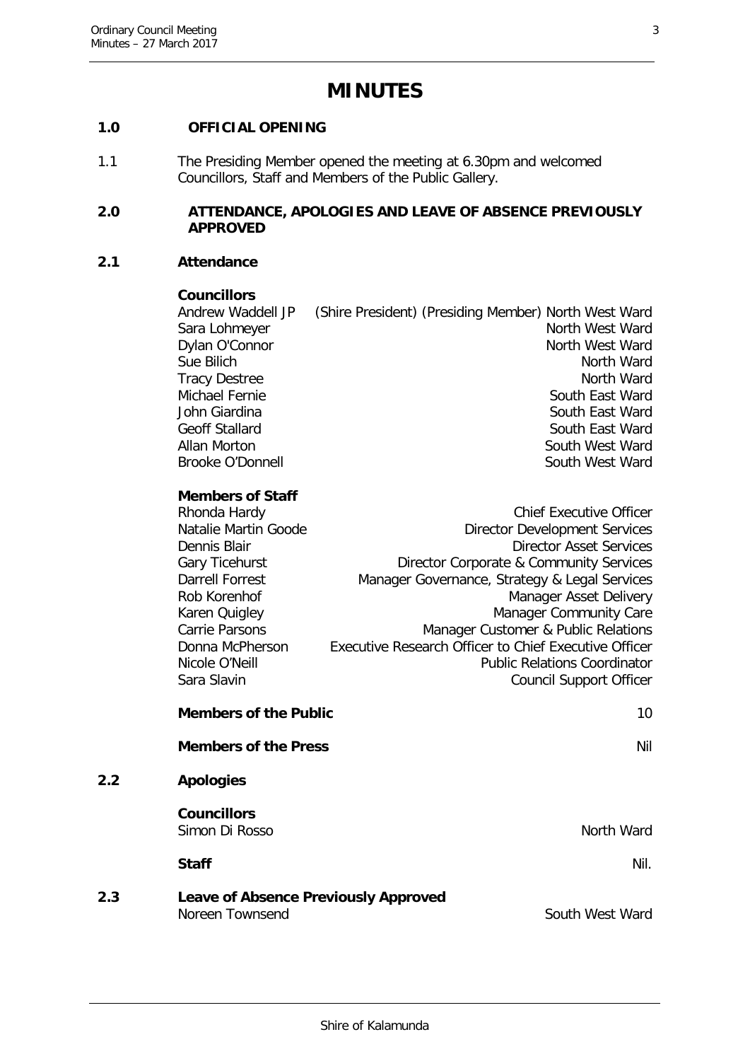# MINUTES

## 1.0 OFFICIAL OPENING

1.1 The Presiding Member opened the meeting at 6.30pm and welcomed Councillors, Staff and Members of the Public Gallery.

## 2.0 ATTENDANCE, APOLOGIES AND LEAVE OF ABSENCE PREVIOUSLY APPROVED

### 2.1 Attendance

**Councillors**

| | |
|---|---|
| Andrew Waddell JP | (Shire President) (Presiding Member) North West Ward |
| Sara Lohmeyer | North West Ward |
| Dylan O'Connor | North West Ward |
| Sue Bilich | North Ward |
| Tracy Destree | North Ward |
| Michael Fernie | South East Ward |
| John Giardina | South East Ward |
| Geoff Stallard | South East Ward |
| Allan Morton | South West Ward |
| Brooke O'Donnell | South West Ward |

**Members of Staff**

| | |
|---|---|
| Rhonda Hardy | Chief Executive Officer |
| Natalie Martin Goode | Director Development Services |
| Dennis Blair | Director Asset Services |
| Gary Ticehurst | Director Corporate & Community Services |
| Darrell Forrest | Manager Governance, Strategy & Legal Services |
| Rob Korenhof | Manager Asset Delivery |
| Karen Quigley | Manager Community Care |
| Carrie Parsons | Manager Customer & Public Relations |
| Donna McPherson | Executive Research Officer to Chief Executive Officer |
| Nicole O'Neill | Public Relations Coordinator |
| Sara Slavin | Council Support Officer |

**Members of the Public** 10

**Members of the Press** Nil

### 2.2 Apologies

**Councillors**

Simon Di Rosso — North Ward

**Staff** Nil.

### 2.3 Leave of Absence Previously Approved

Noreen Townsend — South West Ward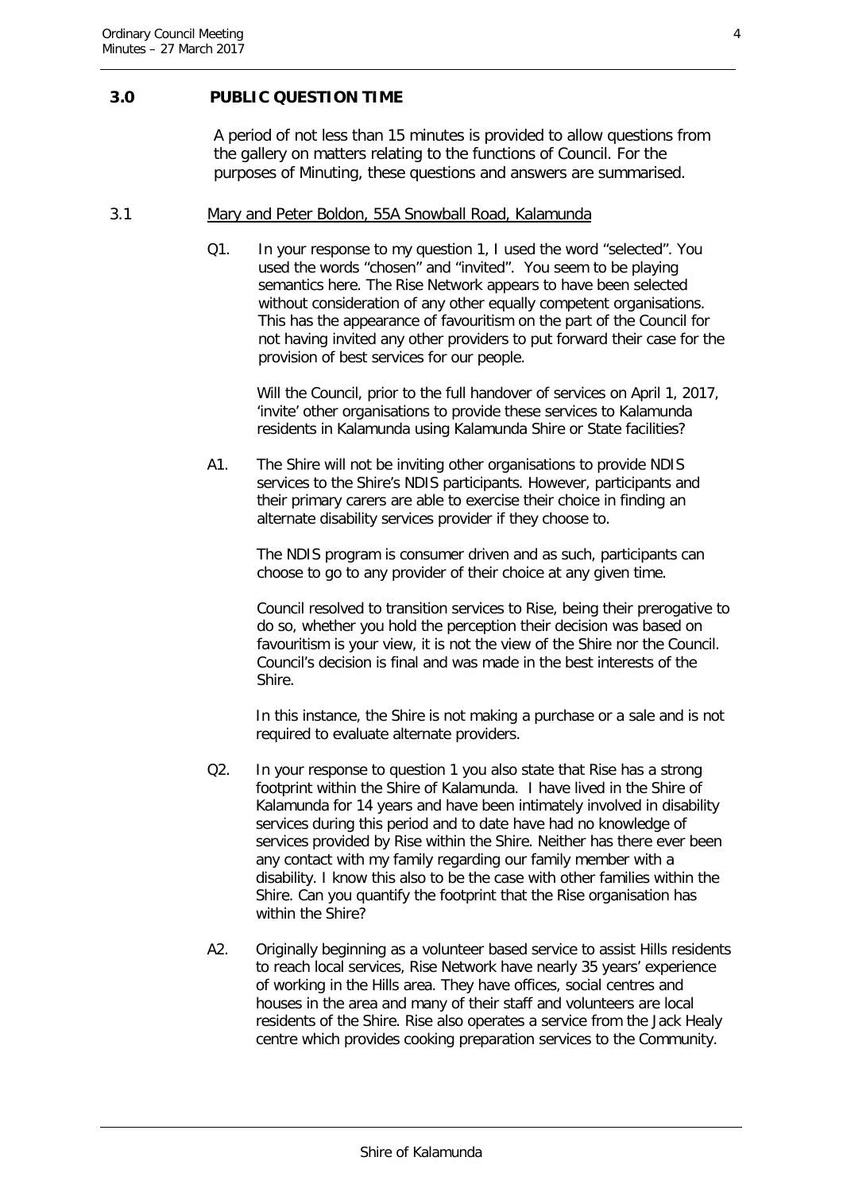## 3.0 PUBLIC QUESTION TIME

A period of not less than 15 minutes is provided to allow questions from the gallery on matters relating to the functions of Council. For the purposes of Minuting, these questions and answers are summarised.

### 3.1 Mary and Peter Boldon, 55A Snowball Road, Kalamunda

Q1. In your response to my question 1, I used the word "selected". You used the words "chosen" and "invited". You seem to be playing semantics here. The Rise Network appears to have been selected without consideration of any other equally competent organisations. This has the appearance of favouritism on the part of the Council for not having invited any other providers to put forward their case for the provision of best services for our people.

Will the Council, prior to the full handover of services on April 1, 2017, 'invite' other organisations to provide these services to Kalamunda residents in Kalamunda using Kalamunda Shire or State facilities?

A1. The Shire will not be inviting other organisations to provide NDIS services to the Shire's NDIS participants. However, participants and their primary carers are able to exercise their choice in finding an alternate disability services provider if they choose to.

The NDIS program is consumer driven and as such, participants can choose to go to any provider of their choice at any given time.

Council resolved to transition services to Rise, being their prerogative to do so, whether you hold the perception their decision was based on favouritism is your view, it is not the view of the Shire nor the Council. Council's decision is final and was made in the best interests of the Shire.

In this instance, the Shire is not making a purchase or a sale and is not required to evaluate alternate providers.

Q2. In your response to question 1 you also state that Rise has a strong footprint within the Shire of Kalamunda. I have lived in the Shire of Kalamunda for 14 years and have been intimately involved in disability services during this period and to date have had no knowledge of services provided by Rise within the Shire. Neither has there ever been any contact with my family regarding our family member with a disability. I know this also to be the case with other families within the Shire. Can you quantify the footprint that the Rise organisation has within the Shire?

A2. Originally beginning as a volunteer based service to assist Hills residents to reach local services, Rise Network have nearly 35 years' experience of working in the Hills area. They have offices, social centres and houses in the area and many of their staff and volunteers are local residents of the Shire. Rise also operates a service from the Jack Healy centre which provides cooking preparation services to the Community.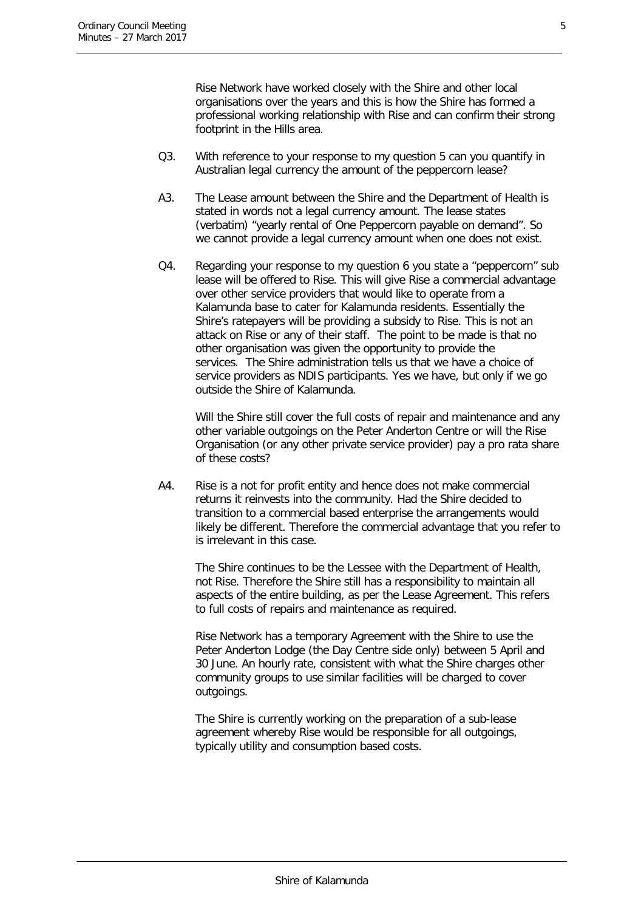Rise Network have worked closely with the Shire and other local organisations over the years and this is how the Shire has formed a professional working relationship with Rise and can confirm their strong footprint in the Hills area.

Q3. With reference to your response to my question 5 can you quantify in Australian legal currency the amount of the peppercorn lease?

A3. The Lease amount between the Shire and the Department of Health is stated in words not a legal currency amount. The lease states (verbatim) "yearly rental of One Peppercorn payable on demand". So we cannot provide a legal currency amount when one does not exist.

Q4. Regarding your response to my question 6 you state a "peppercorn" sub lease will be offered to Rise. This will give Rise a commercial advantage over other service providers that would like to operate from a Kalamunda base to cater for Kalamunda residents. Essentially the Shire's ratepayers will be providing a subsidy to Rise. This is not an attack on Rise or any of their staff. The point to be made is that no other organisation was given the opportunity to provide the services. The Shire administration tells us that we have a choice of service providers as NDIS participants. Yes we have, but only if we go outside the Shire of Kalamunda.

Will the Shire still cover the full costs of repair and maintenance and any other variable outgoings on the Peter Anderton Centre or will the Rise Organisation (or any other private service provider) pay a pro rata share of these costs?

A4. Rise is a not for profit entity and hence does not make commercial returns it reinvests into the community. Had the Shire decided to transition to a commercial based enterprise the arrangements would likely be different. Therefore the commercial advantage that you refer to is irrelevant in this case.

The Shire continues to be the Lessee with the Department of Health, not Rise. Therefore the Shire still has a responsibility to maintain all aspects of the entire building, as per the Lease Agreement. This refers to full costs of repairs and maintenance as required.

Rise Network has a temporary Agreement with the Shire to use the Peter Anderton Lodge (the Day Centre side only) between 5 April and 30 June. An hourly rate, consistent with what the Shire charges other community groups to use similar facilities will be charged to cover outgoings.

The Shire is currently working on the preparation of a sub-lease agreement whereby Rise would be responsible for all outgoings, typically utility and consumption based costs.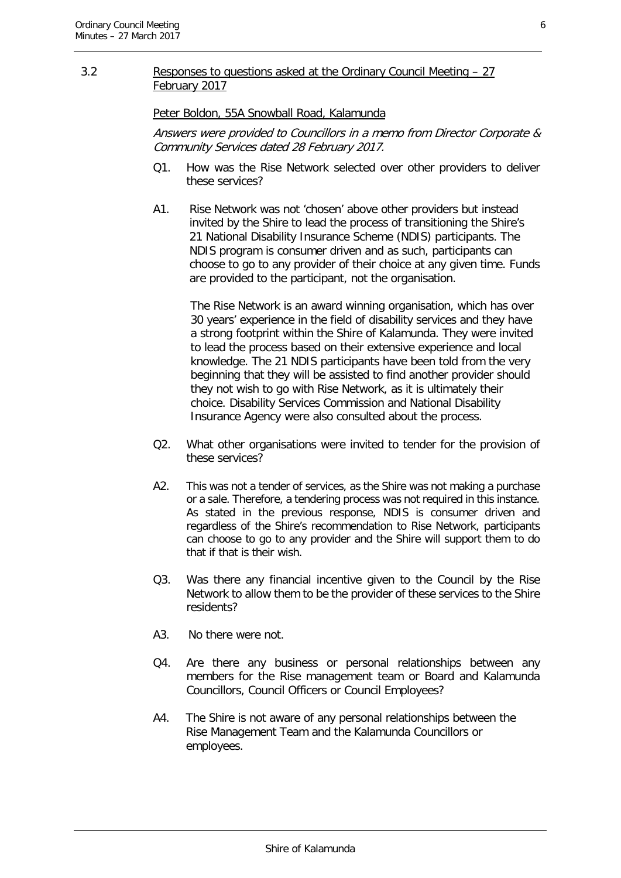### 3.2 Responses to questions asked at the Ordinary Council Meeting – 27 February 2017

Peter Boldon, 55A Snowball Road, Kalamunda

*Answers were provided to Councillors in a memo from Director Corporate & Community Services dated 28 February 2017.*

Q1. How was the Rise Network selected over other providers to deliver these services?

A1. Rise Network was not 'chosen' above other providers but instead invited by the Shire to lead the process of transitioning the Shire's 21 National Disability Insurance Scheme (NDIS) participants. The NDIS program is consumer driven and as such, participants can choose to go to any provider of their choice at any given time. Funds are provided to the participant, not the organisation.

The Rise Network is an award winning organisation, which has over 30 years' experience in the field of disability services and they have a strong footprint within the Shire of Kalamunda. They were invited to lead the process based on their extensive experience and local knowledge. The 21 NDIS participants have been told from the very beginning that they will be assisted to find another provider should they not wish to go with Rise Network, as it is ultimately their choice. Disability Services Commission and National Disability Insurance Agency were also consulted about the process.

Q2. What other organisations were invited to tender for the provision of these services?

A2. This was not a tender of services, as the Shire was not making a purchase or a sale. Therefore, a tendering process was not required in this instance. As stated in the previous response, NDIS is consumer driven and regardless of the Shire's recommendation to Rise Network, participants can choose to go to any provider and the Shire will support them to do that if that is their wish.

Q3. Was there any financial incentive given to the Council by the Rise Network to allow them to be the provider of these services to the Shire residents?

A3. No there were not.

Q4. Are there any business or personal relationships between any members for the Rise management team or Board and Kalamunda Councillors, Council Officers or Council Employees?

A4. The Shire is not aware of any personal relationships between the Rise Management Team and the Kalamunda Councillors or employees.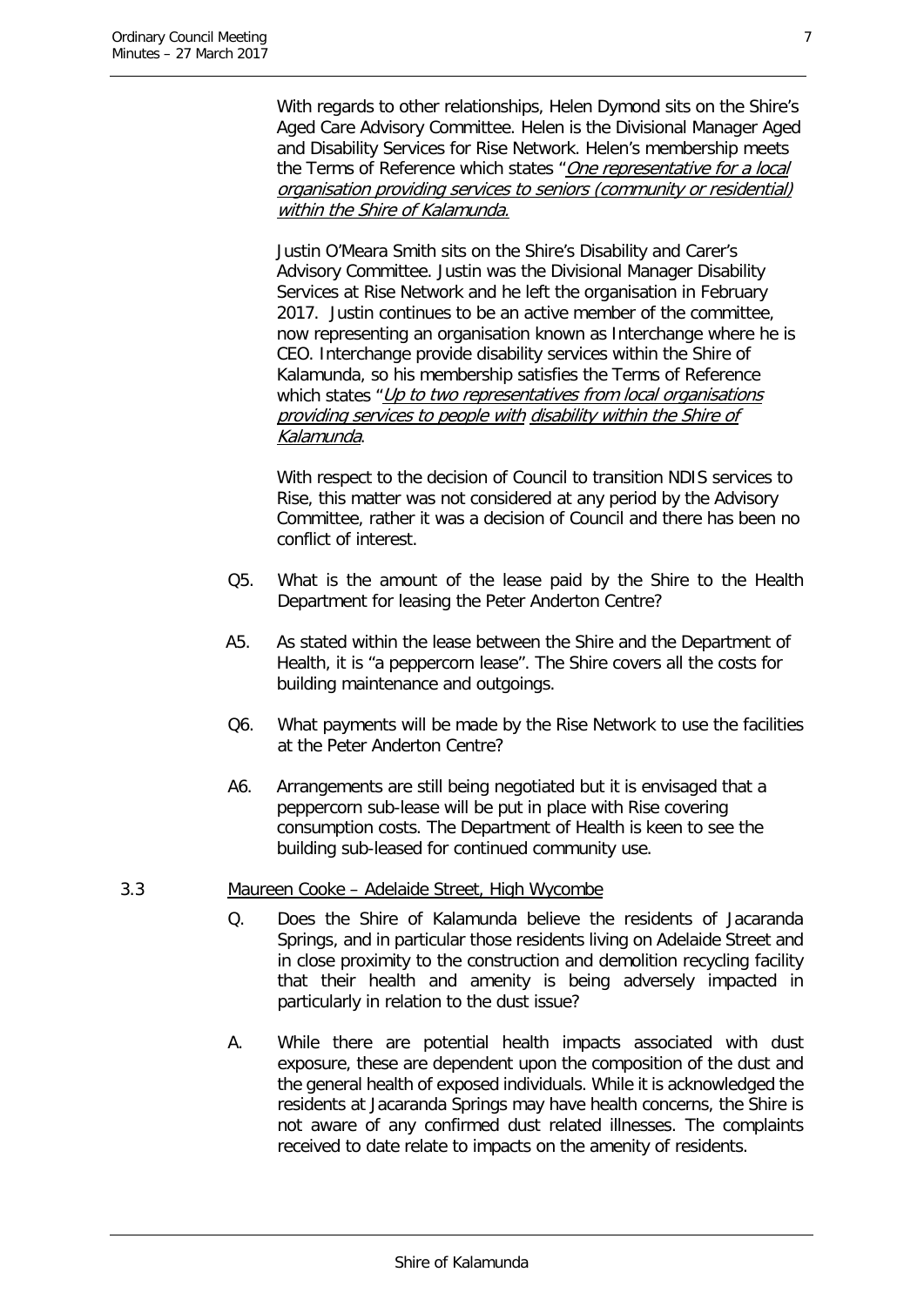With regards to other relationships, Helen Dymond sits on the Shire's Aged Care Advisory Committee. Helen is the Divisional Manager Aged and Disability Services for Rise Network. Helen's membership meets the Terms of Reference which states "*One representative for a local organisation providing services to seniors (community or residential) within the Shire of Kalamunda.*

Justin O'Meara Smith sits on the Shire's Disability and Carer's Advisory Committee. Justin was the Divisional Manager Disability Services at Rise Network and he left the organisation in February 2017. Justin continues to be an active member of the committee, now representing an organisation known as Interchange where he is CEO. Interchange provide disability services within the Shire of Kalamunda, so his membership satisfies the Terms of Reference which states "*Up to two representatives from local organisations providing services to people with disability within the Shire of Kalamunda*.

With respect to the decision of Council to transition NDIS services to Rise, this matter was not considered at any period by the Advisory Committee, rather it was a decision of Council and there has been no conflict of interest.

Q5. What is the amount of the lease paid by the Shire to the Health Department for leasing the Peter Anderton Centre?

A5. As stated within the lease between the Shire and the Department of Health, it is "a peppercorn lease". The Shire covers all the costs for building maintenance and outgoings.

Q6. What payments will be made by the Rise Network to use the facilities at the Peter Anderton Centre?

A6. Arrangements are still being negotiated but it is envisaged that a peppercorn sub-lease will be put in place with Rise covering consumption costs. The Department of Health is keen to see the building sub-leased for continued community use.

3.3 Maureen Cooke – Adelaide Street, High Wycombe

Q. Does the Shire of Kalamunda believe the residents of Jacaranda Springs, and in particular those residents living on Adelaide Street and in close proximity to the construction and demolition recycling facility that their health and amenity is being adversely impacted in particularly in relation to the dust issue?

A. While there are potential health impacts associated with dust exposure, these are dependent upon the composition of the dust and the general health of exposed individuals. While it is acknowledged the residents at Jacaranda Springs may have health concerns, the Shire is not aware of any confirmed dust related illnesses. The complaints received to date relate to impacts on the amenity of residents.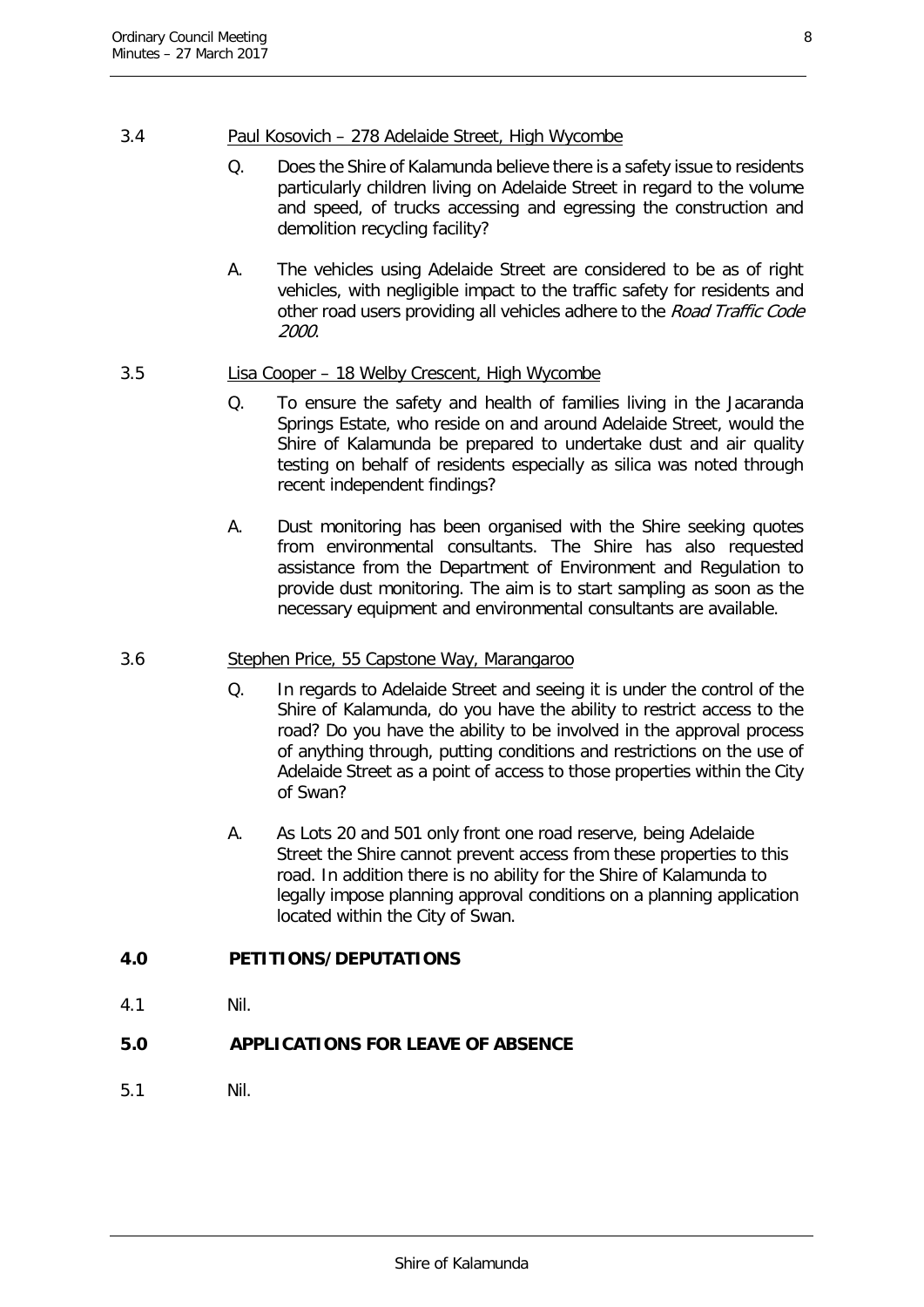3.4 Paul Kosovich – 278 Adelaide Street, High Wycombe

Q. Does the Shire of Kalamunda believe there is a safety issue to residents particularly children living on Adelaide Street in regard to the volume and speed, of trucks accessing and egressing the construction and demolition recycling facility?

A. The vehicles using Adelaide Street are considered to be as of right vehicles, with negligible impact to the traffic safety for residents and other road users providing all vehicles adhere to the *Road Traffic Code 2000*.

3.5 Lisa Cooper – 18 Welby Crescent, High Wycombe

Q. To ensure the safety and health of families living in the Jacaranda Springs Estate, who reside on and around Adelaide Street, would the Shire of Kalamunda be prepared to undertake dust and air quality testing on behalf of residents especially as silica was noted through recent independent findings?

A. Dust monitoring has been organised with the Shire seeking quotes from environmental consultants. The Shire has also requested assistance from the Department of Environment and Regulation to provide dust monitoring. The aim is to start sampling as soon as the necessary equipment and environmental consultants are available.

3.6 Stephen Price, 55 Capstone Way, Marangaroo

Q. In regards to Adelaide Street and seeing it is under the control of the Shire of Kalamunda, do you have the ability to restrict access to the road? Do you have the ability to be involved in the approval process of anything through, putting conditions and restrictions on the use of Adelaide Street as a point of access to those properties within the City of Swan?

A. As Lots 20 and 501 only front one road reserve, being Adelaide Street the Shire cannot prevent access from these properties to this road. In addition there is no ability for the Shire of Kalamunda to legally impose planning approval conditions on a planning application located within the City of Swan.

## 4.0 PETITIONS/DEPUTATIONS

4.1 Nil.

## 5.0 APPLICATIONS FOR LEAVE OF ABSENCE

5.1 Nil.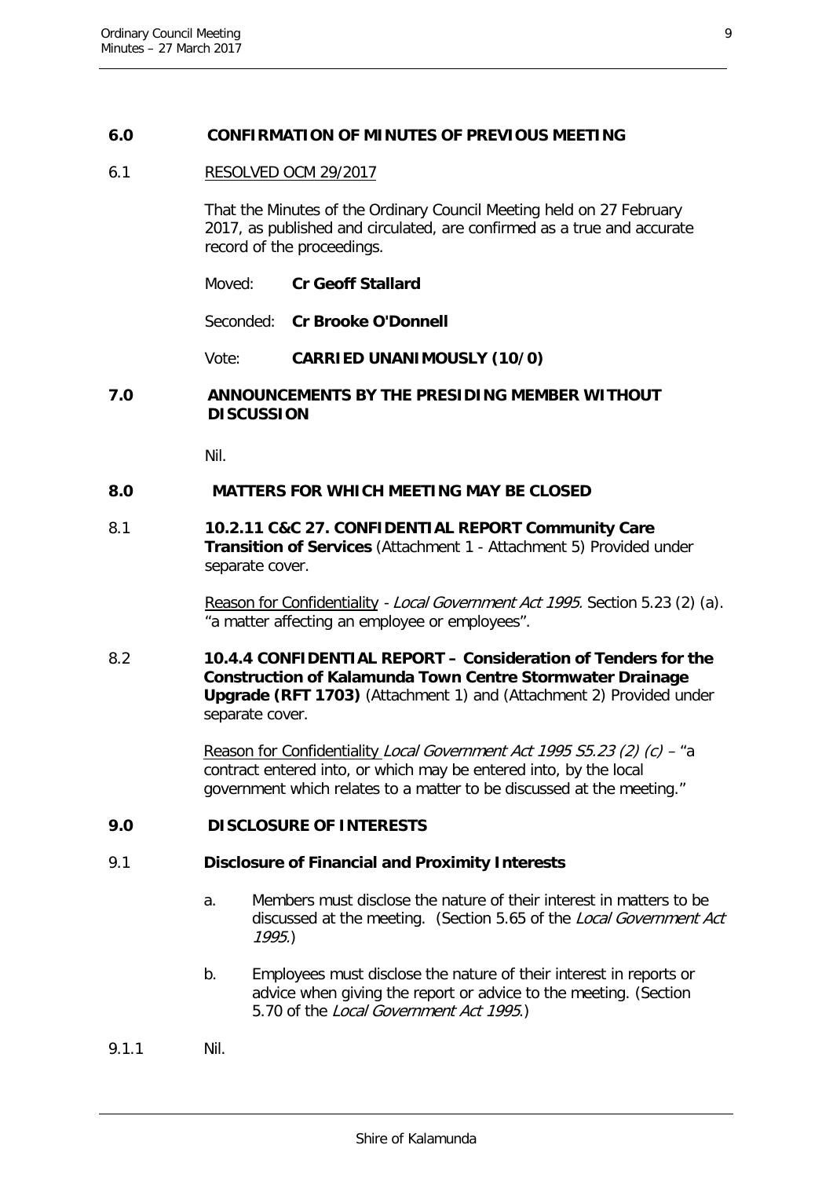## 6.0 CONFIRMATION OF MINUTES OF PREVIOUS MEETING

6.1 RESOLVED OCM 29/2017

That the Minutes of the Ordinary Council Meeting held on 27 February 2017, as published and circulated, are confirmed as a true and accurate record of the proceedings.

Moved: **Cr Geoff Stallard**

Seconded: **Cr Brooke O'Donnell**

Vote: **CARRIED UNANIMOUSLY (10/0)**

## 7.0 ANNOUNCEMENTS BY THE PRESIDING MEMBER WITHOUT DISCUSSION

Nil.

## 8.0 MATTERS FOR WHICH MEETING MAY BE CLOSED

8.1 **10.2.11 C&C 27. CONFIDENTIAL REPORT Community Care Transition of Services** (Attachment 1 - Attachment 5) Provided under separate cover.

Reason for Confidentiality - *Local Government Act 1995.* Section 5.23 (2) (a). "a matter affecting an employee or employees".

8.2 **10.4.4 CONFIDENTIAL REPORT – Consideration of Tenders for the Construction of Kalamunda Town Centre Stormwater Drainage Upgrade (RFT 1703)** (Attachment 1) and (Attachment 2) Provided under separate cover.

Reason for Confidentiality *Local Government Act 1995 S5.23 (2) (c)* – "a contract entered into, or which may be entered into, by the local government which relates to a matter to be discussed at the meeting."

## 9.0 DISCLOSURE OF INTERESTS

### 9.1 Disclosure of Financial and Proximity Interests

a. Members must disclose the nature of their interest in matters to be discussed at the meeting. (Section 5.65 of the *Local Government Act 1995*.)

b. Employees must disclose the nature of their interest in reports or advice when giving the report or advice to the meeting. (Section 5.70 of the *Local Government Act 1995*.)

9.1.1 Nil.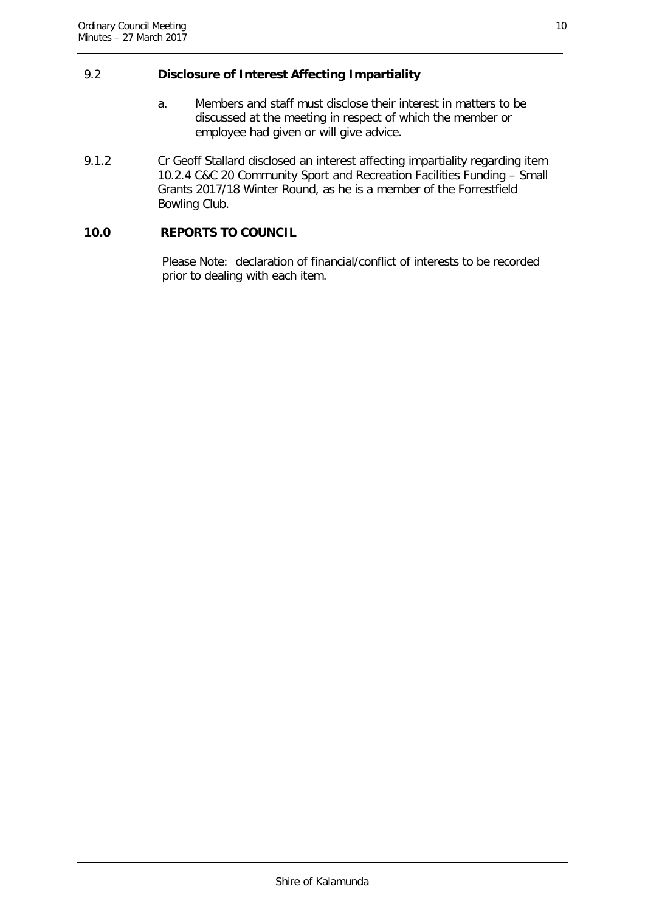## 9.2 Disclosure of Interest Affecting Impartiality

a. Members and staff must disclose their interest in matters to be discussed at the meeting in respect of which the member or employee had given or will give advice.

9.1.2 Cr Geoff Stallard disclosed an interest affecting impartiality regarding item 10.2.4 C&C 20 Community Sport and Recreation Facilities Funding – Small Grants 2017/18 Winter Round, as he is a member of the Forrestfield Bowling Club.

## 10.0 REPORTS TO COUNCIL

Please Note: declaration of financial/conflict of interests to be recorded prior to dealing with each item.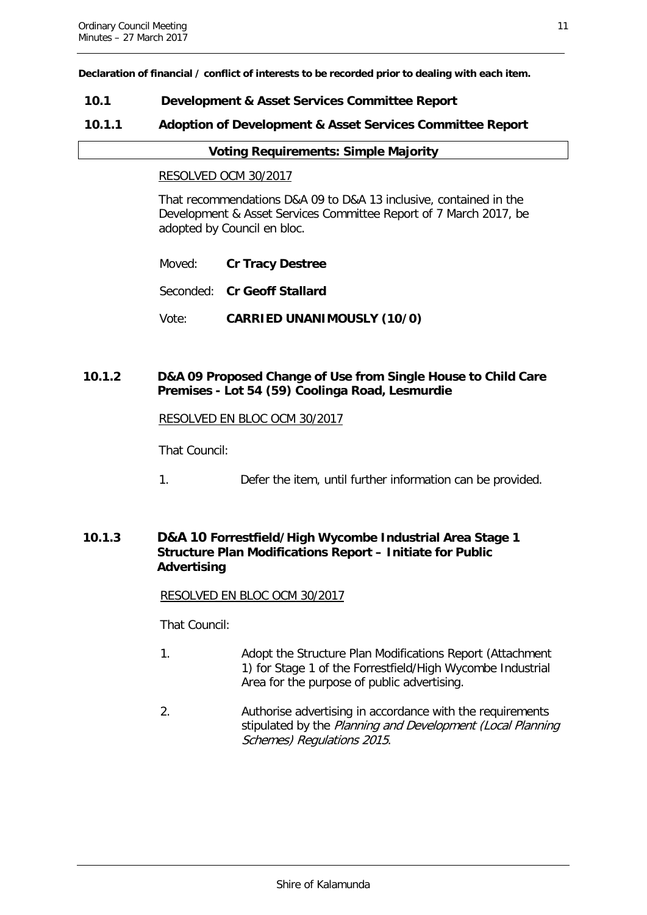**Declaration of financial / conflict of interests to be recorded prior to dealing with each item.**

## 10.1 Development & Asset Services Committee Report

### 10.1.1 Adoption of Development & Asset Services Committee Report

**Voting Requirements: Simple Majority**

RESOLVED OCM 30/2017

That recommendations D&A 09 to D&A 13 inclusive, contained in the Development & Asset Services Committee Report of 7 March 2017, be adopted by Council en bloc.

Moved: **Cr Tracy Destree**

Seconded: **Cr Geoff Stallard**

Vote: **CARRIED UNANIMOUSLY (10/0)**

### 10.1.2 D&A 09 Proposed Change of Use from Single House to Child Care Premises - Lot 54 (59) Coolinga Road, Lesmurdie

RESOLVED EN BLOC OCM 30/2017

That Council:

1. Defer the item, until further information can be provided.

### 10.1.3 D&A 10 Forrestfield/High Wycombe Industrial Area Stage 1 Structure Plan Modifications Report – Initiate for Public Advertising

RESOLVED EN BLOC OCM 30/2017

That Council:

1. Adopt the Structure Plan Modifications Report (Attachment 1) for Stage 1 of the Forrestfield/High Wycombe Industrial Area for the purpose of public advertising.
2. Authorise advertising in accordance with the requirements stipulated by the *Planning and Development (Local Planning Schemes) Regulations 2015*.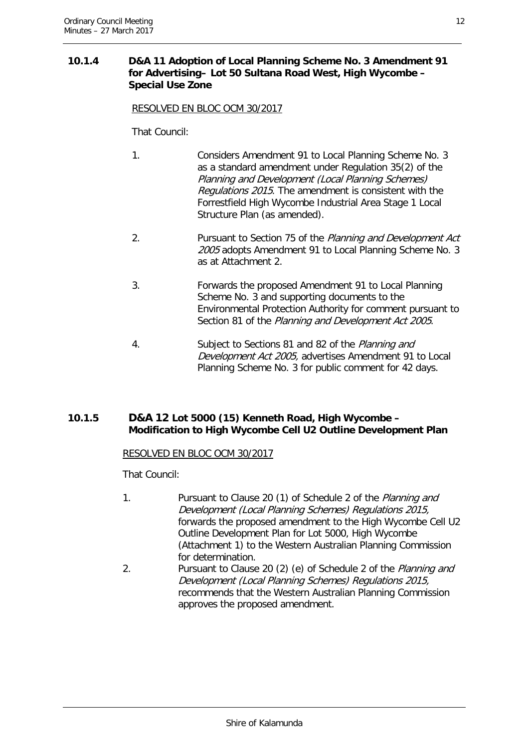### 10.1.4 D&A 11 Adoption of Local Planning Scheme No. 3 Amendment 91 for Advertising– Lot 50 Sultana Road West, High Wycombe – Special Use Zone

RESOLVED EN BLOC OCM 30/2017

That Council:

1. Considers Amendment 91 to Local Planning Scheme No. 3 as a standard amendment under Regulation 35(2) of the *Planning and Development (Local Planning Schemes) Regulations 2015*. The amendment is consistent with the Forrestfield High Wycombe Industrial Area Stage 1 Local Structure Plan (as amended).

2. Pursuant to Section 75 of the *Planning and Development Act 2005* adopts Amendment 91 to Local Planning Scheme No. 3 as at Attachment 2.

3. Forwards the proposed Amendment 91 to Local Planning Scheme No. 3 and supporting documents to the Environmental Protection Authority for comment pursuant to Section 81 of the *Planning and Development Act 2005*.

4. Subject to Sections 81 and 82 of the *Planning and Development Act 2005,* advertises Amendment 91 to Local Planning Scheme No. 3 for public comment for 42 days.

### 10.1.5 D&A 12 Lot 5000 (15) Kenneth Road, High Wycombe – Modification to High Wycombe Cell U2 Outline Development Plan

RESOLVED EN BLOC OCM 30/2017

That Council:

1. Pursuant to Clause 20 (1) of Schedule 2 of the *Planning and Development (Local Planning Schemes) Regulations 2015,* forwards the proposed amendment to the High Wycombe Cell U2 Outline Development Plan for Lot 5000, High Wycombe (Attachment 1) to the Western Australian Planning Commission for determination.
2. Pursuant to Clause 20 (2) (e) of Schedule 2 of the *Planning and Development (Local Planning Schemes) Regulations 2015,* recommends that the Western Australian Planning Commission approves the proposed amendment.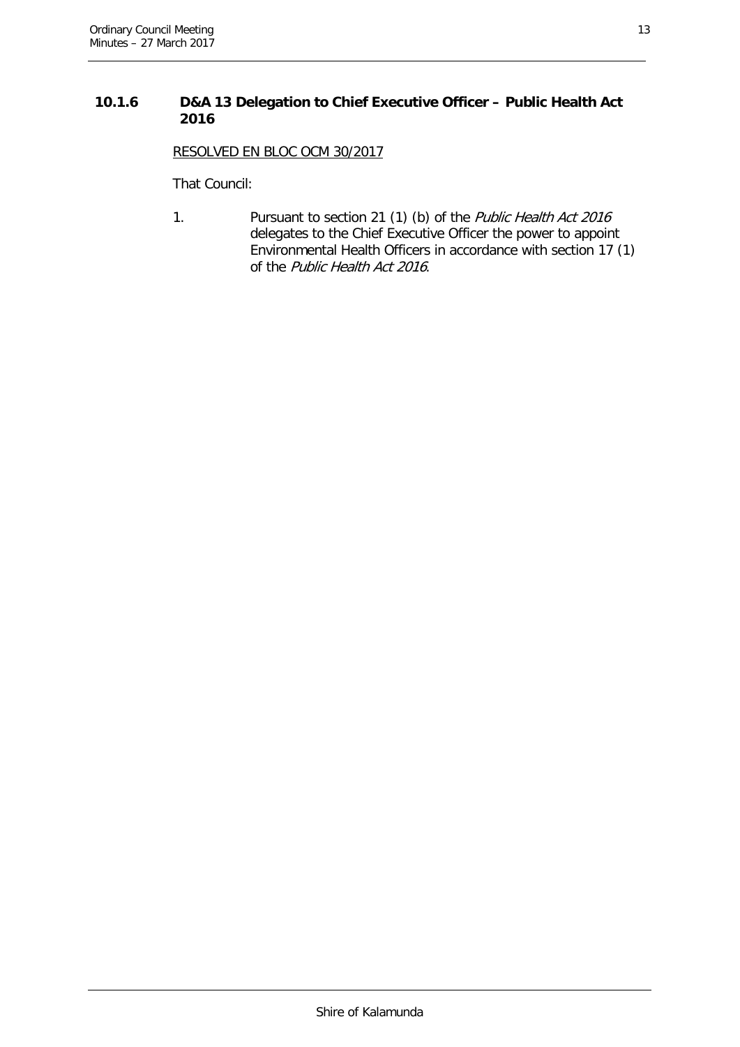### 10.1.6 D&A 13 Delegation to Chief Executive Officer – Public Health Act 2016

RESOLVED EN BLOC OCM 30/2017

That Council:

1. Pursuant to section 21 (1) (b) of the *Public Health Act 2016* delegates to the Chief Executive Officer the power to appoint Environmental Health Officers in accordance with section 17 (1) of the *Public Health Act 2016*.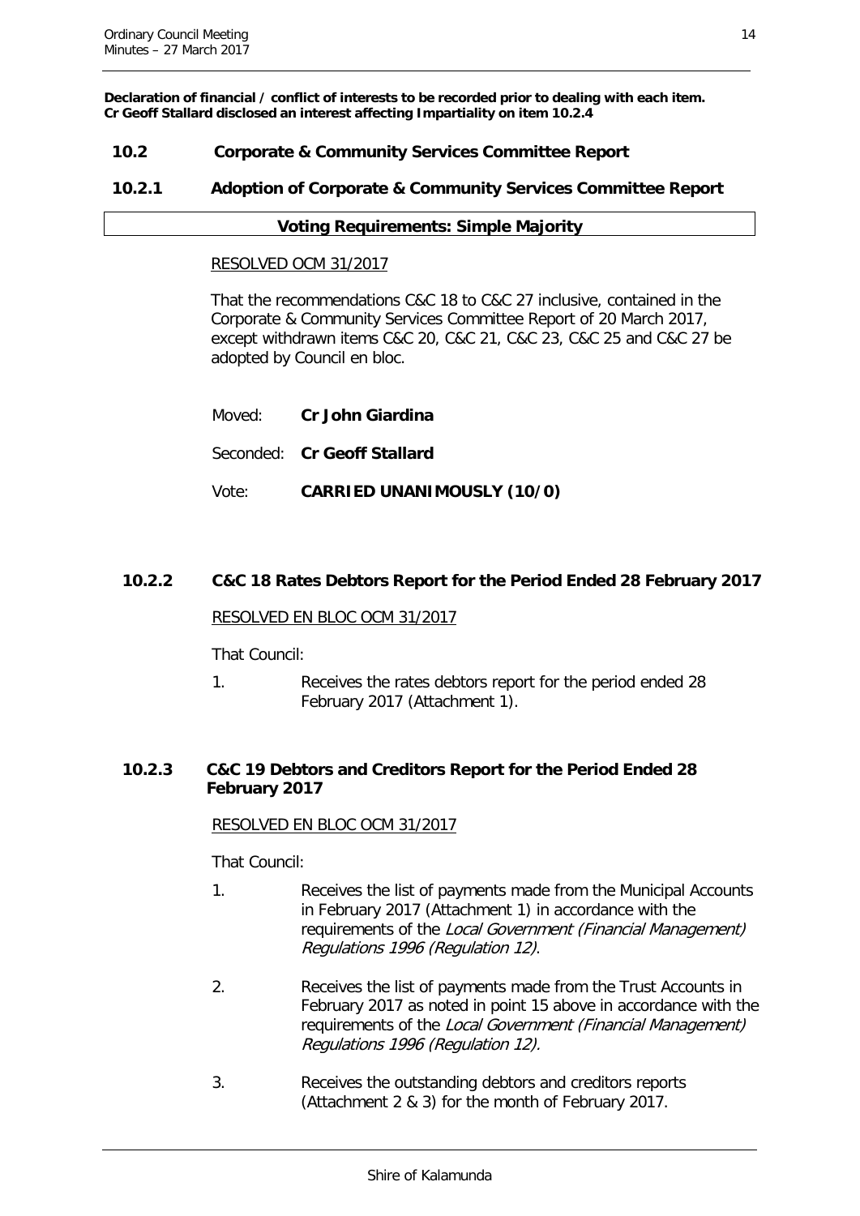**Declaration of financial / conflict of interests to be recorded prior to dealing with each item.**
**Cr Geoff Stallard disclosed an interest affecting Impartiality on item 10.2.4**

## 10.2 Corporate & Community Services Committee Report

### 10.2.1 Adoption of Corporate & Community Services Committee Report

| Voting Requirements: Simple Majority |
|---|

RESOLVED OCM 31/2017

That the recommendations C&C 18 to C&C 27 inclusive, contained in the Corporate & Community Services Committee Report of 20 March 2017, except withdrawn items C&C 20, C&C 21, C&C 23, C&C 25 and C&C 27 be adopted by Council en bloc.

Moved: **Cr John Giardina**

Seconded: **Cr Geoff Stallard**

Vote: **CARRIED UNANIMOUSLY (10/0)**

### 10.2.2 C&C 18 Rates Debtors Report for the Period Ended 28 February 2017

RESOLVED EN BLOC OCM 31/2017

That Council:

1. Receives the rates debtors report for the period ended 28 February 2017 (Attachment 1).

### 10.2.3 C&C 19 Debtors and Creditors Report for the Period Ended 28 February 2017

RESOLVED EN BLOC OCM 31/2017

That Council:

1. Receives the list of payments made from the Municipal Accounts in February 2017 (Attachment 1) in accordance with the requirements of the *Local Government (Financial Management) Regulations 1996 (Regulation 12)*.
2. Receives the list of payments made from the Trust Accounts in February 2017 as noted in point 15 above in accordance with the requirements of the *Local Government (Financial Management) Regulations 1996 (Regulation 12).*
3. Receives the outstanding debtors and creditors reports (Attachment 2 & 3) for the month of February 2017.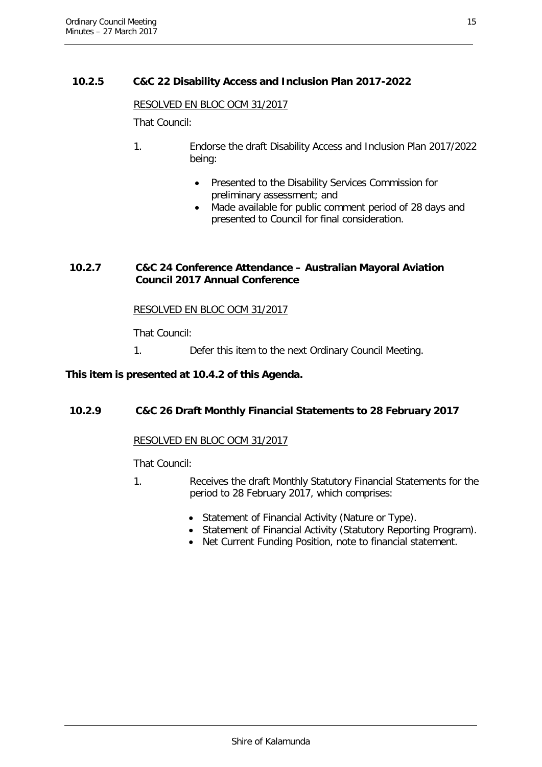### 10.2.5 C&C 22 Disability Access and Inclusion Plan 2017-2022

RESOLVED EN BLOC OCM 31/2017

That Council:

1. Endorse the draft Disability Access and Inclusion Plan 2017/2022 being:

   - Presented to the Disability Services Commission for preliminary assessment; and
   - Made available for public comment period of 28 days and presented to Council for final consideration.

### 10.2.7 C&C 24 Conference Attendance – Australian Mayoral Aviation Council 2017 Annual Conference

RESOLVED EN BLOC OCM 31/2017

That Council:

1. Defer this item to the next Ordinary Council Meeting.

**This item is presented at 10.4.2 of this Agenda.**

### 10.2.9 C&C 26 Draft Monthly Financial Statements to 28 February 2017

RESOLVED EN BLOC OCM 31/2017

That Council:

1. Receives the draft Monthly Statutory Financial Statements for the period to 28 February 2017, which comprises:

   - Statement of Financial Activity (Nature or Type).
   - Statement of Financial Activity (Statutory Reporting Program).
   - Net Current Funding Position, note to financial statement.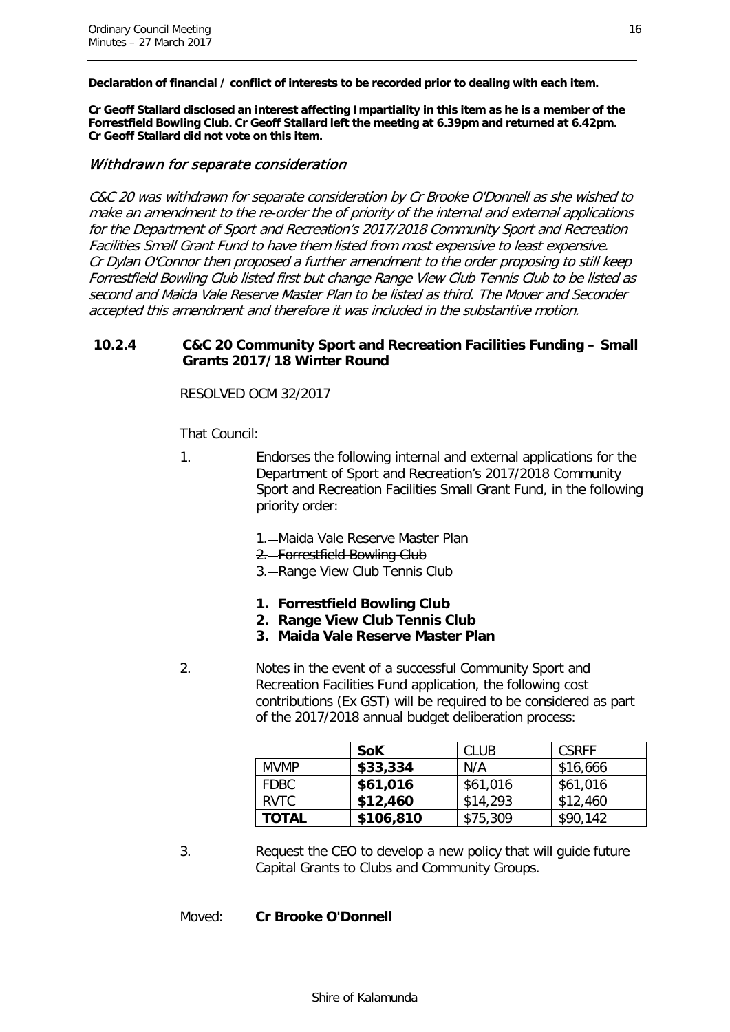**Declaration of financial / conflict of interests to be recorded prior to dealing with each item.**

**Cr Geoff Stallard disclosed an interest affecting Impartiality in this item as he is a member of the Forrestfield Bowling Club. Cr Geoff Stallard left the meeting at 6.39pm and returned at 6.42pm. Cr Geoff Stallard did not vote on this item.**

### *Withdrawn for separate consideration*

*C&C 20 was withdrawn for separate consideration by Cr Brooke O'Donnell as she wished to make an amendment to the re-order the of priority of the internal and external applications for the Department of Sport and Recreation's 2017/2018 Community Sport and Recreation Facilities Small Grant Fund to have them listed from most expensive to least expensive. Cr Dylan O'Connor then proposed a further amendment to the order proposing to still keep Forrestfield Bowling Club listed first but change Range View Club Tennis Club to be listed as second and Maida Vale Reserve Master Plan to be listed as third. The Mover and Seconder accepted this amendment and therefore it was included in the substantive motion.*

## 10.2.4 C&C 20 Community Sport and Recreation Facilities Funding – Small Grants 2017/18 Winter Round

RESOLVED OCM 32/2017

That Council:

1. Endorses the following internal and external applications for the Department of Sport and Recreation's 2017/2018 Community Sport and Recreation Facilities Small Grant Fund, in the following priority order:

   ~~1. Maida Vale Reserve Master Plan~~
   ~~2. Forrestfield Bowling Club~~
   ~~3. Range View Club Tennis Club~~

   **1. Forrestfield Bowling Club**
   **2. Range View Club Tennis Club**
   **3. Maida Vale Reserve Master Plan**

2. Notes in the event of a successful Community Sport and Recreation Facilities Fund application, the following cost contributions (Ex GST) will be required to be considered as part of the 2017/2018 annual budget deliberation process:

| | **SoK** | CLUB | CSRFF |
|---|---|---|---|
| MVMP | **$33,334** | N/A | $16,666 |
| FDBC | **$61,016** | $61,016 | $61,016 |
| RVTC | **$12,460** | $14,293 | $12,460 |
| **TOTAL** | **$106,810** | $75,309 | $90,142 |

3. Request the CEO to develop a new policy that will guide future Capital Grants to Clubs and Community Groups.

Moved: **Cr Brooke O'Donnell**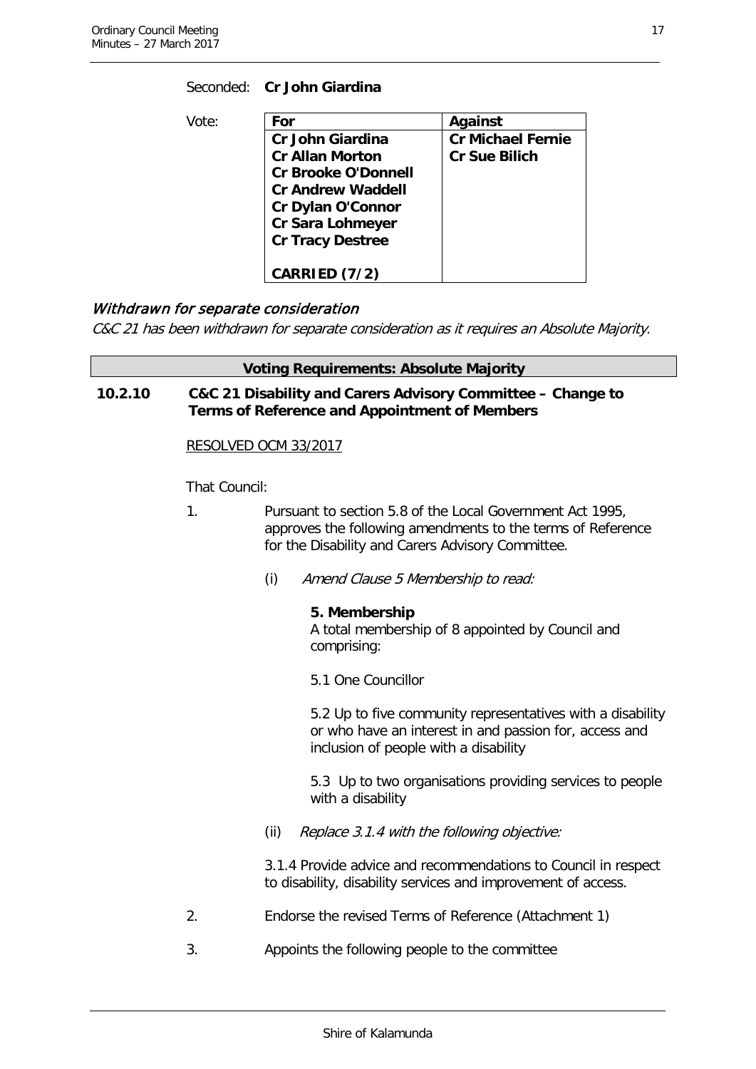Seconded: **Cr John Giardina**

Vote:

| For | Against |
|---|---|
| **Cr John Giardina** | **Cr Michael Fernie** |
| **Cr Allan Morton** | **Cr Sue Bilich** |
| **Cr Brooke O'Donnell** | |
| **Cr Andrew Waddell** | |
| **Cr Dylan O'Connor** | |
| **Cr Sara Lohmeyer** | |
| **Cr Tracy Destree** | |
| **CARRIED (7/2)** | |

### *Withdrawn for separate consideration*

*C&C 21 has been withdrawn for separate consideration as it requires an Absolute Majority.*

**Voting Requirements: Absolute Majority**

### 10.2.10 C&C 21 Disability and Carers Advisory Committee – Change to Terms of Reference and Appointment of Members

RESOLVED OCM 33/2017

That Council:

1. Pursuant to section 5.8 of the Local Government Act 1995, approves the following amendments to the terms of Reference for the Disability and Carers Advisory Committee.

   (i) *Amend Clause 5 Membership to read:*

   **5. Membership**
   A total membership of 8 appointed by Council and comprising:

   5.1 One Councillor

   5.2 Up to five community representatives with a disability or who have an interest in and passion for, access and inclusion of people with a disability

   5.3 Up to two organisations providing services to people with a disability

   (ii) *Replace 3.1.4 with the following objective:*

   3.1.4 Provide advice and recommendations to Council in respect to disability, disability services and improvement of access.

2. Endorse the revised Terms of Reference (Attachment 1)

3. Appoints the following people to the committee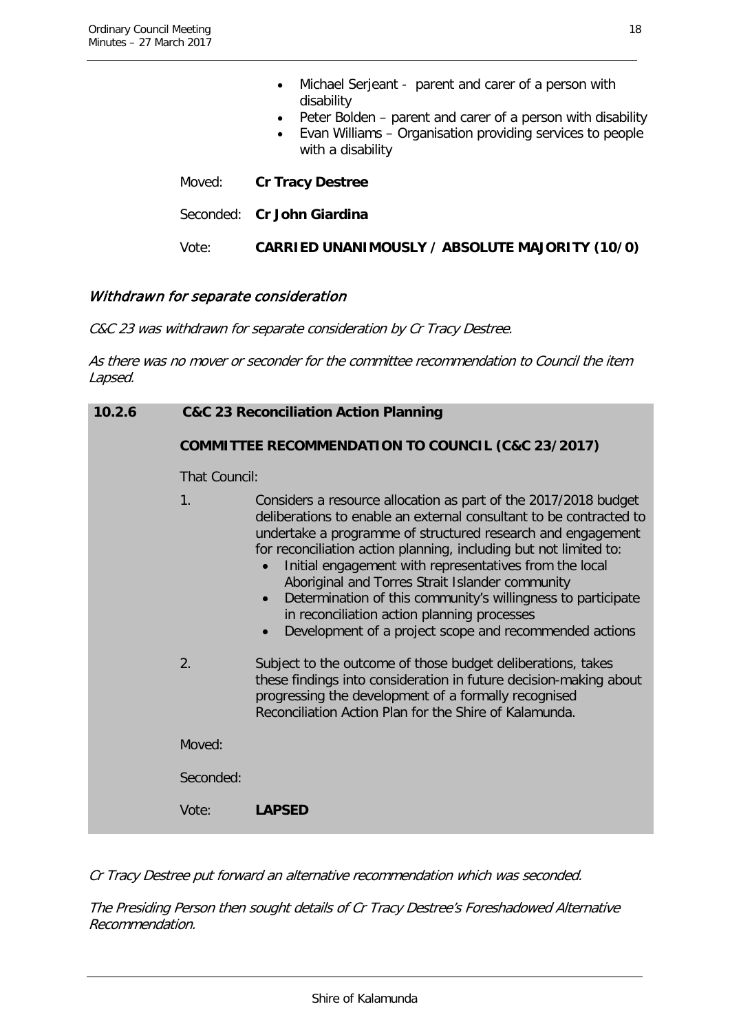- Michael Serjeant - parent and carer of a person with disability
- Peter Bolden – parent and carer of a person with disability
- Evan Williams – Organisation providing services to people with a disability

Moved: **Cr Tracy Destree**

Seconded: **Cr John Giardina**

Vote: **CARRIED UNANIMOUSLY / ABSOLUTE MAJORITY (10/0)**

### *Withdrawn for separate consideration*

*C&C 23 was withdrawn for separate consideration by Cr Tracy Destree.*

*As there was no mover or seconder for the committee recommendation to Council the item Lapsed.*

### 10.2.6 C&C 23 Reconciliation Action Planning

**COMMITTEE RECOMMENDATION TO COUNCIL (C&C 23/2017)**

That Council:

1. Considers a resource allocation as part of the 2017/2018 budget deliberations to enable an external consultant to be contracted to undertake a programme of structured research and engagement for reconciliation action planning, including but not limited to:
   - Initial engagement with representatives from the local Aboriginal and Torres Strait Islander community
   - Determination of this community's willingness to participate in reconciliation action planning processes
   - Development of a project scope and recommended actions

2. Subject to the outcome of those budget deliberations, takes these findings into consideration in future decision-making about progressing the development of a formally recognised Reconciliation Action Plan for the Shire of Kalamunda.

Moved:

Seconded:

Vote: **LAPSED**

*Cr Tracy Destree put forward an alternative recommendation which was seconded.*

*The Presiding Person then sought details of Cr Tracy Destree's Foreshadowed Alternative Recommendation.*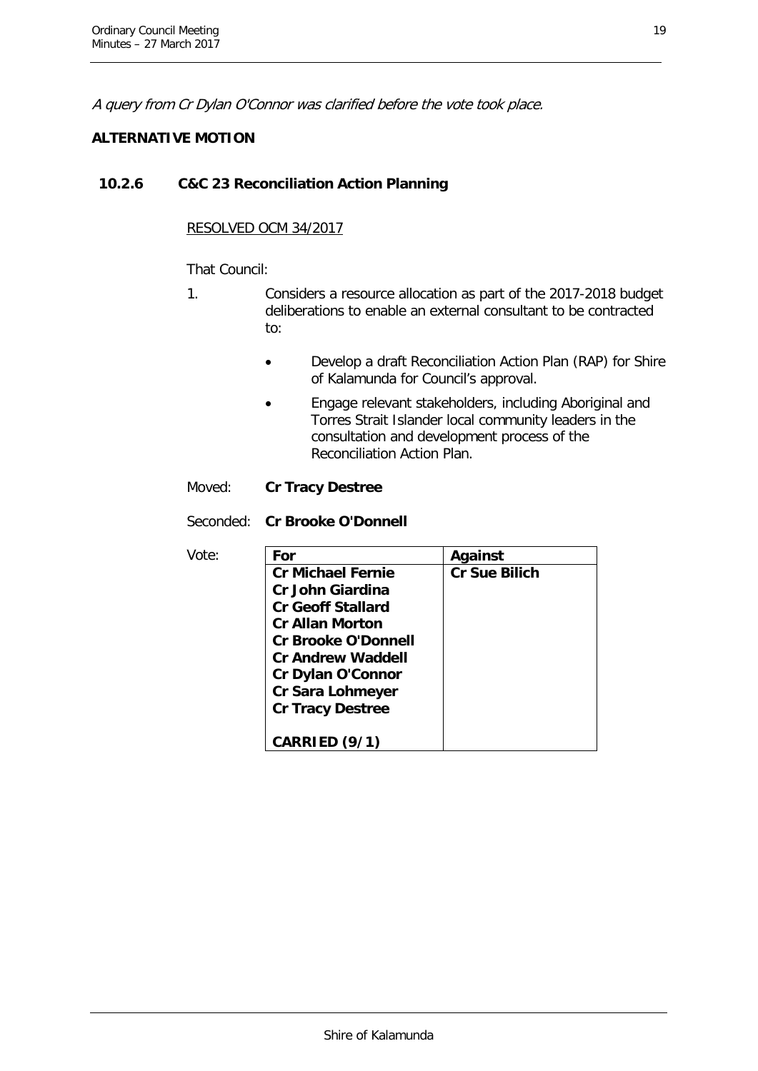*A query from Cr Dylan O'Connor was clarified before the vote took place.*

**ALTERNATIVE MOTION**

### 10.2.6 C&C 23 Reconciliation Action Planning

RESOLVED OCM 34/2017

That Council:

1. Considers a resource allocation as part of the 2017-2018 budget deliberations to enable an external consultant to be contracted to:

   - Develop a draft Reconciliation Action Plan (RAP) for Shire of Kalamunda for Council's approval.
   - Engage relevant stakeholders, including Aboriginal and Torres Strait Islander local community leaders in the consultation and development process of the Reconciliation Action Plan.

Moved: **Cr Tracy Destree**

Seconded: **Cr Brooke O'Donnell**

Vote:

| For | Against |
|---|---|
| **Cr Michael Fernie** | **Cr Sue Bilich** |
| **Cr John Giardina** | |
| **Cr Geoff Stallard** | |
| **Cr Allan Morton** | |
| **Cr Brooke O'Donnell** | |
| **Cr Andrew Waddell** | |
| **Cr Dylan O'Connor** | |
| **Cr Sara Lohmeyer** | |
| **Cr Tracy Destree** | |
| **CARRIED (9/1)** | |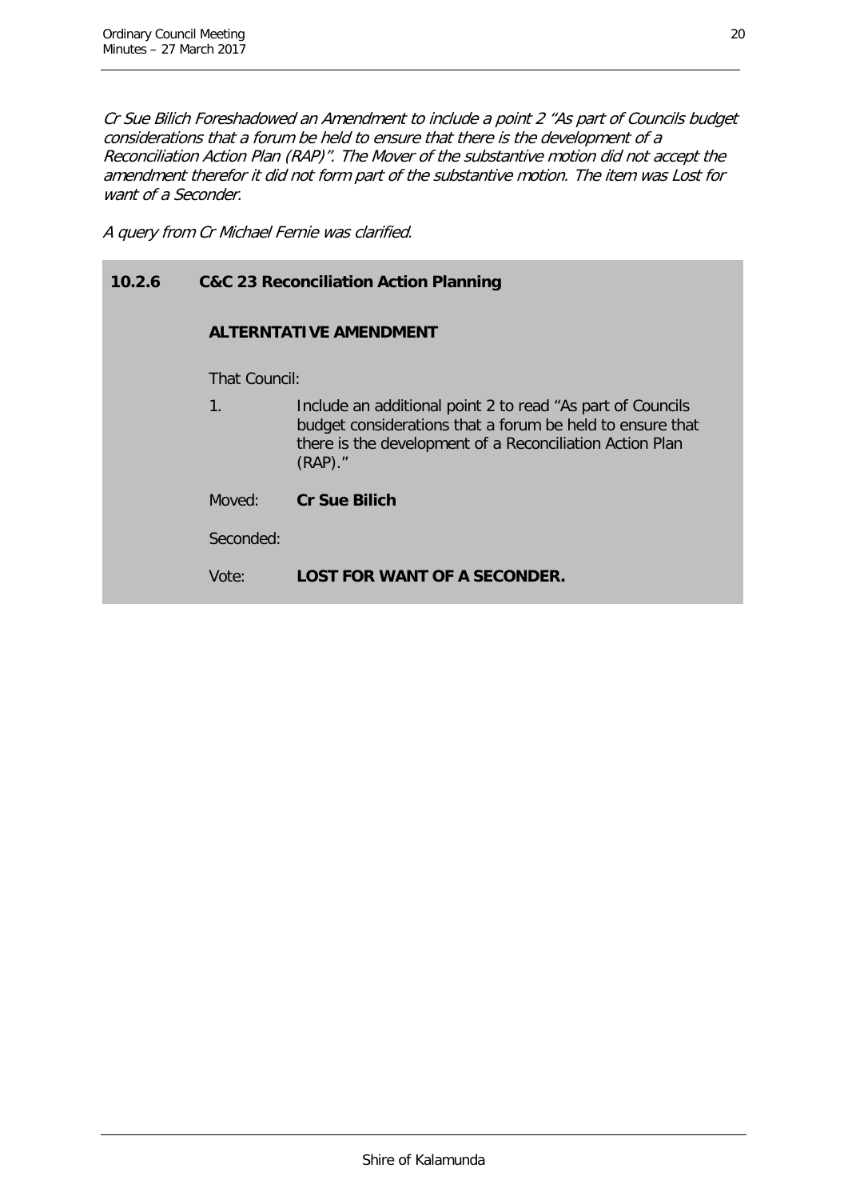*Cr Sue Bilich Foreshadowed an Amendment to include a point 2 "As part of Councils budget considerations that a forum be held to ensure that there is the development of a Reconciliation Action Plan (RAP)". The Mover of the substantive motion did not accept the amendment therefor it did not form part of the substantive motion. The item was Lost for want of a Seconder.*

*A query from Cr Michael Fernie was clarified.*

**10.2.6 C&C 23 Reconciliation Action Planning**

**ALTERNTATIVE AMENDMENT**

That Council:

1. Include an additional point 2 to read "As part of Councils budget considerations that a forum be held to ensure that there is the development of a Reconciliation Action Plan (RAP)."

Moved: **Cr Sue Bilich**

Seconded:

Vote: **LOST FOR WANT OF A SECONDER.**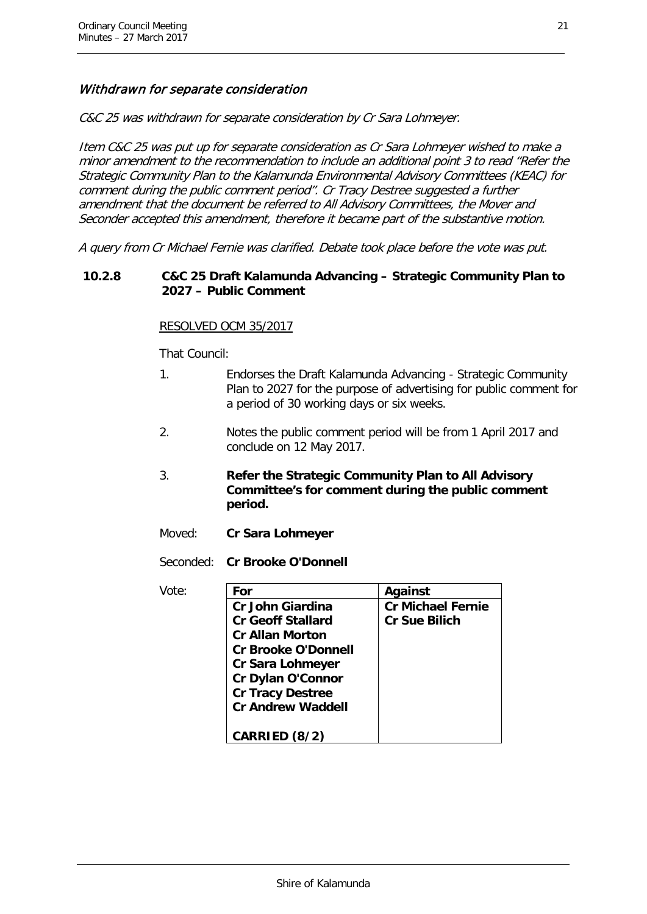## *Withdrawn for separate consideration*

*C&C 25 was withdrawn for separate consideration by Cr Sara Lohmeyer.*

*Item C&C 25 was put up for separate consideration as Cr Sara Lohmeyer wished to make a minor amendment to the recommendation to include an additional point 3 to read "Refer the Strategic Community Plan to the Kalamunda Environmental Advisory Committees (KEAC) for comment during the public comment period". Cr Tracy Destree suggested a further amendment that the document be referred to All Advisory Committees, the Mover and Seconder accepted this amendment, therefore it became part of the substantive motion.*

*A query from Cr Michael Fernie was clarified. Debate took place before the vote was put.*

### 10.2.8 C&C 25 Draft Kalamunda Advancing – Strategic Community Plan to 2027 – Public Comment

RESOLVED OCM 35/2017

That Council:

1. Endorses the Draft Kalamunda Advancing - Strategic Community Plan to 2027 for the purpose of advertising for public comment for a period of 30 working days or six weeks.
2. Notes the public comment period will be from 1 April 2017 and conclude on 12 May 2017.
3. **Refer the Strategic Community Plan to All Advisory Committee's for comment during the public comment period.**

Moved: **Cr Sara Lohmeyer**

Seconded: **Cr Brooke O'Donnell**

Vote:

| For | Against |
|---|---|
| **Cr John Giardina** | **Cr Michael Fernie** |
| **Cr Geoff Stallard** | **Cr Sue Bilich** |
| **Cr Allan Morton** | |
| **Cr Brooke O'Donnell** | |
| **Cr Sara Lohmeyer** | |
| **Cr Dylan O'Connor** | |
| **Cr Tracy Destree** | |
| **Cr Andrew Waddell** | |
| **CARRIED (8/2)** | |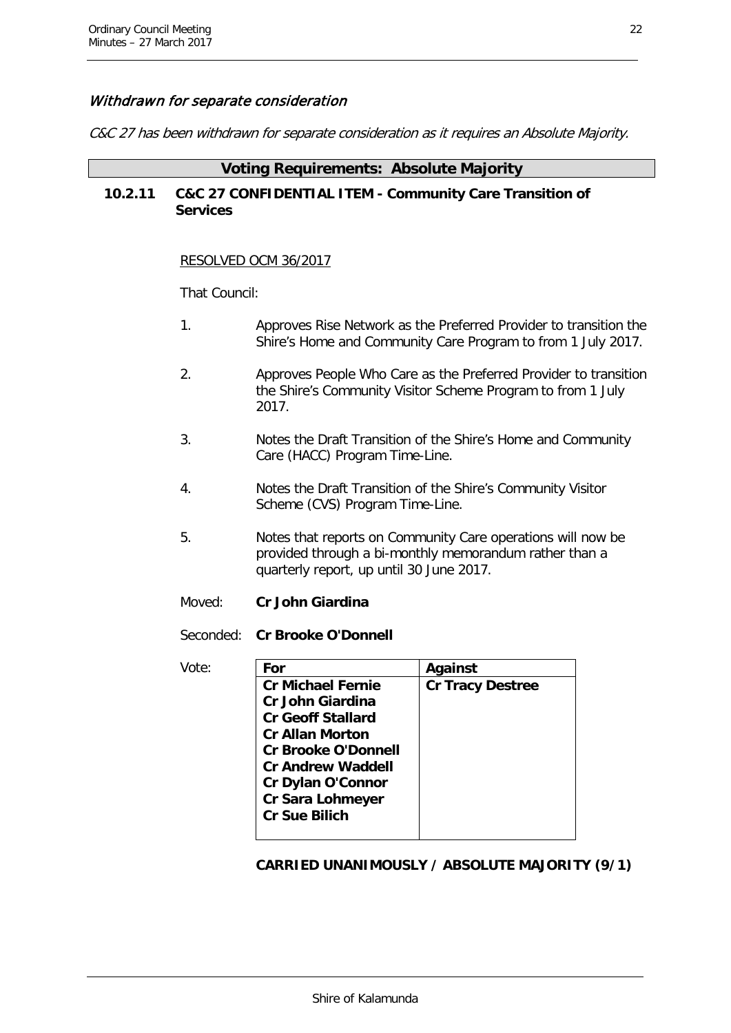*Withdrawn for separate consideration*

*C&C 27 has been withdrawn for separate consideration as it requires an Absolute Majority.*

**Voting Requirements: Absolute Majority**

### 10.2.11 C&C 27 CONFIDENTIAL ITEM - Community Care Transition of Services

RESOLVED OCM 36/2017

That Council:

1. Approves Rise Network as the Preferred Provider to transition the Shire's Home and Community Care Program to from 1 July 2017.
2. Approves People Who Care as the Preferred Provider to transition the Shire's Community Visitor Scheme Program to from 1 July 2017.
3. Notes the Draft Transition of the Shire's Home and Community Care (HACC) Program Time-Line.
4. Notes the Draft Transition of the Shire's Community Visitor Scheme (CVS) Program Time-Line.
5. Notes that reports on Community Care operations will now be provided through a bi-monthly memorandum rather than a quarterly report, up until 30 June 2017.

Moved: **Cr John Giardina**

Seconded: **Cr Brooke O'Donnell**

Vote:

| For | Against |
|---|---|
| **Cr Michael Fernie**<br>**Cr John Giardina**<br>**Cr Geoff Stallard**<br>**Cr Allan Morton**<br>**Cr Brooke O'Donnell**<br>**Cr Andrew Waddell**<br>**Cr Dylan O'Connor**<br>**Cr Sara Lohmeyer**<br>**Cr Sue Bilich** | **Cr Tracy Destree** |

**CARRIED UNANIMOUSLY / ABSOLUTE MAJORITY (9/1)**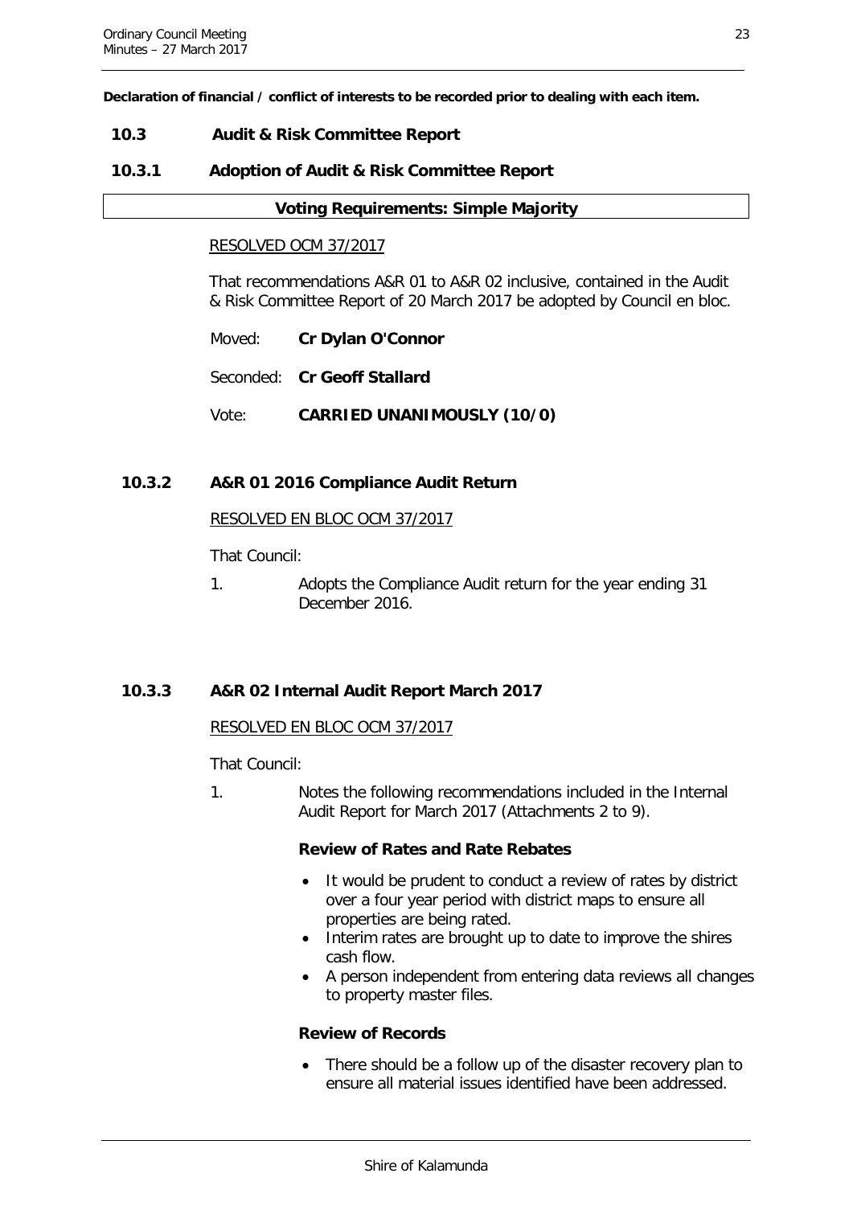**Declaration of financial / conflict of interests to be recorded prior to dealing with each item.**

## 10.3 Audit & Risk Committee Report

### 10.3.1 Adoption of Audit & Risk Committee Report

| **Voting Requirements: Simple Majority** |
|---|

RESOLVED OCM 37/2017

That recommendations A&R 01 to A&R 02 inclusive, contained in the Audit & Risk Committee Report of 20 March 2017 be adopted by Council en bloc.

Moved: **Cr Dylan O'Connor**

Seconded: **Cr Geoff Stallard**

Vote: **CARRIED UNANIMOUSLY (10/0)**

### 10.3.2 A&R 01 2016 Compliance Audit Return

RESOLVED EN BLOC OCM 37/2017

That Council:

1. Adopts the Compliance Audit return for the year ending 31 December 2016.

### 10.3.3 A&R 02 Internal Audit Report March 2017

RESOLVED EN BLOC OCM 37/2017

That Council:

1. Notes the following recommendations included in the Internal Audit Report for March 2017 (Attachments 2 to 9).

**Review of Rates and Rate Rebates**

- It would be prudent to conduct a review of rates by district over a four year period with district maps to ensure all properties are being rated.
- Interim rates are brought up to date to improve the shires cash flow.
- A person independent from entering data reviews all changes to property master files.

**Review of Records**

- There should be a follow up of the disaster recovery plan to ensure all material issues identified have been addressed.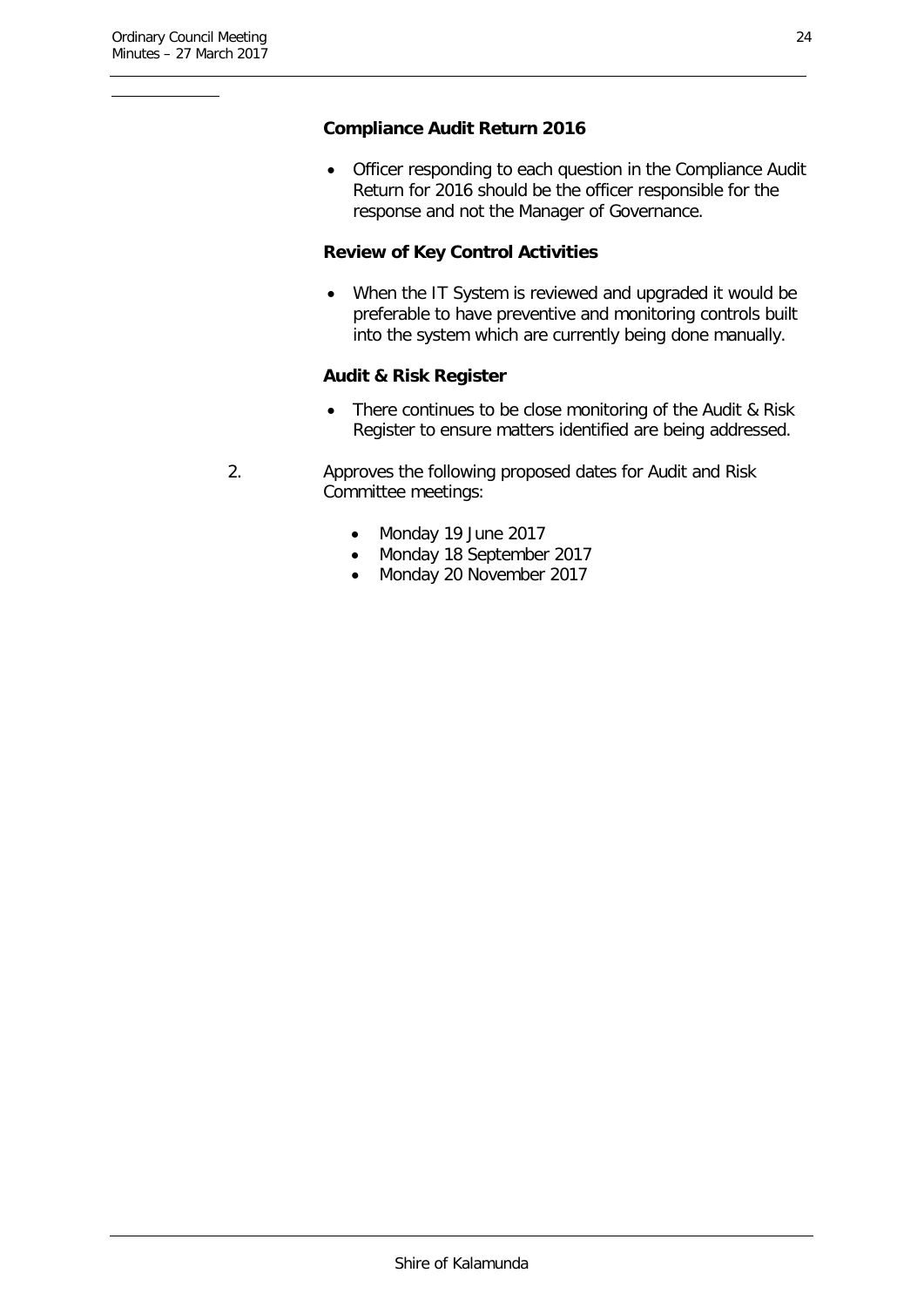**Compliance Audit Return 2016**

- Officer responding to each question in the Compliance Audit Return for 2016 should be the officer responsible for the response and not the Manager of Governance.

**Review of Key Control Activities**

- When the IT System is reviewed and upgraded it would be preferable to have preventive and monitoring controls built into the system which are currently being done manually.

**Audit & Risk Register**

- There continues to be close monitoring of the Audit & Risk Register to ensure matters identified are being addressed.

2. Approves the following proposed dates for Audit and Risk Committee meetings:

   - Monday 19 June 2017
   - Monday 18 September 2017
   - Monday 20 November 2017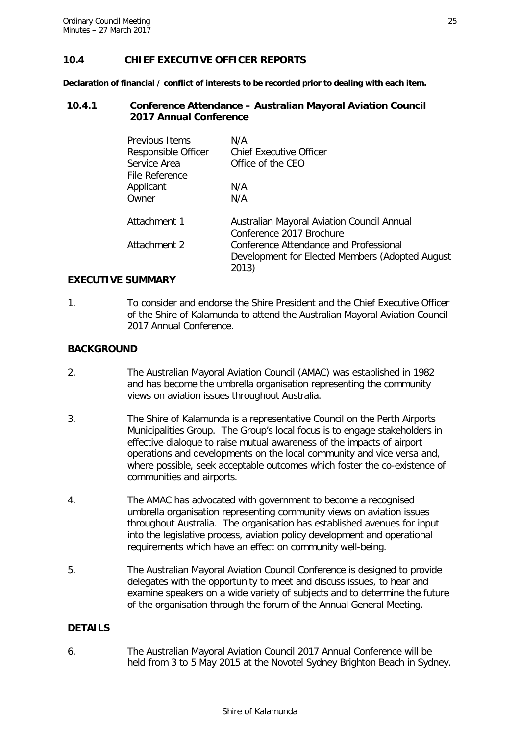## 10.4 CHIEF EXECUTIVE OFFICER REPORTS

**Declaration of financial / conflict of interests to be recorded prior to dealing with each item.**

### 10.4.1 Conference Attendance – Australian Mayoral Aviation Council 2017 Annual Conference

| | |
|---|---|
| Previous Items | N/A |
| Responsible Officer | Chief Executive Officer |
| Service Area | Office of the CEO |
| File Reference | |
| Applicant | N/A |
| Owner | N/A |
| Attachment 1 | Australian Mayoral Aviation Council Annual Conference 2017 Brochure |
| Attachment 2 | Conference Attendance and Professional Development for Elected Members (Adopted August 2013) |

**EXECUTIVE SUMMARY**

1. To consider and endorse the Shire President and the Chief Executive Officer of the Shire of Kalamunda to attend the Australian Mayoral Aviation Council 2017 Annual Conference.

**BACKGROUND**

2. The Australian Mayoral Aviation Council (AMAC) was established in 1982 and has become the umbrella organisation representing the community views on aviation issues throughout Australia.

3. The Shire of Kalamunda is a representative Council on the Perth Airports Municipalities Group. The Group's local focus is to engage stakeholders in effective dialogue to raise mutual awareness of the impacts of airport operations and developments on the local community and vice versa and, where possible, seek acceptable outcomes which foster the co-existence of communities and airports.

4. The AMAC has advocated with government to become a recognised umbrella organisation representing community views on aviation issues throughout Australia. The organisation has established avenues for input into the legislative process, aviation policy development and operational requirements which have an effect on community well-being.

5. The Australian Mayoral Aviation Council Conference is designed to provide delegates with the opportunity to meet and discuss issues, to hear and examine speakers on a wide variety of subjects and to determine the future of the organisation through the forum of the Annual General Meeting.

**DETAILS**

6. The Australian Mayoral Aviation Council 2017 Annual Conference will be held from 3 to 5 May 2015 at the Novotel Sydney Brighton Beach in Sydney.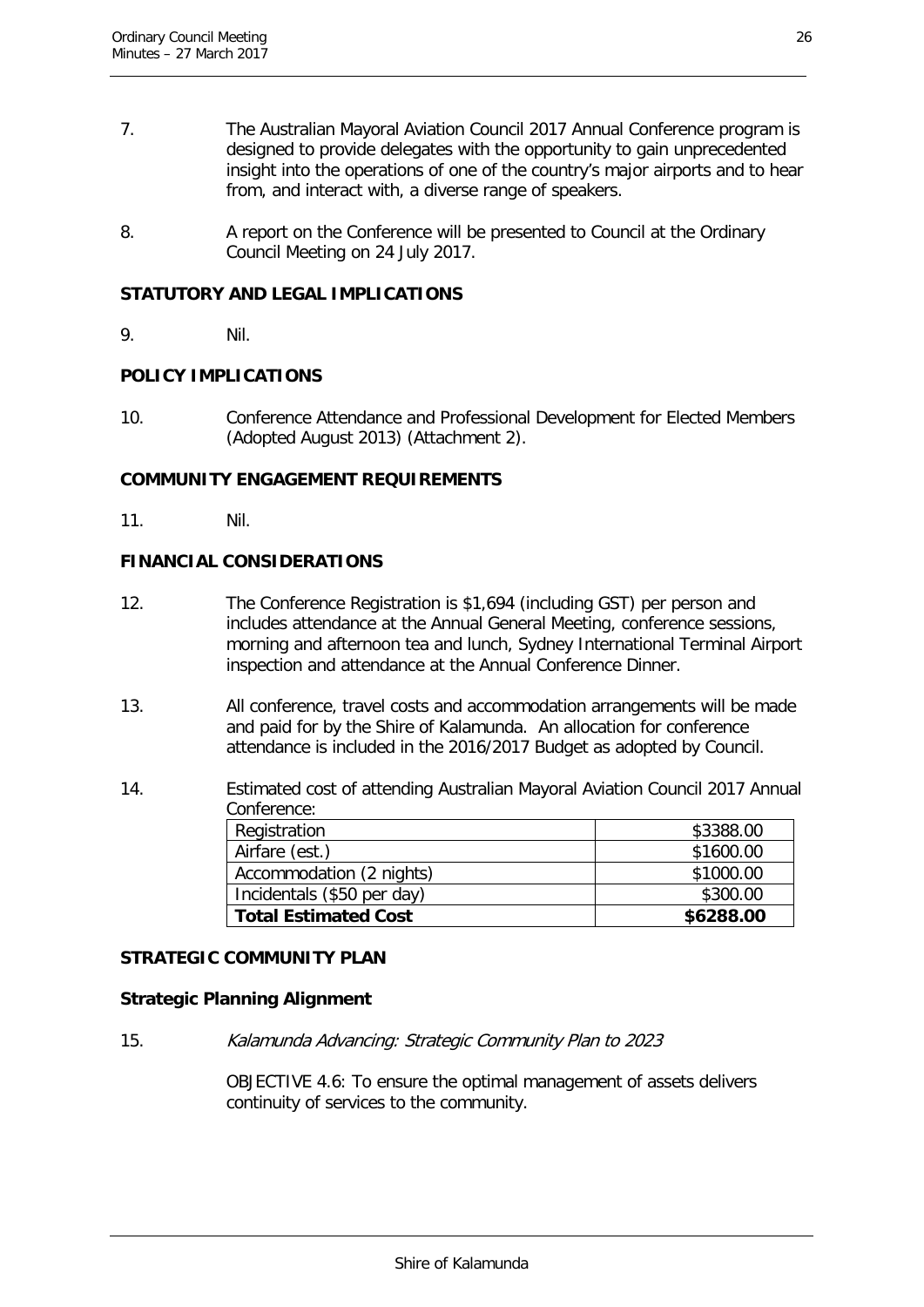7. The Australian Mayoral Aviation Council 2017 Annual Conference program is designed to provide delegates with the opportunity to gain unprecedented insight into the operations of one of the country's major airports and to hear from, and interact with, a diverse range of speakers.

8. A report on the Conference will be presented to Council at the Ordinary Council Meeting on 24 July 2017.

## STATUTORY AND LEGAL IMPLICATIONS

9. Nil.

## POLICY IMPLICATIONS

10. Conference Attendance and Professional Development for Elected Members (Adopted August 2013) (Attachment 2).

## COMMUNITY ENGAGEMENT REQUIREMENTS

11. Nil.

## FINANCIAL CONSIDERATIONS

12. The Conference Registration is $1,694 (including GST) per person and includes attendance at the Annual General Meeting, conference sessions, morning and afternoon tea and lunch, Sydney International Terminal Airport inspection and attendance at the Annual Conference Dinner.

13. All conference, travel costs and accommodation arrangements will be made and paid for by the Shire of Kalamunda. An allocation for conference attendance is included in the 2016/2017 Budget as adopted by Council.

14. Estimated cost of attending Australian Mayoral Aviation Council 2017 Annual Conference:

| Item | Cost |
| --- | ---: |
| Registration | $3388.00 |
| Airfare (est.) | $1600.00 |
| Accommodation (2 nights) | $1000.00 |
| Incidentals ($50 per day) | $300.00 |
| **Total Estimated Cost** | **$6288.00** |

## STRATEGIC COMMUNITY PLAN

### Strategic Planning Alignment

15. *Kalamunda Advancing: Strategic Community Plan to 2023*

    OBJECTIVE 4.6: To ensure the optimal management of assets delivers continuity of services to the community.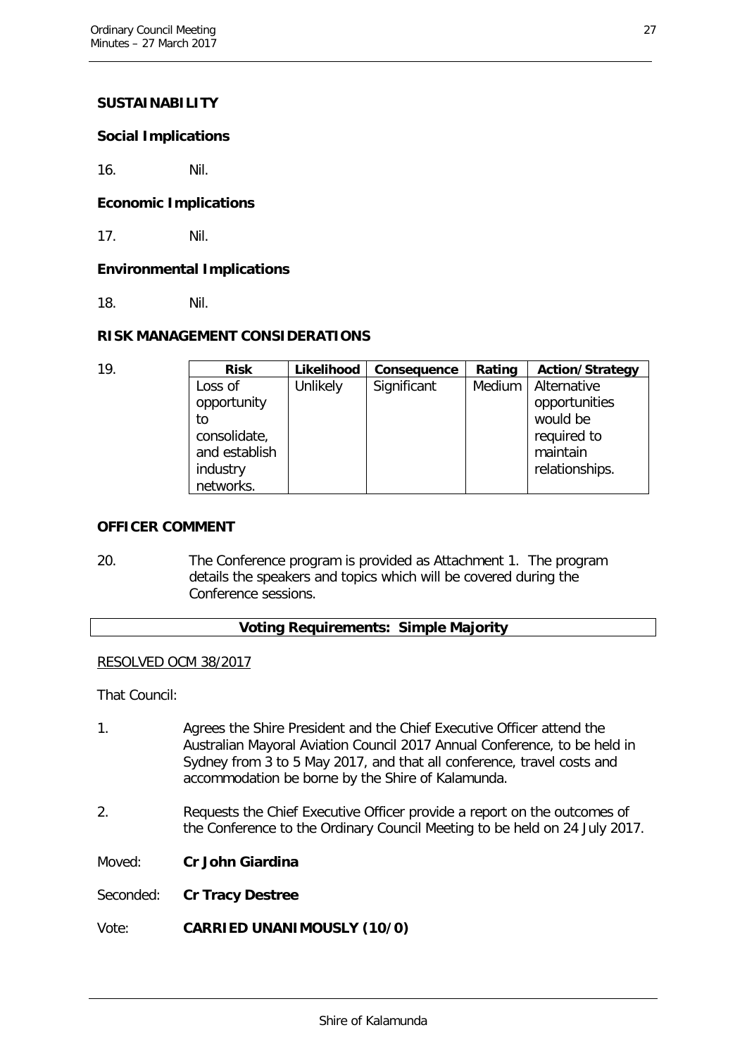## SUSTAINABILITY

### Social Implications

16. Nil.

### Economic Implications

17. Nil.

### Environmental Implications

18. Nil.

## RISK MANAGEMENT CONSIDERATIONS

19.

| Risk | Likelihood | Consequence | Rating | Action/Strategy |
|---|---|---|---|---|
| Loss of opportunity to consolidate, and establish industry networks. | Unlikely | Significant | Medium | Alternative opportunities would be required to maintain relationships. |

## OFFICER COMMENT

20. The Conference program is provided as Attachment 1. The program details the speakers and topics which will be covered during the Conference sessions.

**Voting Requirements: Simple Majority**

RESOLVED OCM 38/2017

That Council:

1. Agrees the Shire President and the Chief Executive Officer attend the Australian Mayoral Aviation Council 2017 Annual Conference, to be held in Sydney from 3 to 5 May 2017, and that all conference, travel costs and accommodation be borne by the Shire of Kalamunda.

2. Requests the Chief Executive Officer provide a report on the outcomes of the Conference to the Ordinary Council Meeting to be held on 24 July 2017.

Moved: **Cr John Giardina**

Seconded: **Cr Tracy Destree**

Vote: **CARRIED UNANIMOUSLY (10/0)**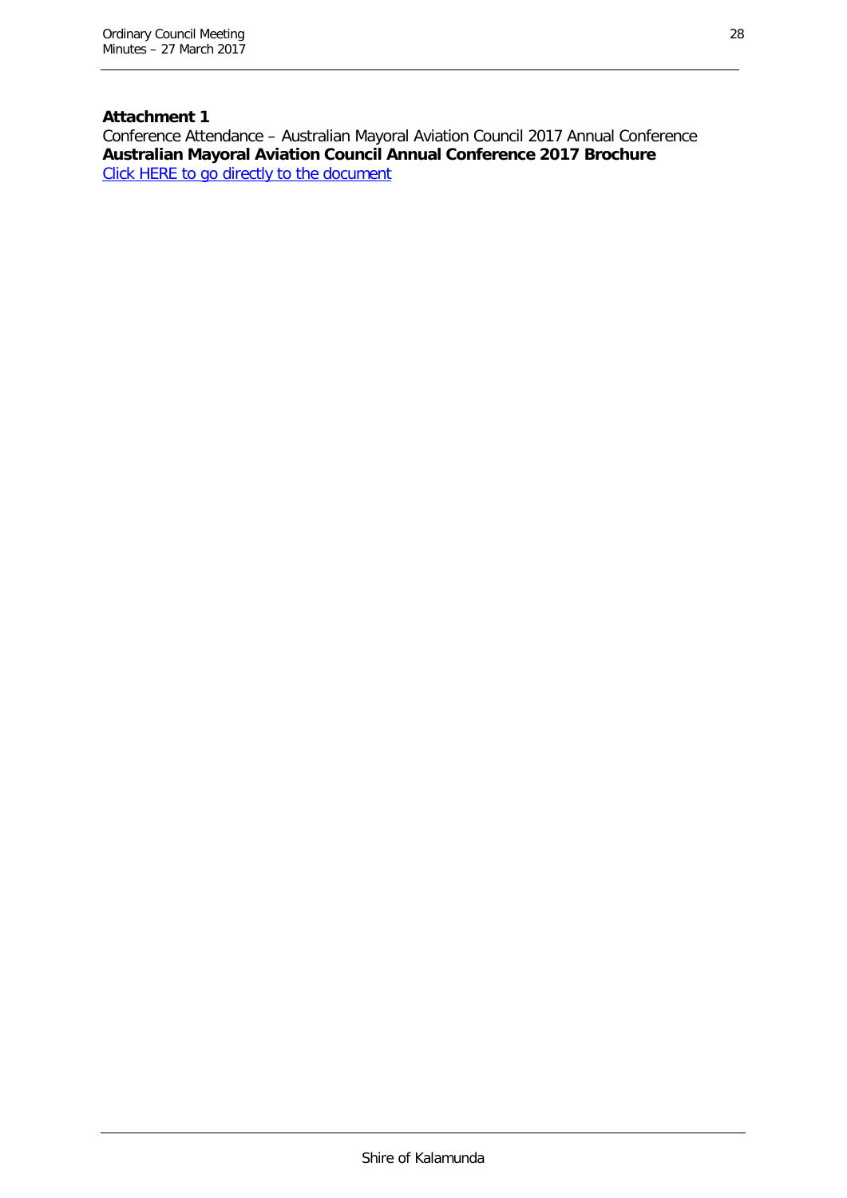**Attachment 1**

Conference Attendance – Australian Mayoral Aviation Council 2017 Annual Conference

**Australian Mayoral Aviation Council Annual Conference 2017 Brochure**

Click HERE to go directly to the document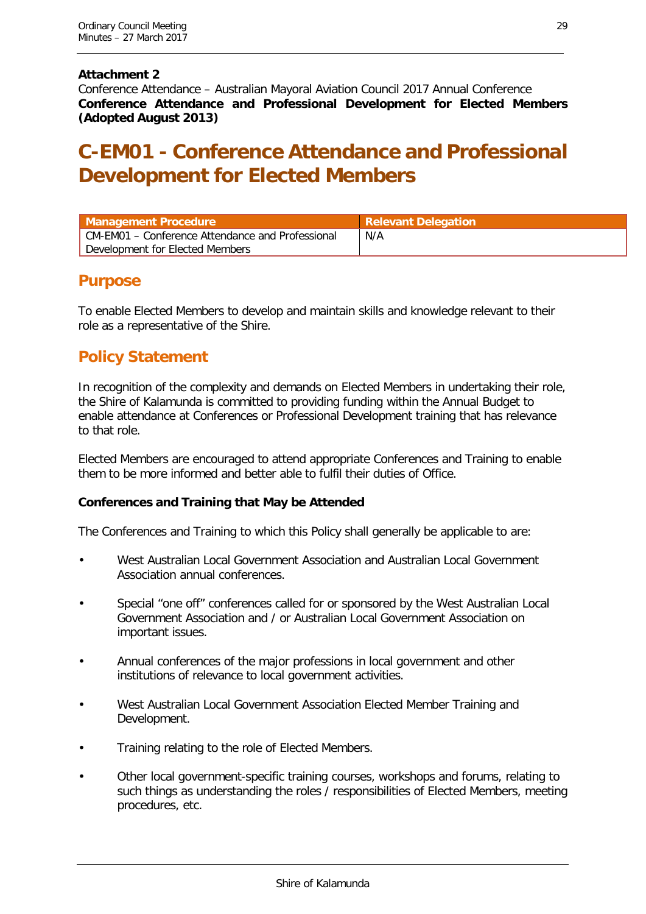**Attachment 2**
Conference Attendance – Australian Mayoral Aviation Council 2017 Annual Conference
**Conference Attendance and Professional Development for Elected Members (Adopted August 2013)**

# C-EM01 - Conference Attendance and Professional Development for Elected Members

| Management Procedure | Relevant Delegation |
|---|---|
| CM-EM01 – Conference Attendance and Professional Development for Elected Members | N/A |

## Purpose

To enable Elected Members to develop and maintain skills and knowledge relevant to their role as a representative of the Shire.

## Policy Statement

In recognition of the complexity and demands on Elected Members in undertaking their role, the Shire of Kalamunda is committed to providing funding within the Annual Budget to enable attendance at Conferences or Professional Development training that has relevance to that role.

Elected Members are encouraged to attend appropriate Conferences and Training to enable them to be more informed and better able to fulfil their duties of Office.

**Conferences and Training that May be Attended**

The Conferences and Training to which this Policy shall generally be applicable to are:

- West Australian Local Government Association and Australian Local Government Association annual conferences.
- Special "one off" conferences called for or sponsored by the West Australian Local Government Association and / or Australian Local Government Association on important issues.
- Annual conferences of the major professions in local government and other institutions of relevance to local government activities.
- West Australian Local Government Association Elected Member Training and Development.
- Training relating to the role of Elected Members.
- Other local government-specific training courses, workshops and forums, relating to such things as understanding the roles / responsibilities of Elected Members, meeting procedures, etc.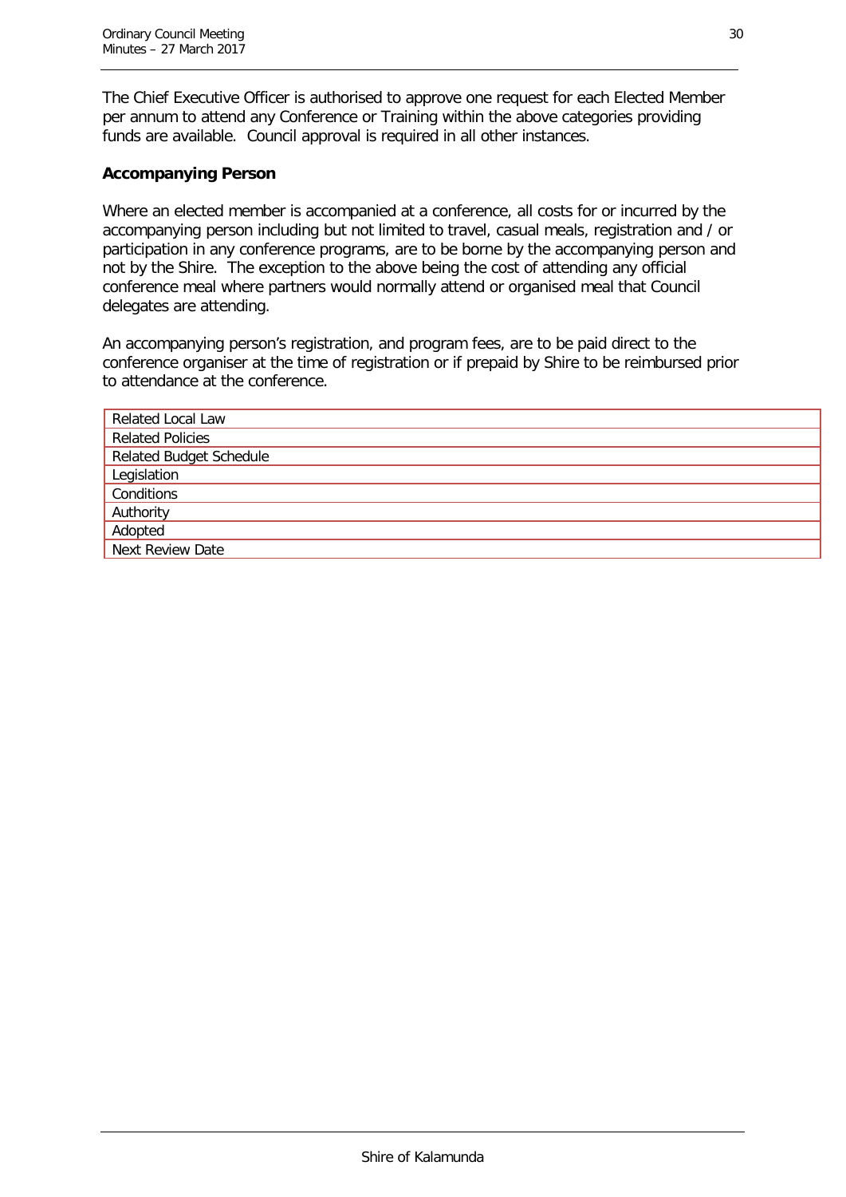The Chief Executive Officer is authorised to approve one request for each Elected Member per annum to attend any Conference or Training within the above categories providing funds are available. Council approval is required in all other instances.

**Accompanying Person**

Where an elected member is accompanied at a conference, all costs for or incurred by the accompanying person including but not limited to travel, casual meals, registration and / or participation in any conference programs, are to be borne by the accompanying person and not by the Shire. The exception to the above being the cost of attending any official conference meal where partners would normally attend or organised meal that Council delegates are attending.

An accompanying person's registration, and program fees, are to be paid direct to the conference organiser at the time of registration or if prepaid by Shire to be reimbursed prior to attendance at the conference.

| Related Local Law |
| --- |
| Related Policies |
| Related Budget Schedule |
| Legislation |
| Conditions |
| Authority |
| Adopted |
| Next Review Date |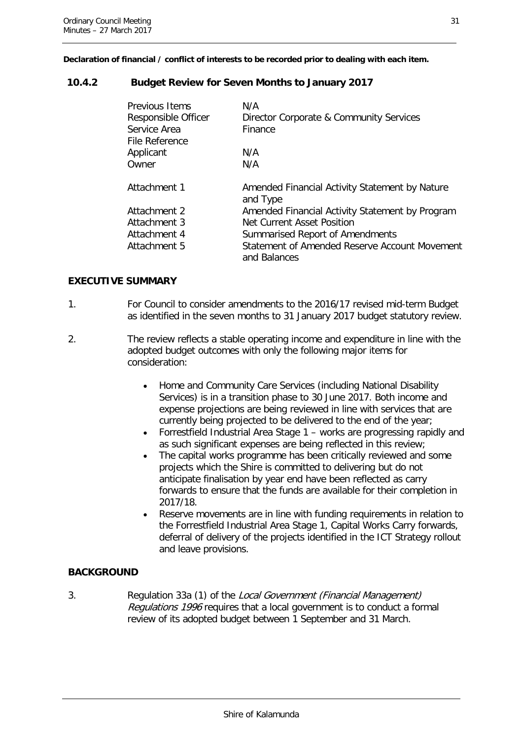**Declaration of financial / conflict of interests to be recorded prior to dealing with each item.**

## 10.4.2 Budget Review for Seven Months to January 2017

| | |
|---|---|
| Previous Items | N/A |
| Responsible Officer | Director Corporate & Community Services |
| Service Area | Finance |
| File Reference | |
| Applicant | N/A |
| Owner | N/A |
| | |
| Attachment 1 | Amended Financial Activity Statement by Nature and Type |
| Attachment 2 | Amended Financial Activity Statement by Program |
| Attachment 3 | Net Current Asset Position |
| Attachment 4 | Summarised Report of Amendments |
| Attachment 5 | Statement of Amended Reserve Account Movement and Balances |

### EXECUTIVE SUMMARY

1. For Council to consider amendments to the 2016/17 revised mid-term Budget as identified in the seven months to 31 January 2017 budget statutory review.

2. The review reflects a stable operating income and expenditure in line with the adopted budget outcomes with only the following major items for consideration:

   - Home and Community Care Services (including National Disability Services) is in a transition phase to 30 June 2017. Both income and expense projections are being reviewed in line with services that are currently being projected to be delivered to the end of the year;
   - Forrestfield Industrial Area Stage 1 – works are progressing rapidly and as such significant expenses are being reflected in this review;
   - The capital works programme has been critically reviewed and some projects which the Shire is committed to delivering but do not anticipate finalisation by year end have been reflected as carry forwards to ensure that the funds are available for their completion in 2017/18.
   - Reserve movements are in line with funding requirements in relation to the Forrestfield Industrial Area Stage 1, Capital Works Carry forwards, deferral of delivery of the projects identified in the ICT Strategy rollout and leave provisions.

### BACKGROUND

3. Regulation 33a (1) of the *Local Government (Financial Management) Regulations 1996* requires that a local government is to conduct a formal review of its adopted budget between 1 September and 31 March.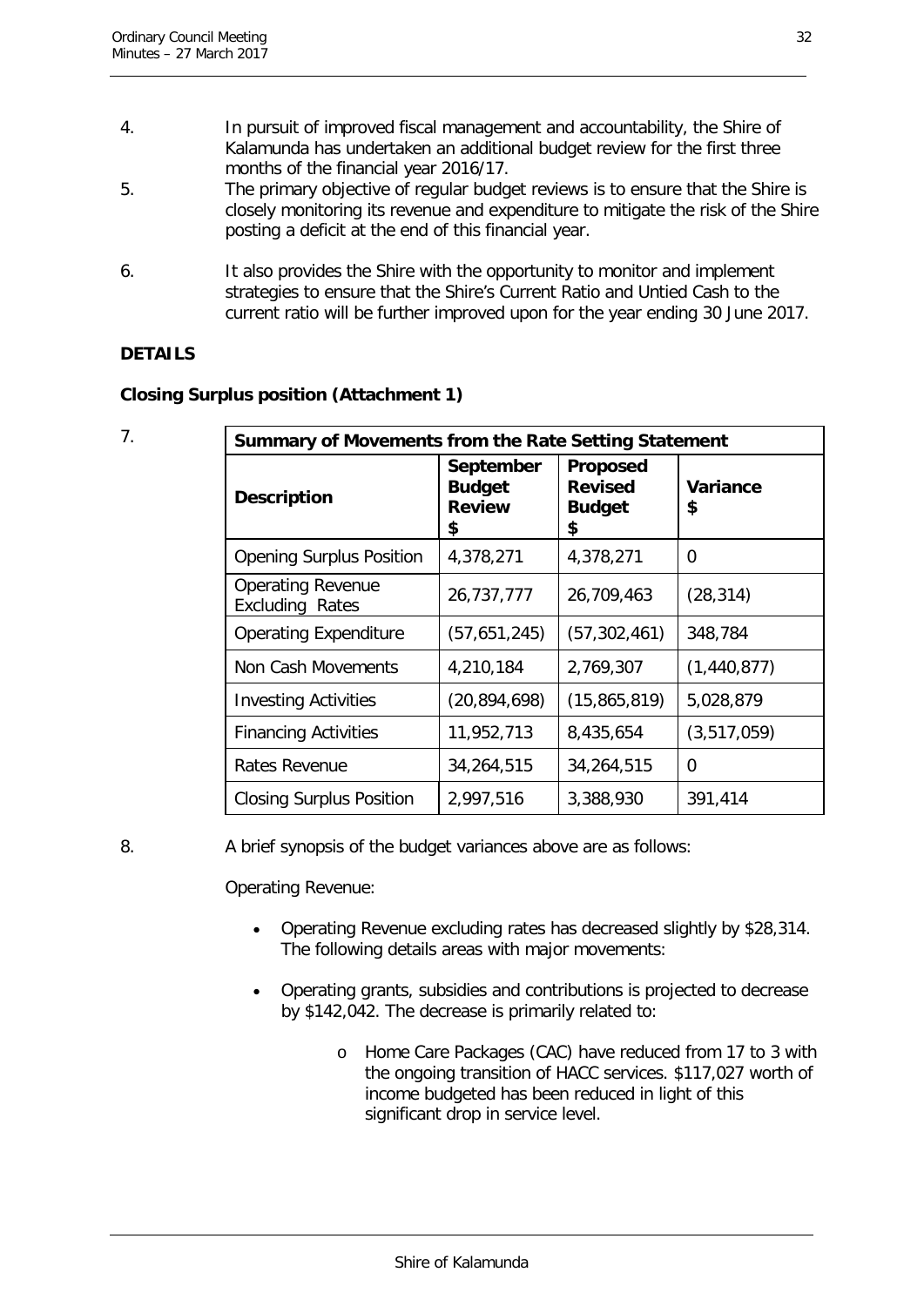4. In pursuit of improved fiscal management and accountability, the Shire of Kalamunda has undertaken an additional budget review for the first three months of the financial year 2016/17.

5. The primary objective of regular budget reviews is to ensure that the Shire is closely monitoring its revenue and expenditure to mitigate the risk of the Shire posting a deficit at the end of this financial year.

6. It also provides the Shire with the opportunity to monitor and implement strategies to ensure that the Shire's Current Ratio and Untied Cash to the current ratio will be further improved upon for the year ending 30 June 2017.

**DETAILS**

**Closing Surplus position (Attachment 1)**

7.

| **Summary of Movements from the Rate Setting Statement** | | | |
|---|---|---|---|
| **Description** | **September Budget Review $** | **Proposed Revised Budget $** | **Variance $** |
| Opening Surplus Position | 4,378,271 | 4,378,271 | 0 |
| Operating Revenue Excluding Rates | 26,737,777 | 26,709,463 | (28,314) |
| Operating Expenditure | (57,651,245) | (57,302,461) | 348,784 |
| Non Cash Movements | 4,210,184 | 2,769,307 | (1,440,877) |
| Investing Activities | (20,894,698) | (15,865,819) | 5,028,879 |
| Financing Activities | 11,952,713 | 8,435,654 | (3,517,059) |
| Rates Revenue | 34,264,515 | 34,264,515 | 0 |
| Closing Surplus Position | 2,997,516 | 3,388,930 | 391,414 |

8. A brief synopsis of the budget variances above are as follows:

Operating Revenue:

- Operating Revenue excluding rates has decreased slightly by $28,314. The following details areas with major movements:
- Operating grants, subsidies and contributions is projected to decrease by $142,042. The decrease is primarily related to:
  - Home Care Packages (CAC) have reduced from 17 to 3 with the ongoing transition of HACC services. $117,027 worth of income budgeted has been reduced in light of this significant drop in service level.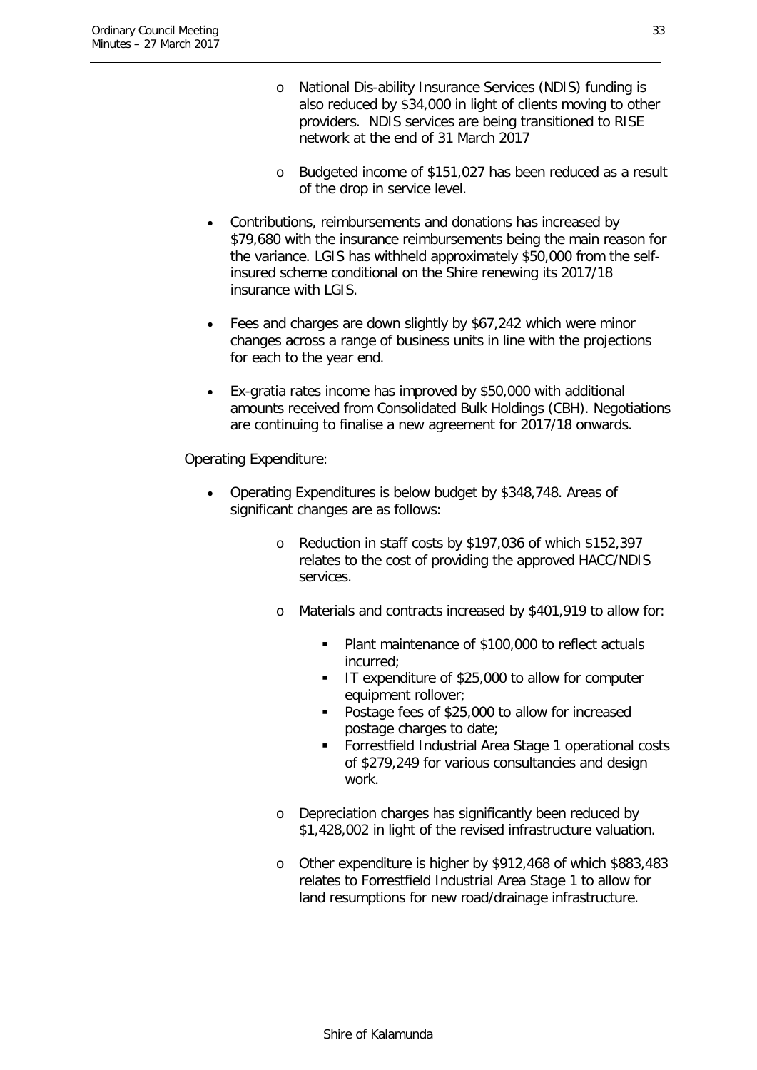- National Dis-ability Insurance Services (NDIS) funding is also reduced by $34,000 in light of clients moving to other providers. NDIS services are being transitioned to RISE network at the end of 31 March 2017

  - Budgeted income of $151,027 has been reduced as a result of the drop in service level.

- Contributions, reimbursements and donations has increased by $79,680 with the insurance reimbursements being the main reason for the variance. LGIS has withheld approximately $50,000 from the self-insured scheme conditional on the Shire renewing its 2017/18 insurance with LGIS.

- Fees and charges are down slightly by $67,242 which were minor changes across a range of business units in line with the projections for each to the year end.

- Ex-gratia rates income has improved by $50,000 with additional amounts received from Consolidated Bulk Holdings (CBH). Negotiations are continuing to finalise a new agreement for 2017/18 onwards.

Operating Expenditure:

- Operating Expenditures is below budget by $348,748. Areas of significant changes are as follows:

  - Reduction in staff costs by $197,036 of which $152,397 relates to the cost of providing the approved HACC/NDIS services.

  - Materials and contracts increased by $401,919 to allow for:

    - Plant maintenance of $100,000 to reflect actuals incurred;
    - IT expenditure of $25,000 to allow for computer equipment rollover;
    - Postage fees of $25,000 to allow for increased postage charges to date;
    - Forrestfield Industrial Area Stage 1 operational costs of $279,249 for various consultancies and design work.

  - Depreciation charges has significantly been reduced by $1,428,002 in light of the revised infrastructure valuation.

  - Other expenditure is higher by $912,468 of which $883,483 relates to Forrestfield Industrial Area Stage 1 to allow for land resumptions for new road/drainage infrastructure.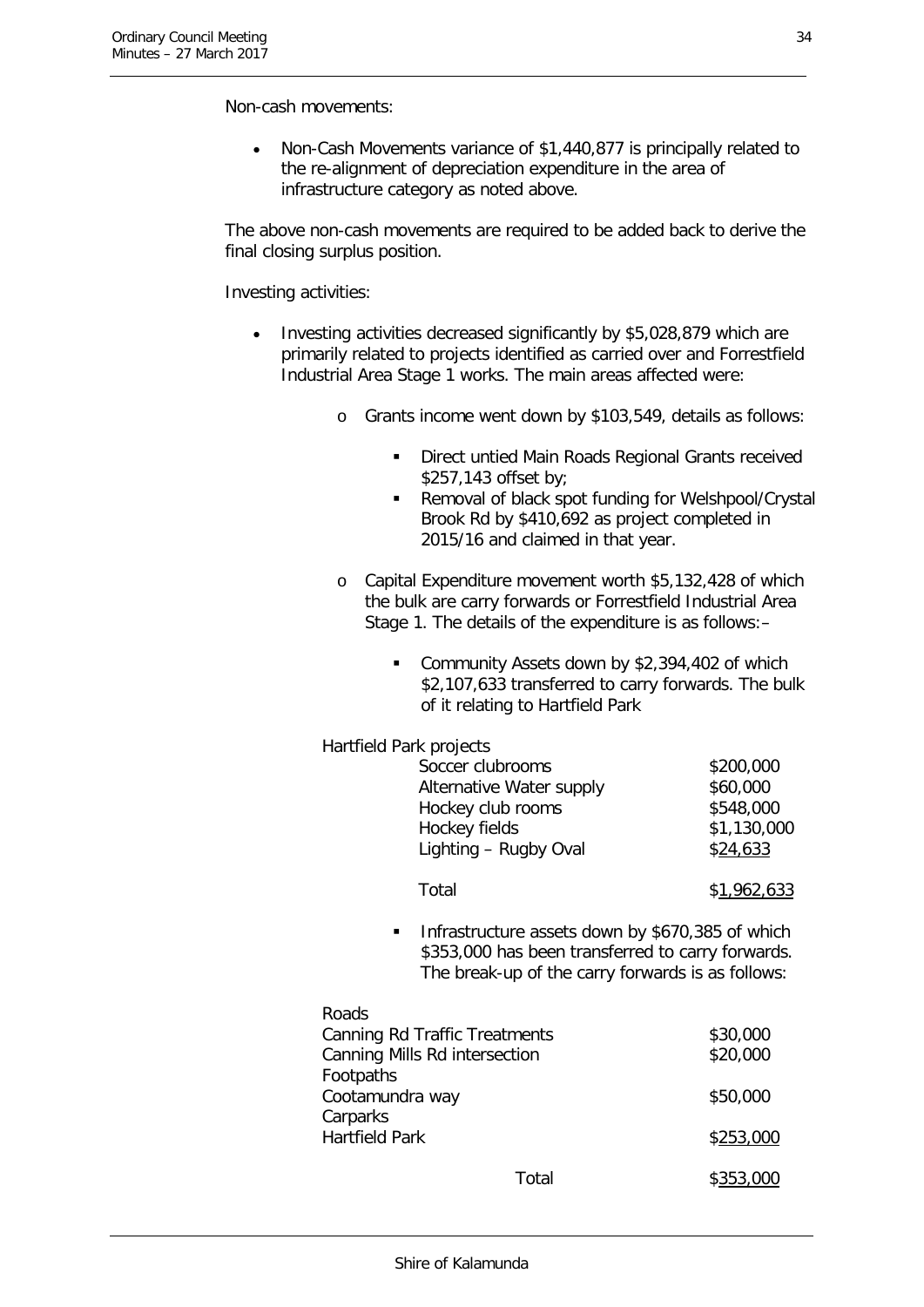Non-cash movements:

- Non-Cash Movements variance of $1,440,877 is principally related to the re-alignment of depreciation expenditure in the area of infrastructure category as noted above.

The above non-cash movements are required to be added back to derive the final closing surplus position.

Investing activities:

- Investing activities decreased significantly by $5,028,879 which are primarily related to projects identified as carried over and Forrestfield Industrial Area Stage 1 works. The main areas affected were:
  - Grants income went down by $103,549, details as follows:
    - Direct untied Main Roads Regional Grants received $257,143 offset by;
    - Removal of black spot funding for Welshpool/Crystal Brook Rd by $410,692 as project completed in 2015/16 and claimed in that year.
  - Capital Expenditure movement worth $5,132,428 of which the bulk are carry forwards or Forrestfield Industrial Area Stage 1. The details of the expenditure is as follows:–
    - Community Assets down by $2,394,402 of which $2,107,633 transferred to carry forwards. The bulk of it relating to Hartfield Park

| Hartfield Park projects | |
|---|---|
| Soccer clubrooms | $200,000 |
| Alternative Water supply | $60,000 |
| Hockey club rooms | $548,000 |
| Hockey fields | $1,130,000 |
| Lighting – Rugby Oval | $24,633 |
| Total | $1,962,633 |

- Infrastructure assets down by $670,385 of which $353,000 has been transferred to carry forwards. The break-up of the carry forwards is as follows:

| | |
|---|---|
| Roads | |
| Canning Rd Traffic Treatments | $30,000 |
| Canning Mills Rd intersection | $20,000 |
| Footpaths | |
| Cootamundra way | $50,000 |
| Carparks | |
| Hartfield Park | $253,000 |
| Total | $353,000 |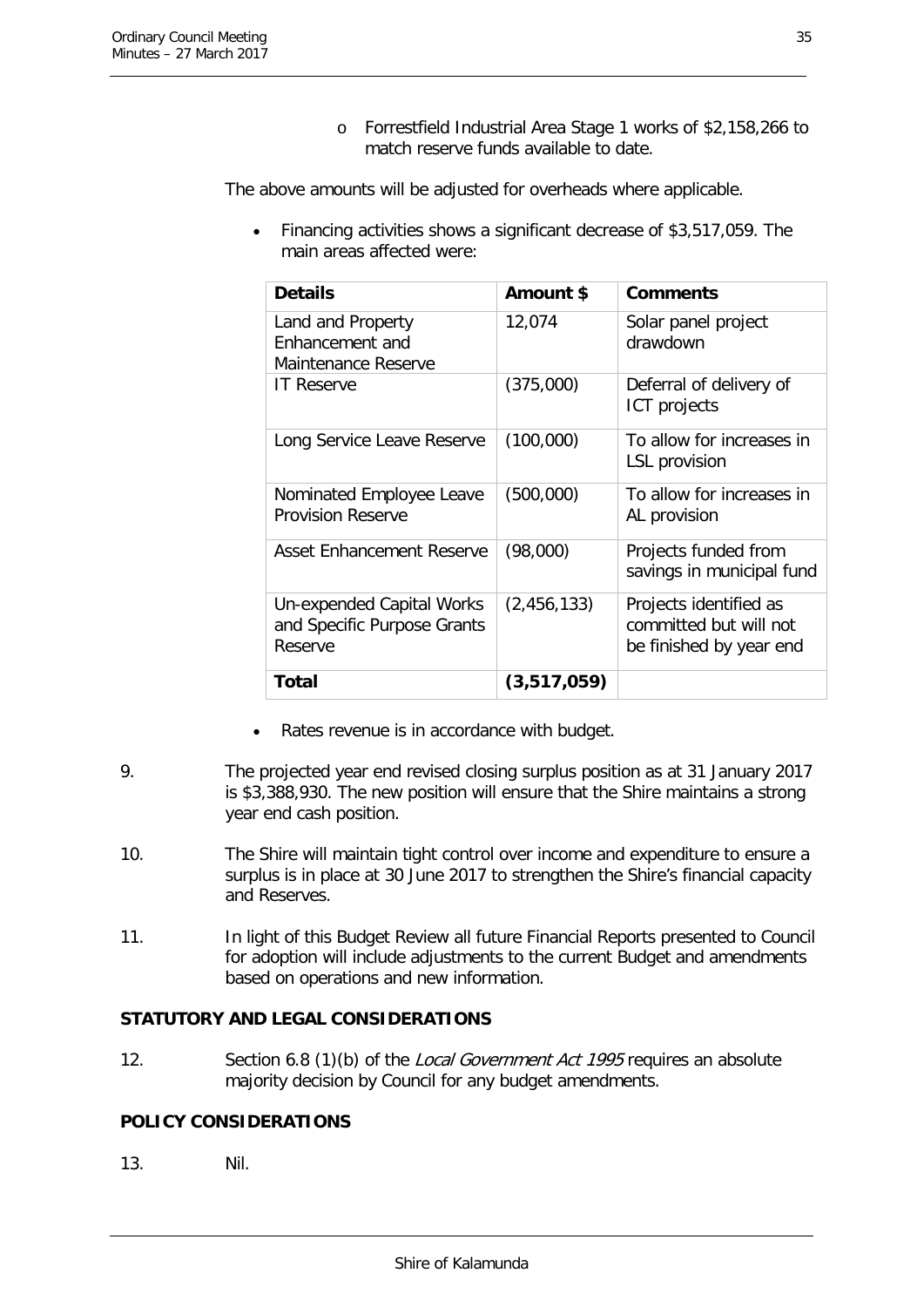- o Forrestfield Industrial Area Stage 1 works of $2,158,266 to match reserve funds available to date.

The above amounts will be adjusted for overheads where applicable.

- Financing activities shows a significant decrease of $3,517,059. The main areas affected were:

| **Details** | **Amount $** | **Comments** |
|---|---|---|
| Land and Property Enhancement and Maintenance Reserve | 12,074 | Solar panel project drawdown |
| IT Reserve | (375,000) | Deferral of delivery of ICT projects |
| Long Service Leave Reserve | (100,000) | To allow for increases in LSL provision |
| Nominated Employee Leave Provision Reserve | (500,000) | To allow for increases in AL provision |
| Asset Enhancement Reserve | (98,000) | Projects funded from savings in municipal fund |
| Un-expended Capital Works and Specific Purpose Grants Reserve | (2,456,133) | Projects identified as committed but will not be finished by year end |
| **Total** | **(3,517,059)** | |

- Rates revenue is in accordance with budget.

9. The projected year end revised closing surplus position as at 31 January 2017 is $3,388,930. The new position will ensure that the Shire maintains a strong year end cash position.

10. The Shire will maintain tight control over income and expenditure to ensure a surplus is in place at 30 June 2017 to strengthen the Shire's financial capacity and Reserves.

11. In light of this Budget Review all future Financial Reports presented to Council for adoption will include adjustments to the current Budget and amendments based on operations and new information.

**STATUTORY AND LEGAL CONSIDERATIONS**

12. Section 6.8 (1)(b) of the *Local Government Act 1995* requires an absolute majority decision by Council for any budget amendments.

**POLICY CONSIDERATIONS**

13. Nil.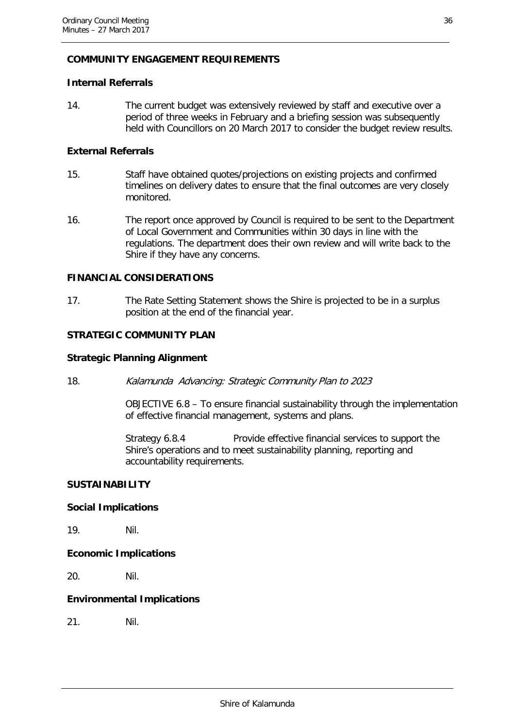## COMMUNITY ENGAGEMENT REQUIREMENTS

### Internal Referrals

14. The current budget was extensively reviewed by staff and executive over a period of three weeks in February and a briefing session was subsequently held with Councillors on 20 March 2017 to consider the budget review results.

### External Referrals

15. Staff have obtained quotes/projections on existing projects and confirmed timelines on delivery dates to ensure that the final outcomes are very closely monitored.

16. The report once approved by Council is required to be sent to the Department of Local Government and Communities within 30 days in line with the regulations. The department does their own review and will write back to the Shire if they have any concerns.

## FINANCIAL CONSIDERATIONS

17. The Rate Setting Statement shows the Shire is projected to be in a surplus position at the end of the financial year.

## STRATEGIC COMMUNITY PLAN

### Strategic Planning Alignment

18. *Kalamunda Advancing: Strategic Community Plan to 2023*

    OBJECTIVE 6.8 – To ensure financial sustainability through the implementation of effective financial management, systems and plans.

    Strategy 6.8.4 Provide effective financial services to support the Shire's operations and to meet sustainability planning, reporting and accountability requirements.

## SUSTAINABILITY

### Social Implications

19. Nil.

### Economic Implications

20. Nil.

### Environmental Implications

21. Nil.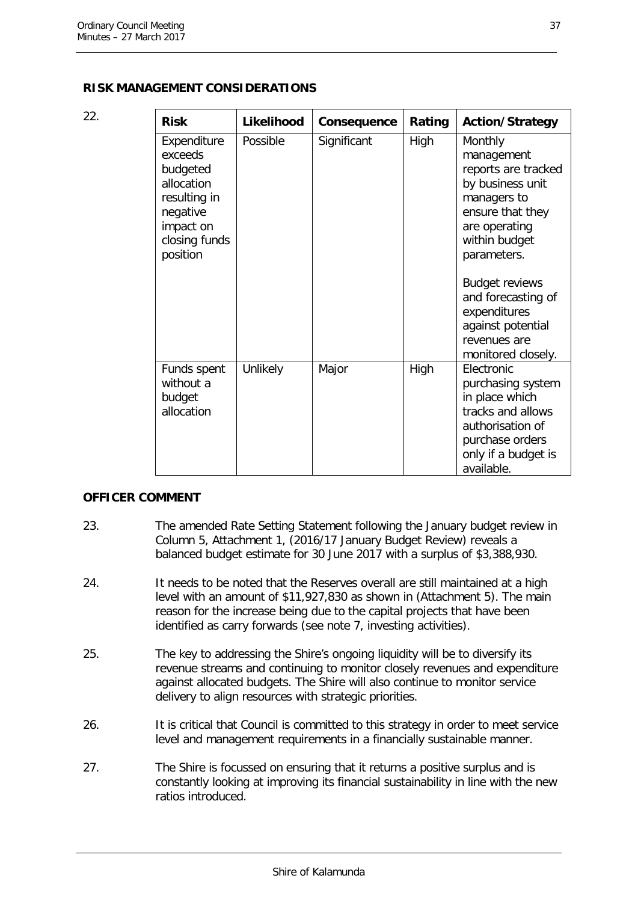## RISK MANAGEMENT CONSIDERATIONS

22.

| Risk | Likelihood | Consequence | Rating | Action/Strategy |
|---|---|---|---|---|
| Expenditure exceeds budgeted allocation resulting in negative impact on closing funds position | Possible | Significant | High | Monthly management reports are tracked by business unit managers to ensure that they are operating within budget parameters.<br><br>Budget reviews and forecasting of expenditures against potential revenues are monitored closely. |
| Funds spent without a budget allocation | Unlikely | Major | High | Electronic purchasing system in place which tracks and allows authorisation of purchase orders only if a budget is available. |

## OFFICER COMMENT

23. The amended Rate Setting Statement following the January budget review in Column 5, Attachment 1, (2016/17 January Budget Review) reveals a balanced budget estimate for 30 June 2017 with a surplus of $3,388,930.

24. It needs to be noted that the Reserves overall are still maintained at a high level with an amount of $11,927,830 as shown in (Attachment 5). The main reason for the increase being due to the capital projects that have been identified as carry forwards (see note 7, investing activities).

25. The key to addressing the Shire's ongoing liquidity will be to diversify its revenue streams and continuing to monitor closely revenues and expenditure against allocated budgets. The Shire will also continue to monitor service delivery to align resources with strategic priorities.

26. It is critical that Council is committed to this strategy in order to meet service level and management requirements in a financially sustainable manner.

27. The Shire is focussed on ensuring that it returns a positive surplus and is constantly looking at improving its financial sustainability in line with the new ratios introduced.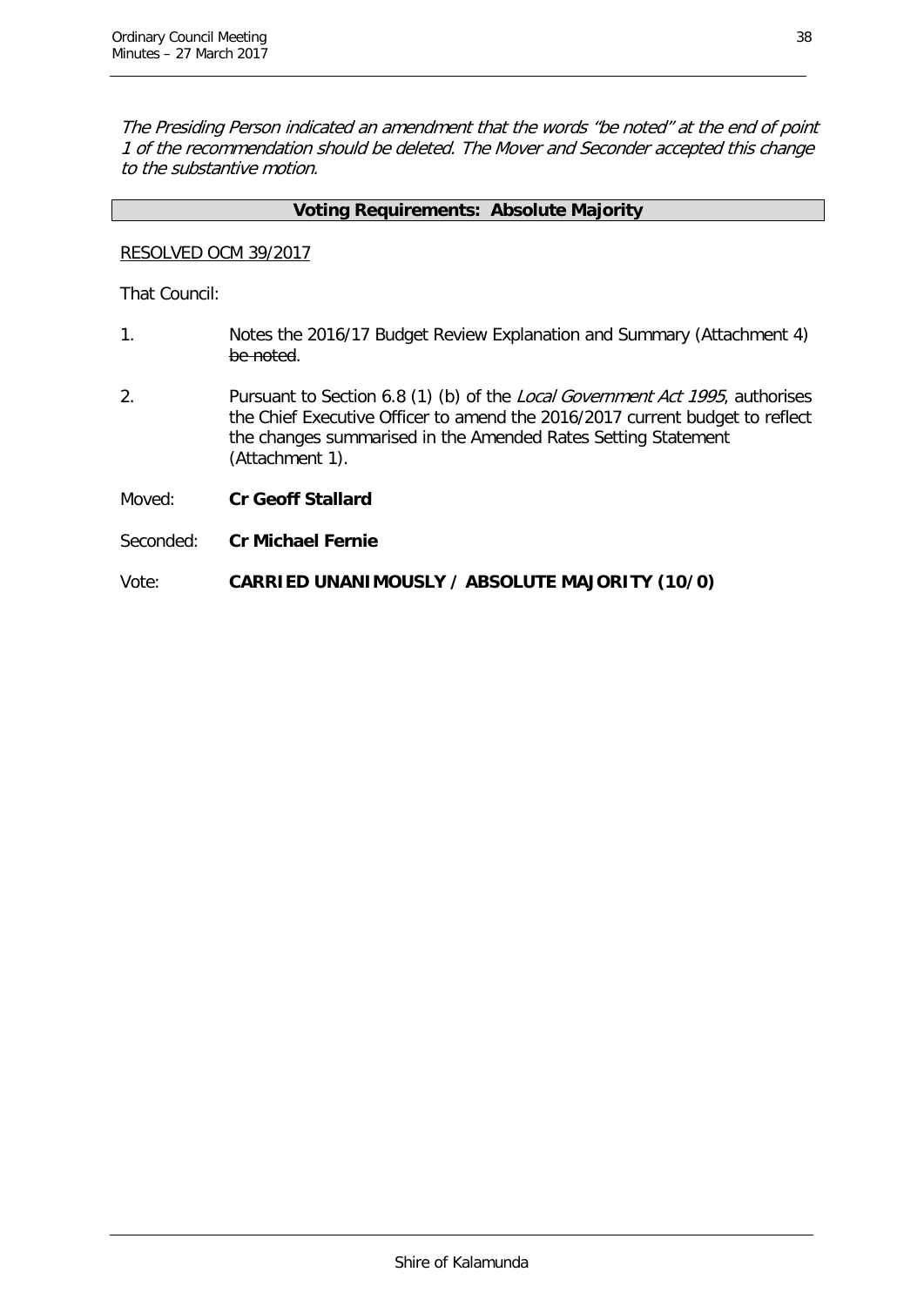*The Presiding Person indicated an amendment that the words "be noted" at the end of point 1 of the recommendation should be deleted. The Mover and Seconder accepted this change to the substantive motion.*

**Voting Requirements: Absolute Majority**

RESOLVED OCM 39/2017

That Council:

1. Notes the 2016/17 Budget Review Explanation and Summary (Attachment 4) ~~be noted~~.

2. Pursuant to Section 6.8 (1) (b) of the *Local Government Act 1995*, authorises the Chief Executive Officer to amend the 2016/2017 current budget to reflect the changes summarised in the Amended Rates Setting Statement (Attachment 1).

Moved: **Cr Geoff Stallard**

Seconded: **Cr Michael Fernie**

Vote: **CARRIED UNANIMOUSLY / ABSOLUTE MAJORITY (10/0)**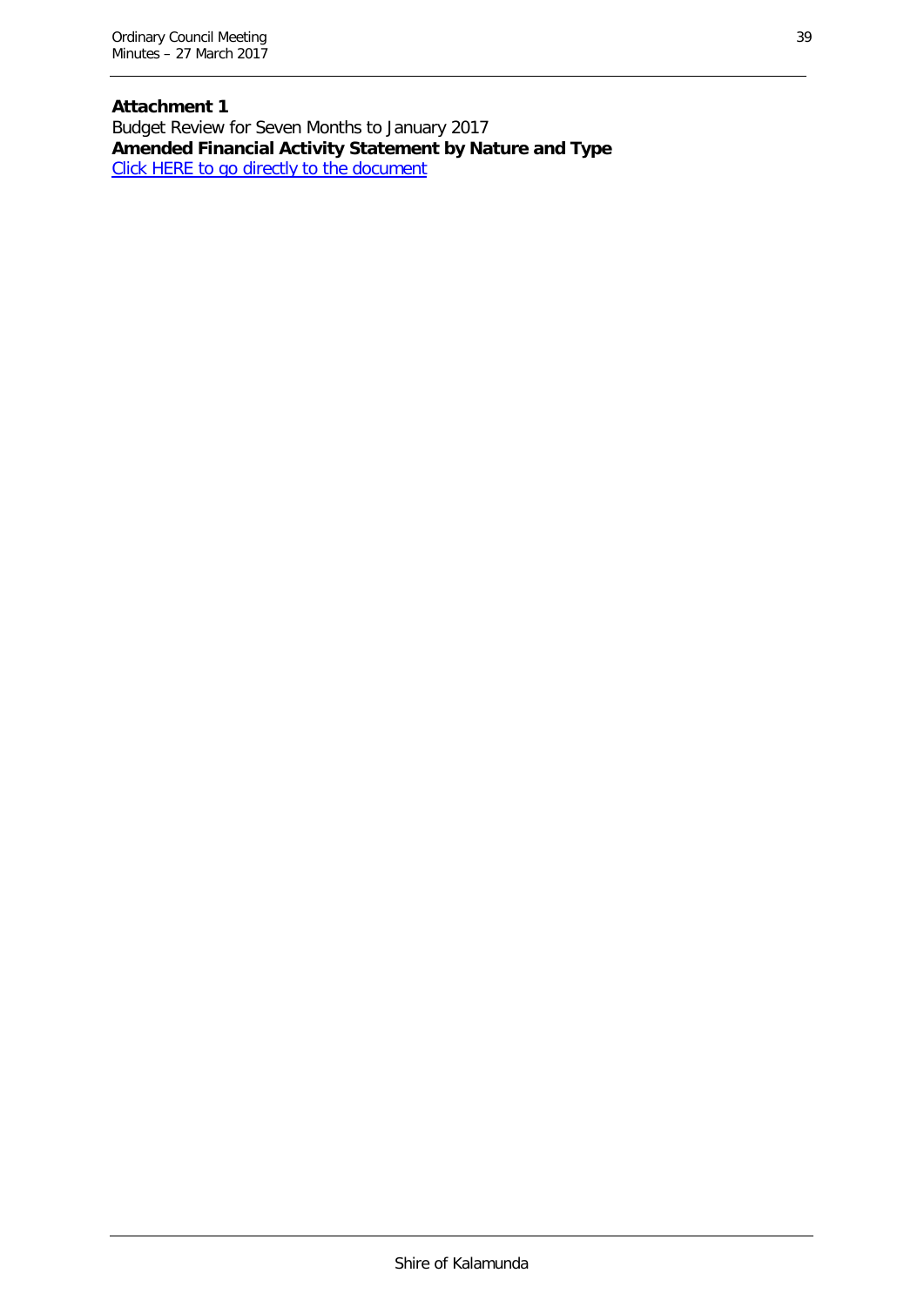**Attachment 1**
Budget Review for Seven Months to January 2017
**Amended Financial Activity Statement by Nature and Type**
Click HERE to go directly to the document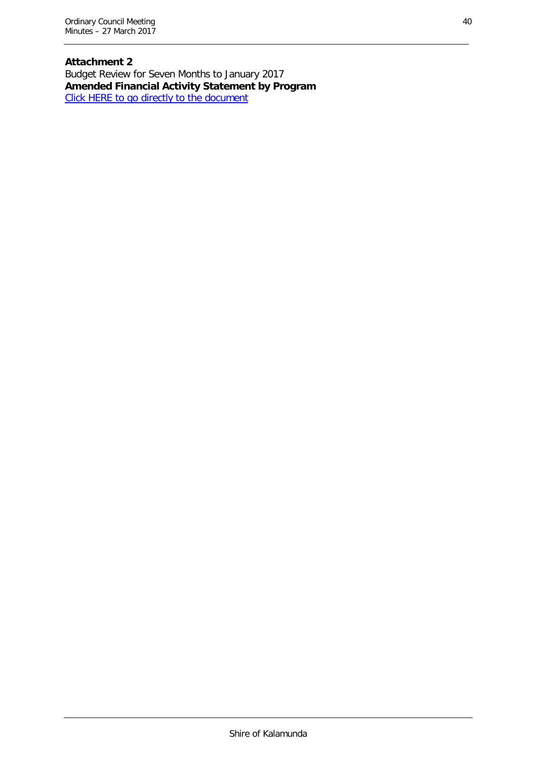**Attachment 2**

Budget Review for Seven Months to January 2017

**Amended Financial Activity Statement by Program**

[Click HERE to go directly to the document]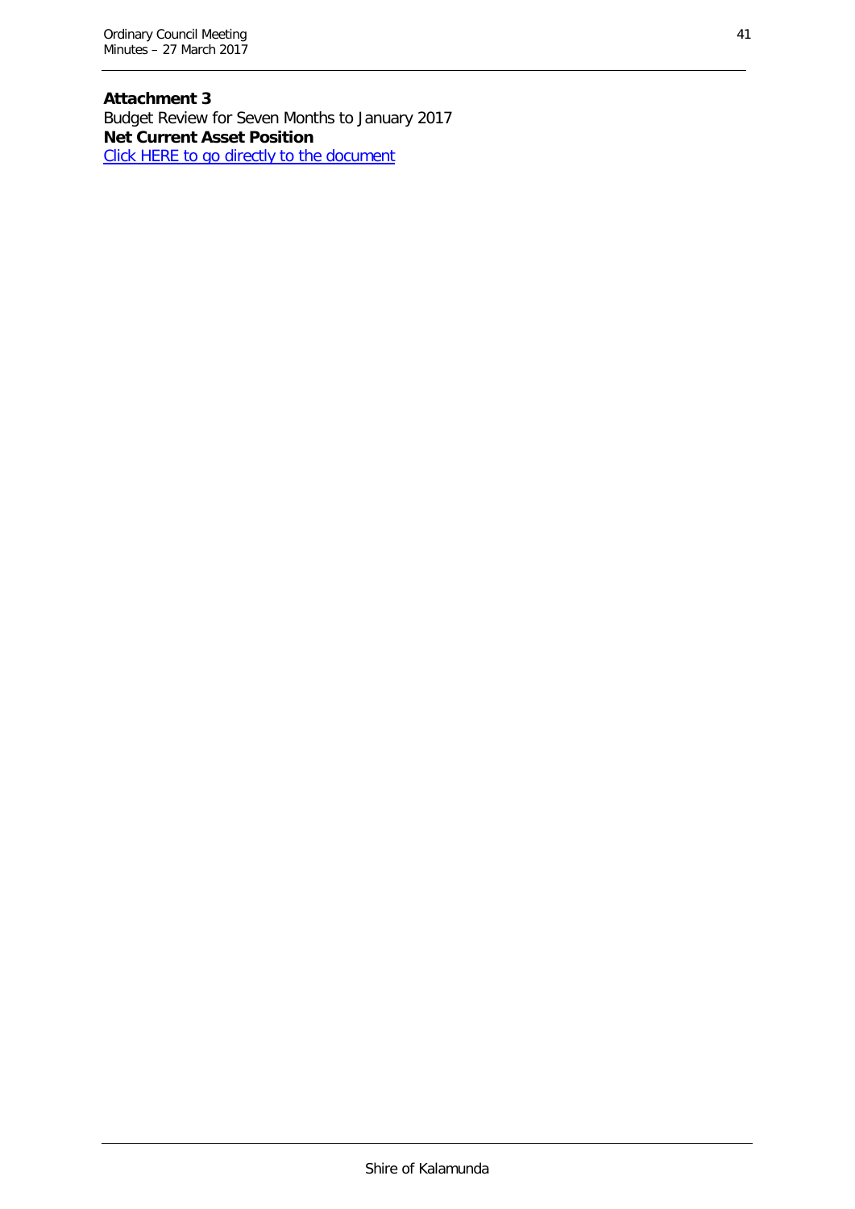**Attachment 3**
Budget Review for Seven Months to January 2017
**Net Current Asset Position**
Click HERE to go directly to the document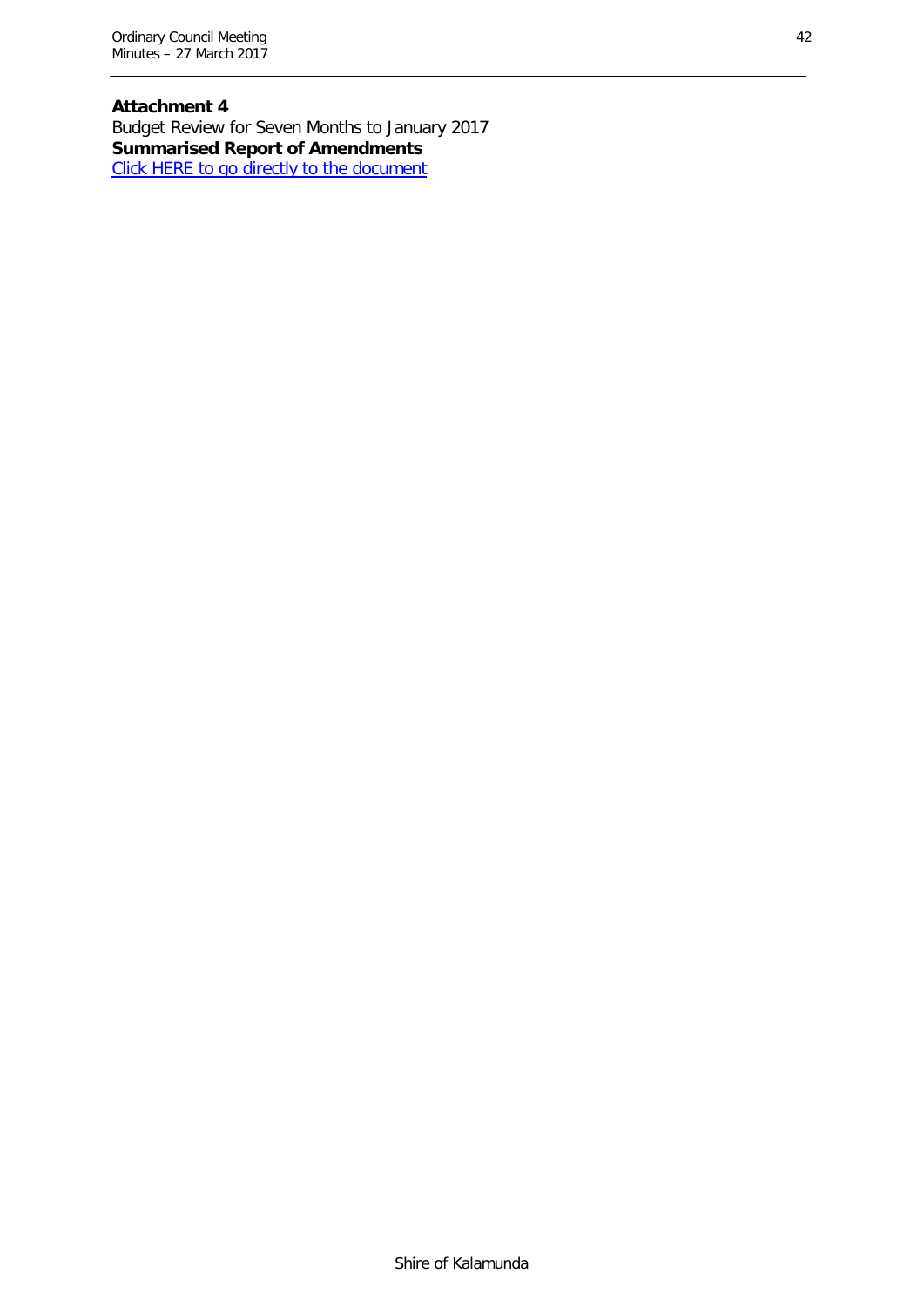**Attachment 4**

Budget Review for Seven Months to January 2017

**Summarised Report of Amendments**

Click HERE to go directly to the document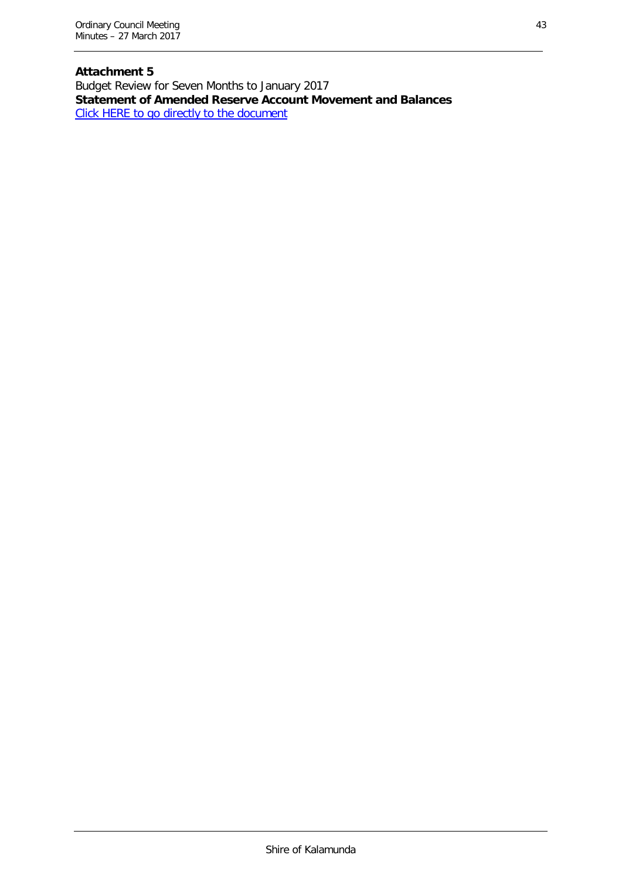**Attachment 5**

Budget Review for Seven Months to January 2017

**Statement of Amended Reserve Account Movement and Balances**

Click HERE to go directly to the document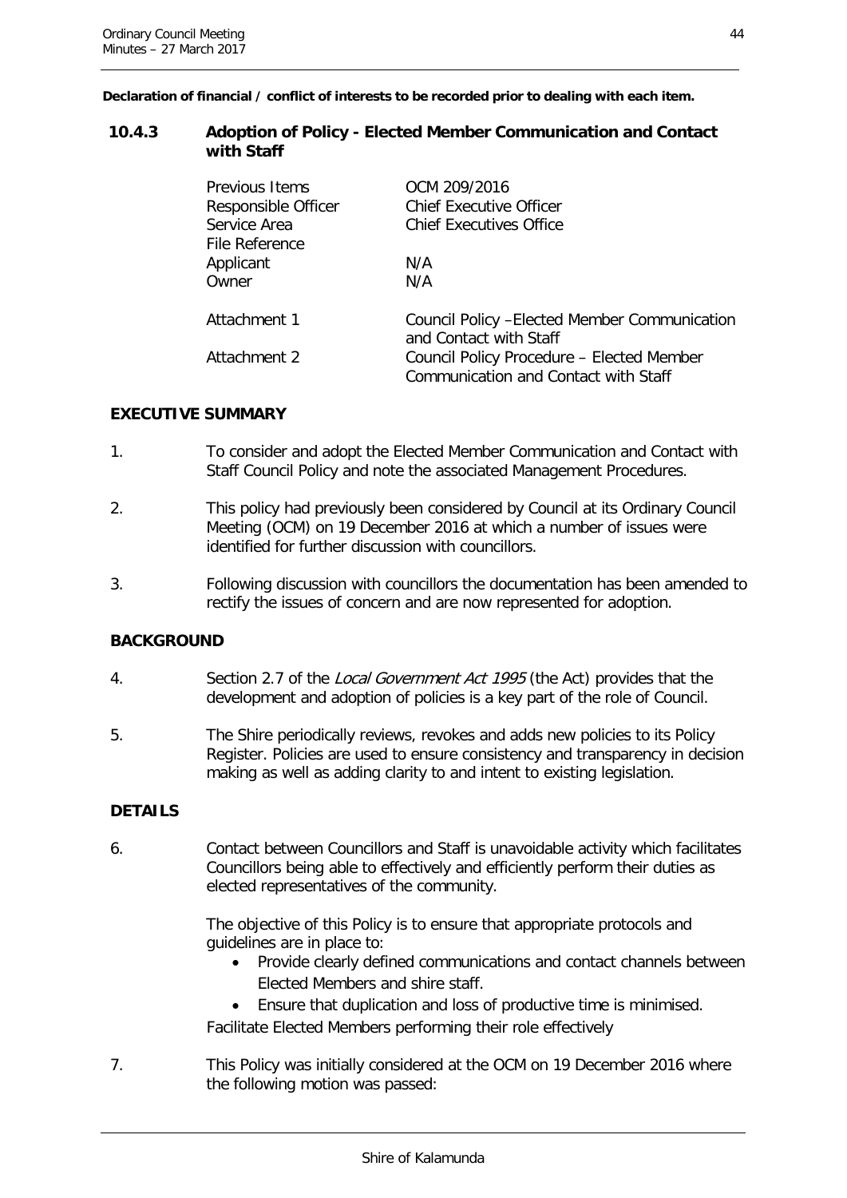**Declaration of financial / conflict of interests to be recorded prior to dealing with each item.**

### 10.4.3 Adoption of Policy - Elected Member Communication and Contact with Staff

| | |
|---|---|
| Previous Items | OCM 209/2016 |
| Responsible Officer | Chief Executive Officer |
| Service Area | Chief Executives Office |
| File Reference | |
| Applicant | N/A |
| Owner | N/A |
| Attachment 1 | Council Policy –Elected Member Communication and Contact with Staff |
| Attachment 2 | Council Policy Procedure – Elected Member Communication and Contact with Staff |

**EXECUTIVE SUMMARY**

1. To consider and adopt the Elected Member Communication and Contact with Staff Council Policy and note the associated Management Procedures.

2. This policy had previously been considered by Council at its Ordinary Council Meeting (OCM) on 19 December 2016 at which a number of issues were identified for further discussion with councillors.

3. Following discussion with councillors the documentation has been amended to rectify the issues of concern and are now represented for adoption.

**BACKGROUND**

4. Section 2.7 of the *Local Government Act 1995* (the Act) provides that the development and adoption of policies is a key part of the role of Council.

5. The Shire periodically reviews, revokes and adds new policies to its Policy Register. Policies are used to ensure consistency and transparency in decision making as well as adding clarity to and intent to existing legislation.

**DETAILS**

6. Contact between Councillors and Staff is unavoidable activity which facilitates Councillors being able to effectively and efficiently perform their duties as elected representatives of the community.

   The objective of this Policy is to ensure that appropriate protocols and guidelines are in place to:

   - Provide clearly defined communications and contact channels between Elected Members and shire staff.
   - Ensure that duplication and loss of productive time is minimised.

   Facilitate Elected Members performing their role effectively

7. This Policy was initially considered at the OCM on 19 December 2016 where the following motion was passed: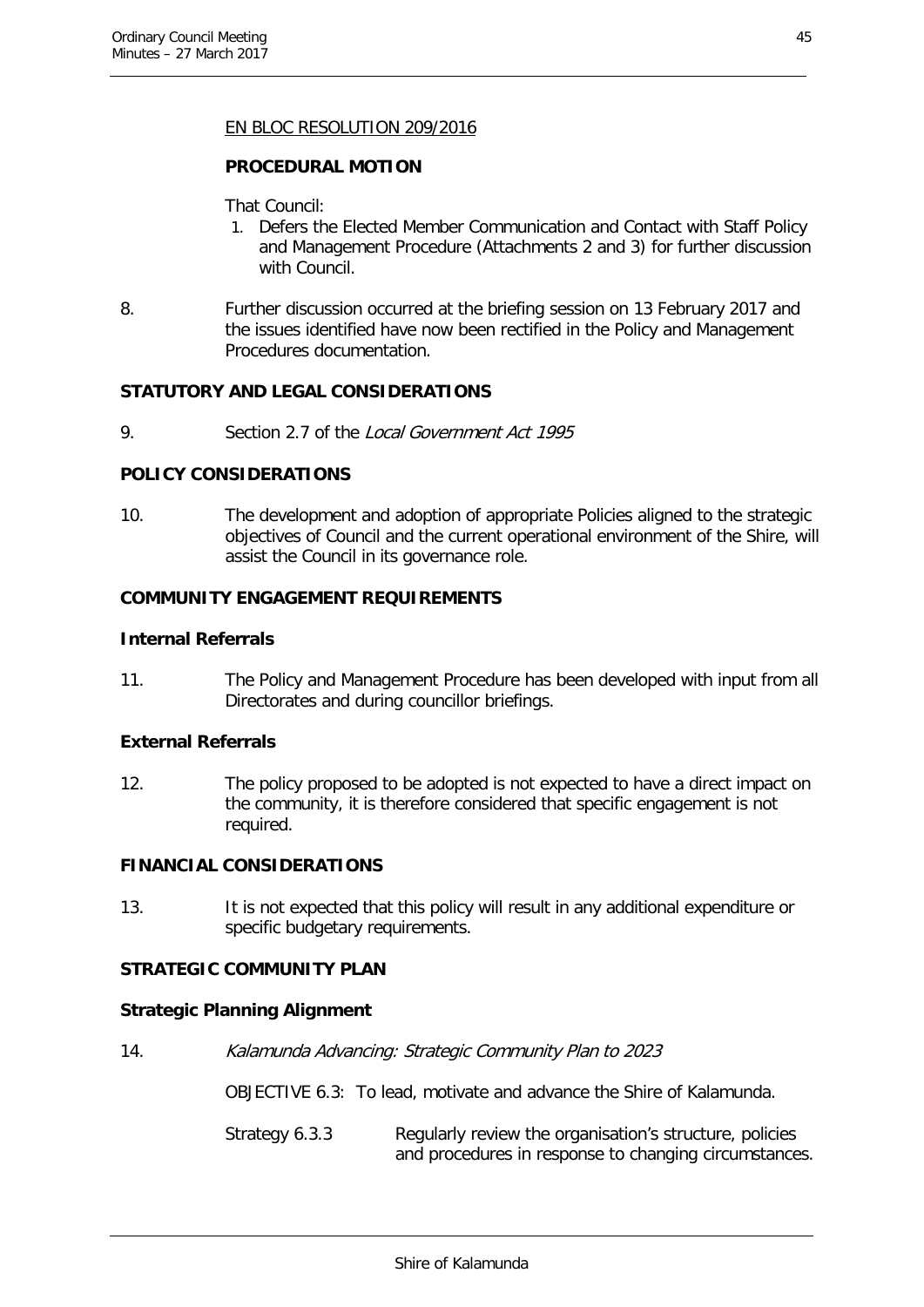EN BLOC RESOLUTION 209/2016

**PROCEDURAL MOTION**

That Council:

1. Defers the Elected Member Communication and Contact with Staff Policy and Management Procedure (Attachments 2 and 3) for further discussion with Council.

8. Further discussion occurred at the briefing session on 13 February 2017 and the issues identified have now been rectified in the Policy and Management Procedures documentation.

**STATUTORY AND LEGAL CONSIDERATIONS**

9. Section 2.7 of the *Local Government Act 1995*

**POLICY CONSIDERATIONS**

10. The development and adoption of appropriate Policies aligned to the strategic objectives of Council and the current operational environment of the Shire, will assist the Council in its governance role.

**COMMUNITY ENGAGEMENT REQUIREMENTS**

**Internal Referrals**

11. The Policy and Management Procedure has been developed with input from all Directorates and during councillor briefings.

**External Referrals**

12. The policy proposed to be adopted is not expected to have a direct impact on the community, it is therefore considered that specific engagement is not required.

**FINANCIAL CONSIDERATIONS**

13. It is not expected that this policy will result in any additional expenditure or specific budgetary requirements.

**STRATEGIC COMMUNITY PLAN**

**Strategic Planning Alignment**

14. *Kalamunda Advancing: Strategic Community Plan to 2023*

OBJECTIVE 6.3: To lead, motivate and advance the Shire of Kalamunda.

Strategy 6.3.3 Regularly review the organisation's structure, policies and procedures in response to changing circumstances.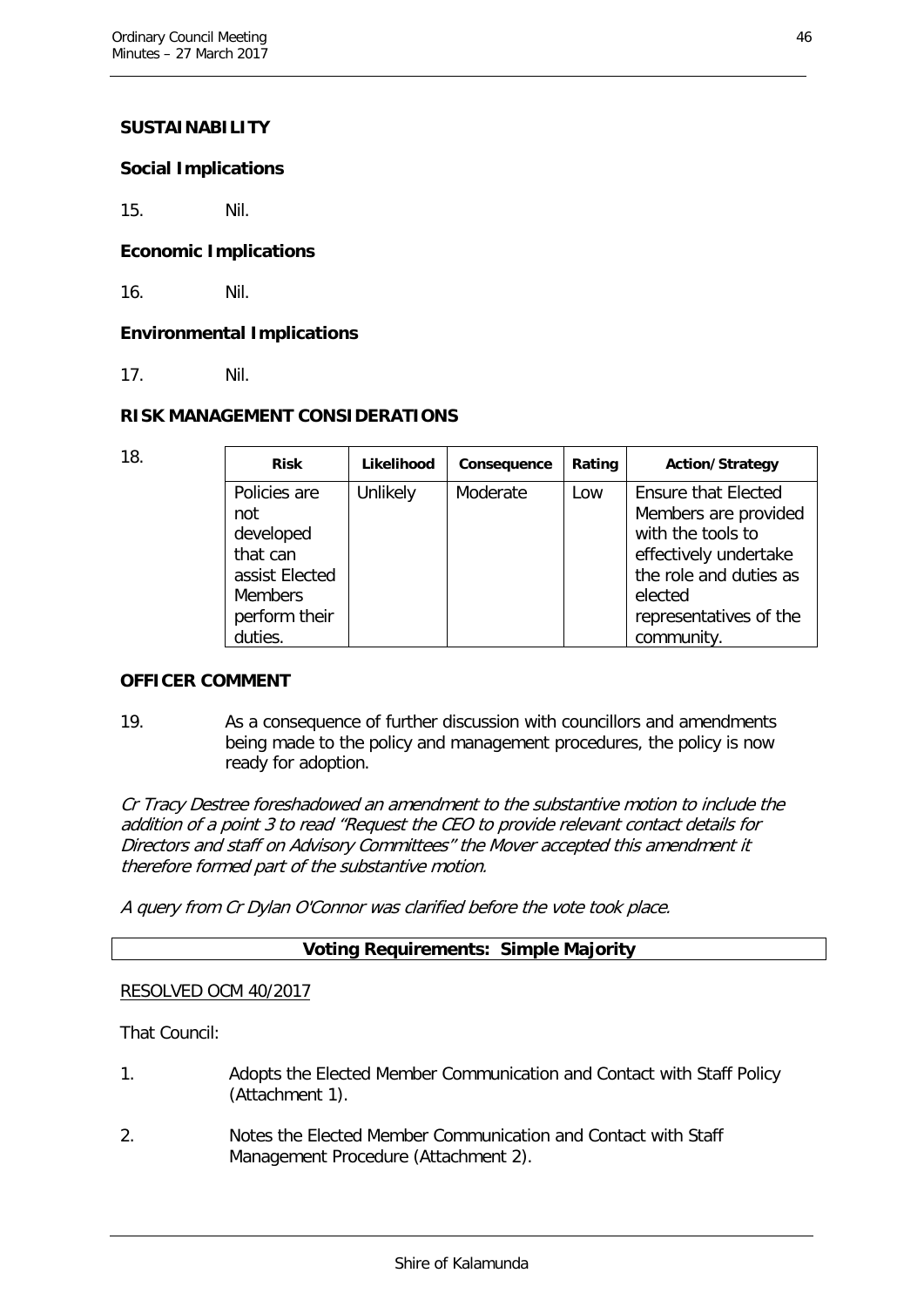## SUSTAINABILITY

### Social Implications

15. Nil.

### Economic Implications

16. Nil.

### Environmental Implications

17. Nil.

## RISK MANAGEMENT CONSIDERATIONS

18.

| Risk | Likelihood | Consequence | Rating | Action/Strategy |
|---|---|---|---|---|
| Policies are not developed that can assist Elected Members perform their duties. | Unlikely | Moderate | Low | Ensure that Elected Members are provided with the tools to effectively undertake the role and duties as elected representatives of the community. |

## OFFICER COMMENT

19. As a consequence of further discussion with councillors and amendments being made to the policy and management procedures, the policy is now ready for adoption.

*Cr Tracy Destree foreshadowed an amendment to the substantive motion to include the addition of a point 3 to read "Request the CEO to provide relevant contact details for Directors and staff on Advisory Committees" the Mover accepted this amendment it therefore formed part of the substantive motion.*

*A query from Cr Dylan O'Connor was clarified before the vote took place.*

**Voting Requirements: Simple Majority**

RESOLVED OCM 40/2017

That Council:

1. Adopts the Elected Member Communication and Contact with Staff Policy (Attachment 1).

2. Notes the Elected Member Communication and Contact with Staff Management Procedure (Attachment 2).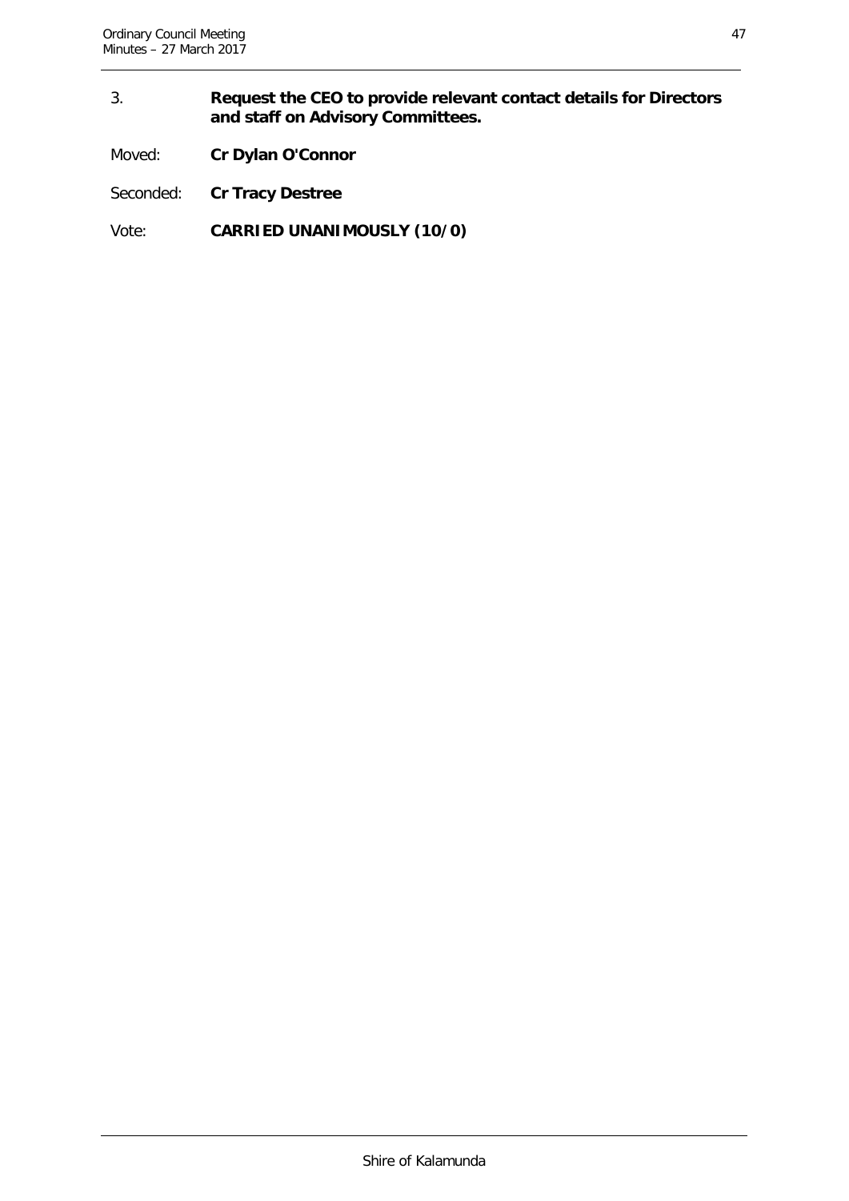3. **Request the CEO to provide relevant contact details for Directors and staff on Advisory Committees.**

Moved: **Cr Dylan O'Connor**

Seconded: **Cr Tracy Destree**

Vote: **CARRIED UNANIMOUSLY (10/0)**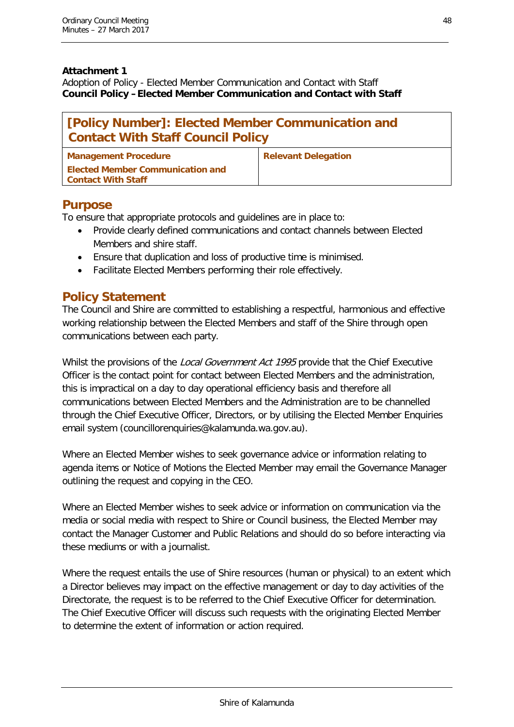**Attachment 1**
Adoption of Policy - Elected Member Communication and Contact with Staff
**Council Policy – Elected Member Communication and Contact with Staff**

# [Policy Number]: Elected Member Communication and Contact With Staff Council Policy

| Management Procedure | Relevant Delegation |
|---|---|
| Elected Member Communication and Contact With Staff | |

## Purpose

To ensure that appropriate protocols and guidelines are in place to:

- Provide clearly defined communications and contact channels between Elected Members and shire staff.
- Ensure that duplication and loss of productive time is minimised.
- Facilitate Elected Members performing their role effectively.

## Policy Statement

The Council and Shire are committed to establishing a respectful, harmonious and effective working relationship between the Elected Members and staff of the Shire through open communications between each party.

Whilst the provisions of the *Local Government Act 1995* provide that the Chief Executive Officer is the contact point for contact between Elected Members and the administration, this is impractical on a day to day operational efficiency basis and therefore all communications between Elected Members and the Administration are to be channelled through the Chief Executive Officer, Directors, or by utilising the Elected Member Enquiries email system (councillorenquiries@kalamunda.wa.gov.au).

Where an Elected Member wishes to seek governance advice or information relating to agenda items or Notice of Motions the Elected Member may email the Governance Manager outlining the request and copying in the CEO.

Where an Elected Member wishes to seek advice or information on communication via the media or social media with respect to Shire or Council business, the Elected Member may contact the Manager Customer and Public Relations and should do so before interacting via these mediums or with a journalist.

Where the request entails the use of Shire resources (human or physical) to an extent which a Director believes may impact on the effective management or day to day activities of the Directorate, the request is to be referred to the Chief Executive Officer for determination. The Chief Executive Officer will discuss such requests with the originating Elected Member to determine the extent of information or action required.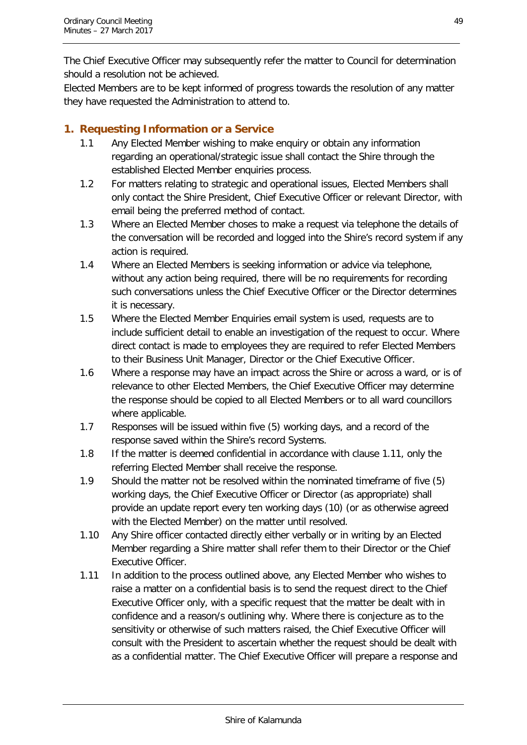The Chief Executive Officer may subsequently refer the matter to Council for determination should a resolution not be achieved.

Elected Members are to be kept informed of progress towards the resolution of any matter they have requested the Administration to attend to.

## 1. Requesting Information or a Service

1.1 Any Elected Member wishing to make enquiry or obtain any information regarding an operational/strategic issue shall contact the Shire through the established Elected Member enquiries process.

1.2 For matters relating to strategic and operational issues, Elected Members shall only contact the Shire President, Chief Executive Officer or relevant Director, with email being the preferred method of contact.

1.3 Where an Elected Member choses to make a request via telephone the details of the conversation will be recorded and logged into the Shire's record system if any action is required.

1.4 Where an Elected Members is seeking information or advice via telephone, without any action being required, there will be no requirements for recording such conversations unless the Chief Executive Officer or the Director determines it is necessary.

1.5 Where the Elected Member Enquiries email system is used, requests are to include sufficient detail to enable an investigation of the request to occur. Where direct contact is made to employees they are required to refer Elected Members to their Business Unit Manager, Director or the Chief Executive Officer.

1.6 Where a response may have an impact across the Shire or across a ward, or is of relevance to other Elected Members, the Chief Executive Officer may determine the response should be copied to all Elected Members or to all ward councillors where applicable.

1.7 Responses will be issued within five (5) working days, and a record of the response saved within the Shire's record Systems.

1.8 If the matter is deemed confidential in accordance with clause 1.11, only the referring Elected Member shall receive the response.

1.9 Should the matter not be resolved within the nominated timeframe of five (5) working days, the Chief Executive Officer or Director (as appropriate) shall provide an update report every ten working days (10) (or as otherwise agreed with the Elected Member) on the matter until resolved.

1.10 Any Shire officer contacted directly either verbally or in writing by an Elected Member regarding a Shire matter shall refer them to their Director or the Chief Executive Officer.

1.11 In addition to the process outlined above, any Elected Member who wishes to raise a matter on a confidential basis is to send the request direct to the Chief Executive Officer only, with a specific request that the matter be dealt with in confidence and a reason/s outlining why. Where there is conjecture as to the sensitivity or otherwise of such matters raised, the Chief Executive Officer will consult with the President to ascertain whether the request should be dealt with as a confidential matter. The Chief Executive Officer will prepare a response and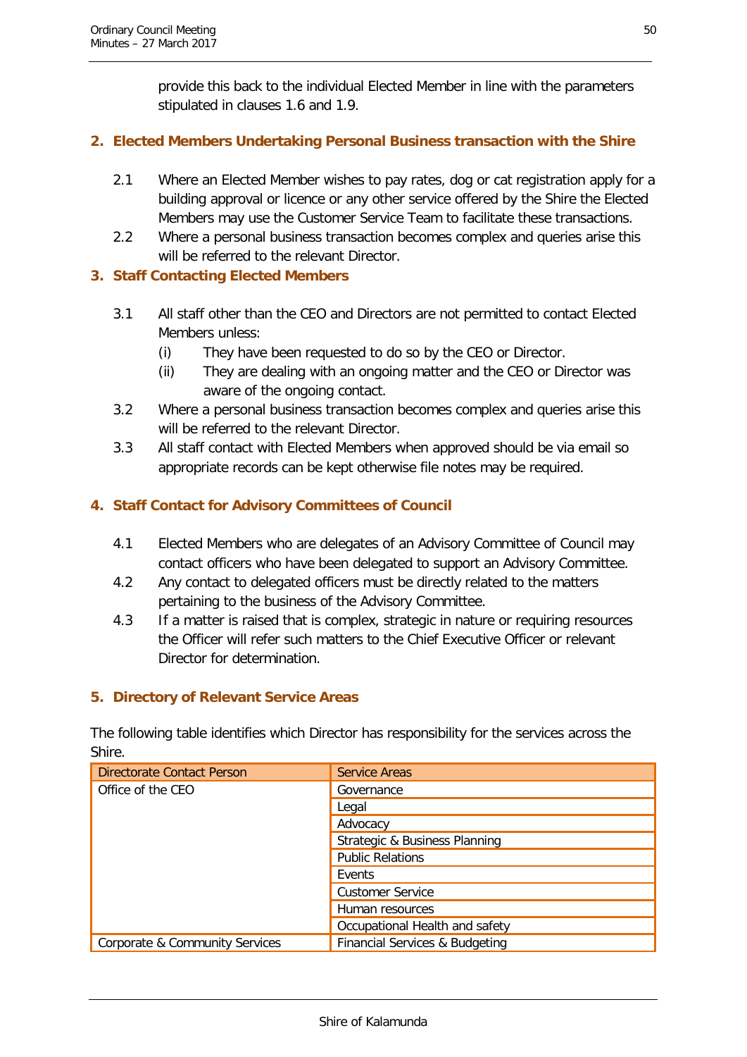provide this back to the individual Elected Member in line with the parameters stipulated in clauses 1.6 and 1.9.

## 2. Elected Members Undertaking Personal Business transaction with the Shire

2.1 Where an Elected Member wishes to pay rates, dog or cat registration apply for a building approval or licence or any other service offered by the Shire the Elected Members may use the Customer Service Team to facilitate these transactions.

2.2 Where a personal business transaction becomes complex and queries arise this will be referred to the relevant Director.

## 3. Staff Contacting Elected Members

3.1 All staff other than the CEO and Directors are not permitted to contact Elected Members unless:

(i) They have been requested to do so by the CEO or Director.

(ii) They are dealing with an ongoing matter and the CEO or Director was aware of the ongoing contact.

3.2 Where a personal business transaction becomes complex and queries arise this will be referred to the relevant Director.

3.3 All staff contact with Elected Members when approved should be via email so appropriate records can be kept otherwise file notes may be required.

## 4. Staff Contact for Advisory Committees of Council

4.1 Elected Members who are delegates of an Advisory Committee of Council may contact officers who have been delegated to support an Advisory Committee.

4.2 Any contact to delegated officers must be directly related to the matters pertaining to the business of the Advisory Committee.

4.3 If a matter is raised that is complex, strategic in nature or requiring resources the Officer will refer such matters to the Chief Executive Officer or relevant Director for determination.

## 5. Directory of Relevant Service Areas

The following table identifies which Director has responsibility for the services across the Shire.

| Directorate Contact Person | Service Areas |
|---|---|
| Office of the CEO | Governance |
| | Legal |
| | Advocacy |
| | Strategic & Business Planning |
| | Public Relations |
| | Events |
| | Customer Service |
| | Human resources |
| | Occupational Health and safety |
| Corporate & Community Services | Financial Services & Budgeting |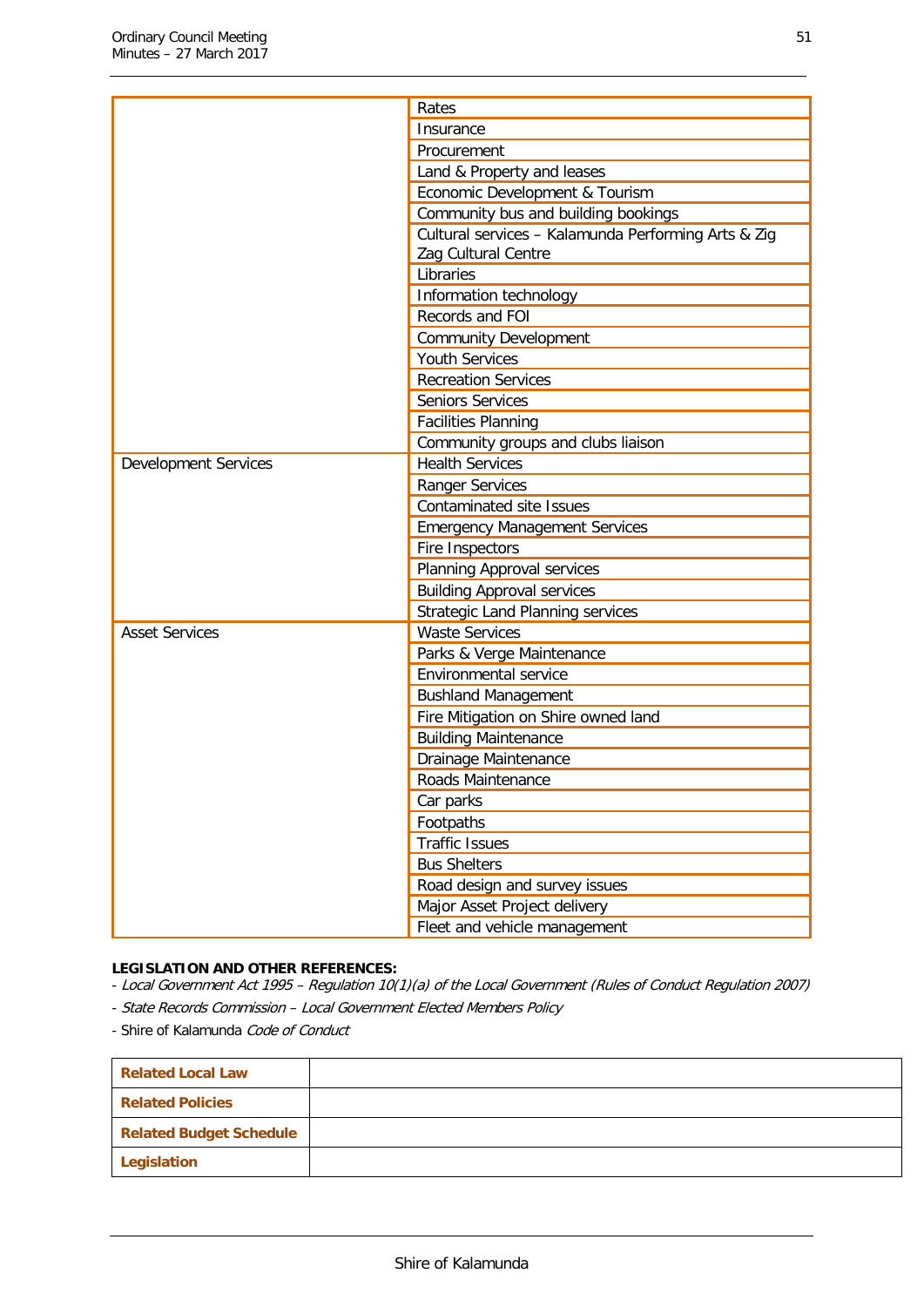| | |
|---|---|
| | Rates |
| | Insurance |
| | Procurement |
| | Land & Property and leases |
| | Economic Development & Tourism |
| | Community bus and building bookings |
| | Cultural services – Kalamunda Performing Arts & Zig Zag Cultural Centre |
| | Libraries |
| | Information technology |
| | Records and FOI |
| | Community Development |
| | Youth Services |
| | Recreation Services |
| | Seniors Services |
| | Facilities Planning |
| | Community groups and clubs liaison |
| Development Services | Health Services |
| | Ranger Services |
| | Contaminated site Issues |
| | Emergency Management Services |
| | Fire Inspectors |
| | Planning Approval services |
| | Building Approval services |
| | Strategic Land Planning services |
| Asset Services | Waste Services |
| | Parks & Verge Maintenance |
| | Environmental service |
| | Bushland Management |
| | Fire Mitigation on Shire owned land |
| | Building Maintenance |
| | Drainage Maintenance |
| | Roads Maintenance |
| | Car parks |
| | Footpaths |
| | Traffic Issues |
| | Bus Shelters |
| | Road design and survey issues |
| | Major Asset Project delivery |
| | Fleet and vehicle management |

**LEGISLATION AND OTHER REFERENCES:**

- *Local Government Act 1995 – Regulation 10(1)(a) of the Local Government (Rules of Conduct Regulation 2007)*
- *State Records Commission – Local Government Elected Members Policy*
- Shire of Kalamunda *Code of Conduct*

| | |
|---|---|
| **Related Local Law** | |
| **Related Policies** | |
| **Related Budget Schedule** | |
| **Legislation** | |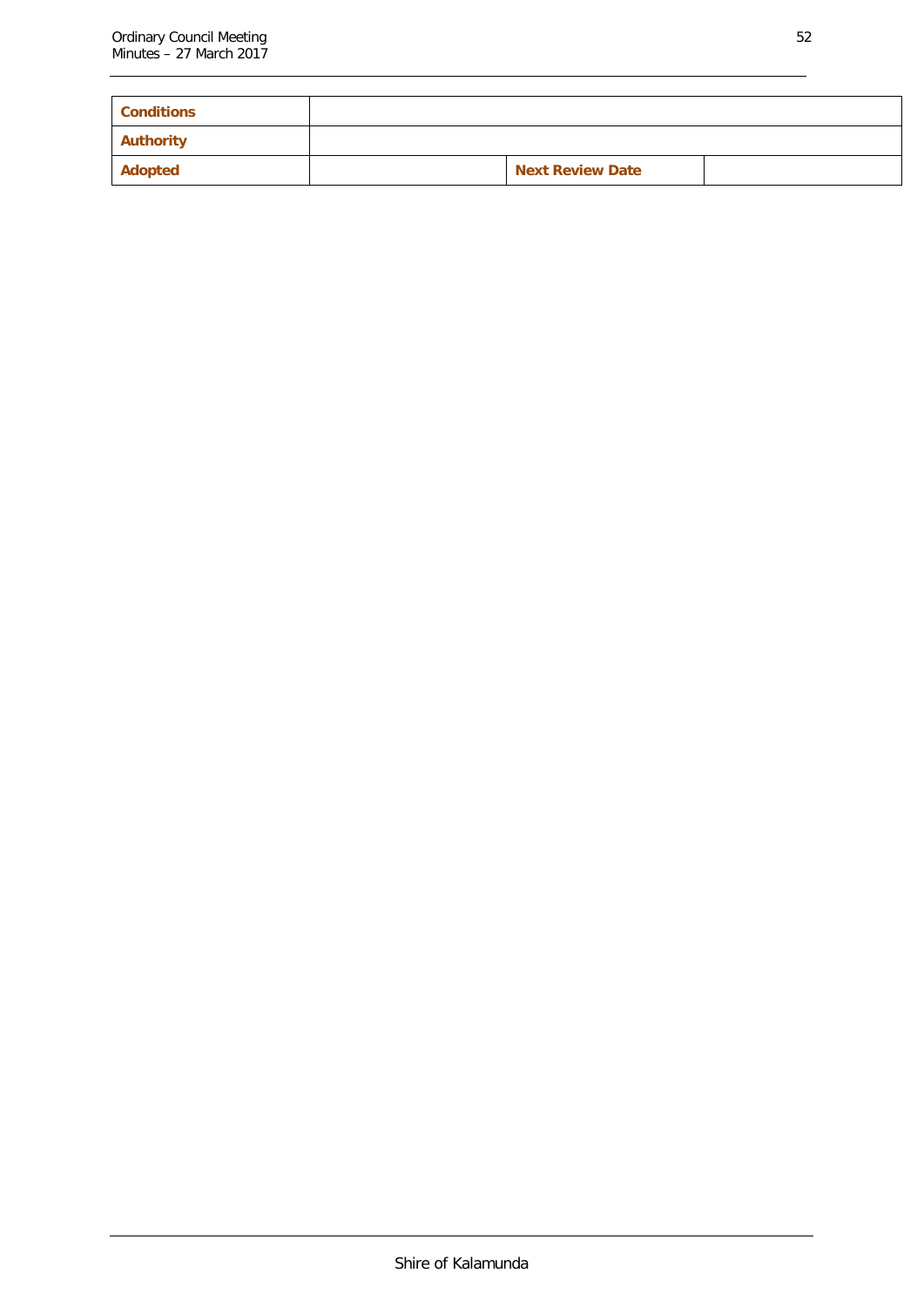| **Conditions** | | | |
| --- | --- | --- | --- |
| **Authority** | | | |
| **Adopted** | | **Next Review Date** | |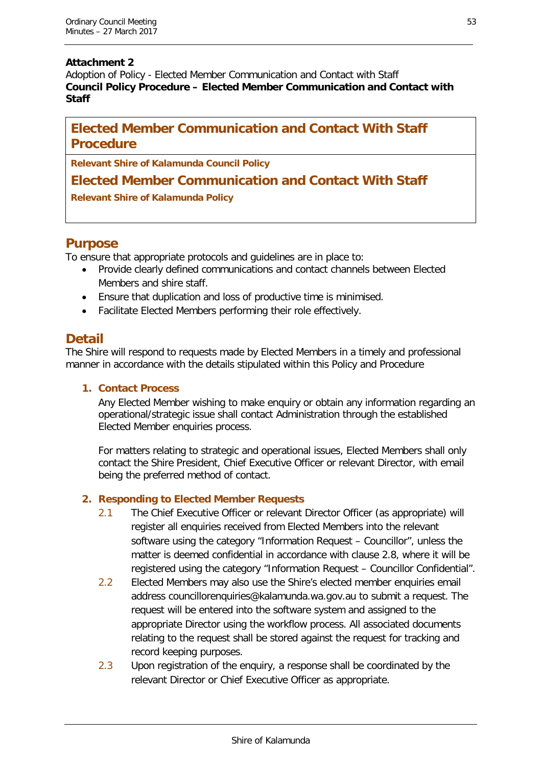**Attachment 2**

Adoption of Policy - Elected Member Communication and Contact with Staff

**Council Policy Procedure – Elected Member Communication and Contact with Staff**

# Elected Member Communication and Contact With Staff Procedure

**Relevant Shire of Kalamunda Council Policy**

## Elected Member Communication and Contact With Staff

**Relevant Shire of Kalamunda Policy**

## Purpose

To ensure that appropriate protocols and guidelines are in place to:

- Provide clearly defined communications and contact channels between Elected Members and shire staff.
- Ensure that duplication and loss of productive time is minimised.
- Facilitate Elected Members performing their role effectively.

## Detail

The Shire will respond to requests made by Elected Members in a timely and professional manner in accordance with the details stipulated within this Policy and Procedure

### 1. Contact Process

Any Elected Member wishing to make enquiry or obtain any information regarding an operational/strategic issue shall contact Administration through the established Elected Member enquiries process.

For matters relating to strategic and operational issues, Elected Members shall only contact the Shire President, Chief Executive Officer or relevant Director, with email being the preferred method of contact.

### 2. Responding to Elected Member Requests

2.1 The Chief Executive Officer or relevant Director Officer (as appropriate) will register all enquiries received from Elected Members into the relevant software using the category "Information Request – Councillor", unless the matter is deemed confidential in accordance with clause 2.8, where it will be registered using the category "Information Request – Councillor Confidential".

2.2 Elected Members may also use the Shire's elected member enquiries email address councillorenquiries@kalamunda.wa.gov.au to submit a request. The request will be entered into the software system and assigned to the appropriate Director using the workflow process. All associated documents relating to the request shall be stored against the request for tracking and record keeping purposes.

2.3 Upon registration of the enquiry, a response shall be coordinated by the relevant Director or Chief Executive Officer as appropriate.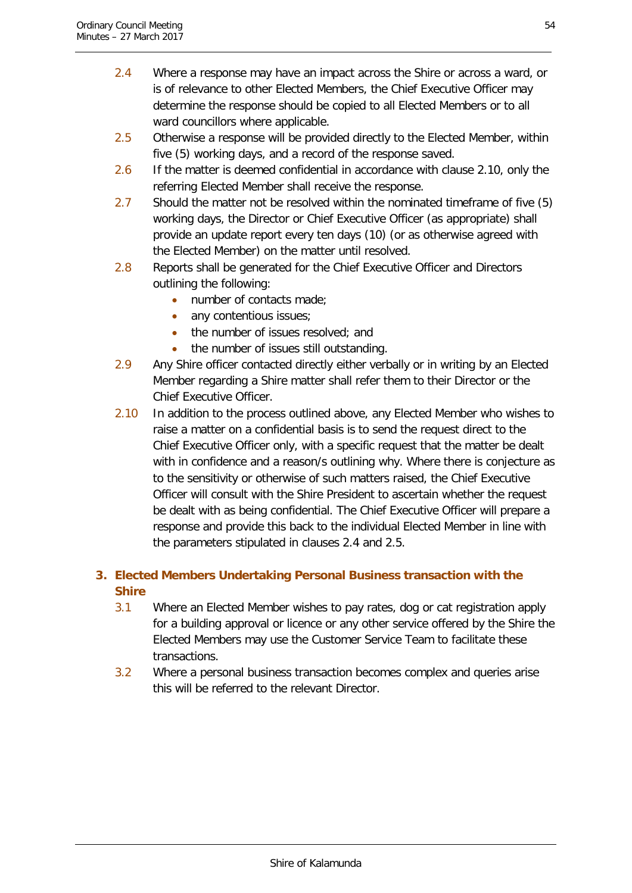2.4 Where a response may have an impact across the Shire or across a ward, or is of relevance to other Elected Members, the Chief Executive Officer may determine the response should be copied to all Elected Members or to all ward councillors where applicable.

2.5 Otherwise a response will be provided directly to the Elected Member, within five (5) working days, and a record of the response saved.

2.6 If the matter is deemed confidential in accordance with clause 2.10, only the referring Elected Member shall receive the response.

2.7 Should the matter not be resolved within the nominated timeframe of five (5) working days, the Director or Chief Executive Officer (as appropriate) shall provide an update report every ten days (10) (or as otherwise agreed with the Elected Member) on the matter until resolved.

2.8 Reports shall be generated for the Chief Executive Officer and Directors outlining the following:

- number of contacts made;
- any contentious issues;
- the number of issues resolved; and
- the number of issues still outstanding.

2.9 Any Shire officer contacted directly either verbally or in writing by an Elected Member regarding a Shire matter shall refer them to their Director or the Chief Executive Officer.

2.10 In addition to the process outlined above, any Elected Member who wishes to raise a matter on a confidential basis is to send the request direct to the Chief Executive Officer only, with a specific request that the matter be dealt with in confidence and a reason/s outlining why. Where there is conjecture as to the sensitivity or otherwise of such matters raised, the Chief Executive Officer will consult with the Shire President to ascertain whether the request be dealt with as being confidential. The Chief Executive Officer will prepare a response and provide this back to the individual Elected Member in line with the parameters stipulated in clauses 2.4 and 2.5.

## 3. Elected Members Undertaking Personal Business transaction with the Shire

3.1 Where an Elected Member wishes to pay rates, dog or cat registration apply for a building approval or licence or any other service offered by the Shire the Elected Members may use the Customer Service Team to facilitate these transactions.

3.2 Where a personal business transaction becomes complex and queries arise this will be referred to the relevant Director.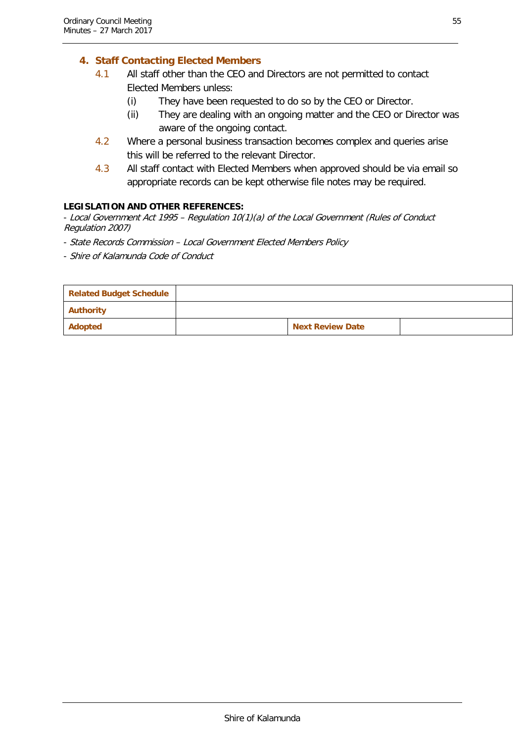## 4. Staff Contacting Elected Members

4.1 All staff other than the CEO and Directors are not permitted to contact Elected Members unless:

- (i) They have been requested to do so by the CEO or Director.
- (ii) They are dealing with an ongoing matter and the CEO or Director was aware of the ongoing contact.

4.2 Where a personal business transaction becomes complex and queries arise this will be referred to the relevant Director.

4.3 All staff contact with Elected Members when approved should be via email so appropriate records can be kept otherwise file notes may be required.

**LEGISLATION AND OTHER REFERENCES:**

- *Local Government Act 1995 – Regulation 10(1)(a) of the Local Government (Rules of Conduct Regulation 2007)*
- *State Records Commission – Local Government Elected Members Policy*
- *Shire of Kalamunda Code of Conduct*

| **Related Budget Schedule** | | | |
|---|---|---|---|
| **Authority** | | | |
| **Adopted** | | **Next Review Date** | |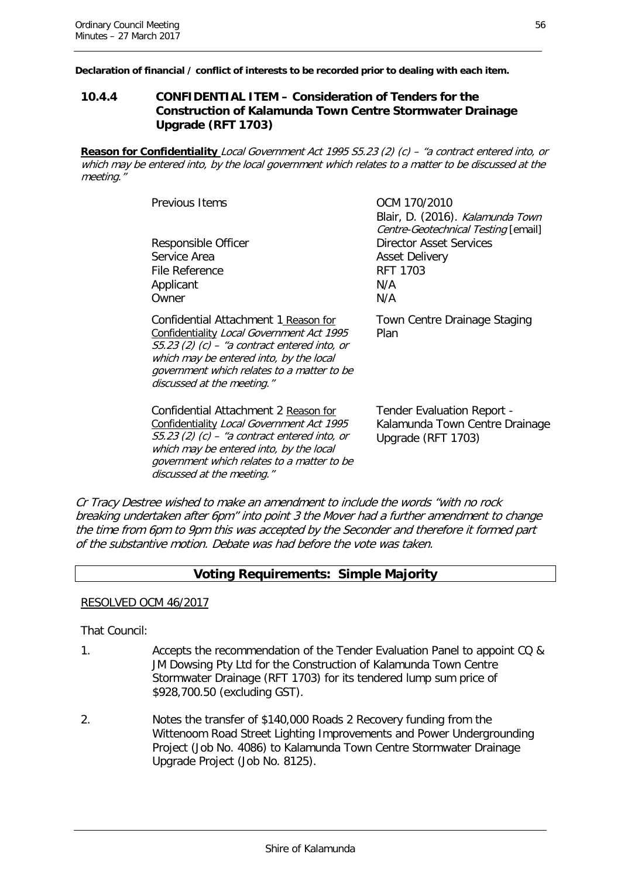**Declaration of financial / conflict of interests to be recorded prior to dealing with each item.**

## 10.4.4 CONFIDENTIAL ITEM – Consideration of Tenders for the Construction of Kalamunda Town Centre Stormwater Drainage Upgrade (RFT 1703)

**Reason for Confidentiality** *Local Government Act 1995 S5.23 (2) (c) – "a contract entered into, or which may be entered into, by the local government which relates to a matter to be discussed at the meeting."*

| | |
|---|---|
| Previous Items | OCM 170/2010<br>Blair, D. (2016). *Kalamunda Town Centre-Geotechnical Testing* [email] |
| Responsible Officer | Director Asset Services |
| Service Area | Asset Delivery |
| File Reference | RFT 1703 |
| Applicant | N/A |
| Owner | N/A |
| Confidential Attachment 1 Reason for Confidentiality *Local Government Act 1995 S5.23 (2) (c) – "a contract entered into, or which may be entered into, by the local government which relates to a matter to be discussed at the meeting."* | Town Centre Drainage Staging Plan |
| Confidential Attachment 2 Reason for Confidentiality *Local Government Act 1995 S5.23 (2) (c) – "a contract entered into, or which may be entered into, by the local government which relates to a matter to be discussed at the meeting."* | Tender Evaluation Report - Kalamunda Town Centre Drainage Upgrade (RFT 1703) |

*Cr Tracy Destree wished to make an amendment to include the words "with no rock breaking undertaken after 6pm" into point 3 the Mover had a further amendment to change the time from 6pm to 9pm this was accepted by the Seconder and therefore it formed part of the substantive motion. Debate was had before the vote was taken.*

**Voting Requirements: Simple Majority**

RESOLVED OCM 46/2017

That Council:

1. Accepts the recommendation of the Tender Evaluation Panel to appoint CQ & JM Dowsing Pty Ltd for the Construction of Kalamunda Town Centre Stormwater Drainage (RFT 1703) for its tendered lump sum price of $928,700.50 (excluding GST).
2. Notes the transfer of $140,000 Roads 2 Recovery funding from the Wittenoom Road Street Lighting Improvements and Power Undergrounding Project (Job No. 4086) to Kalamunda Town Centre Stormwater Drainage Upgrade Project (Job No. 8125).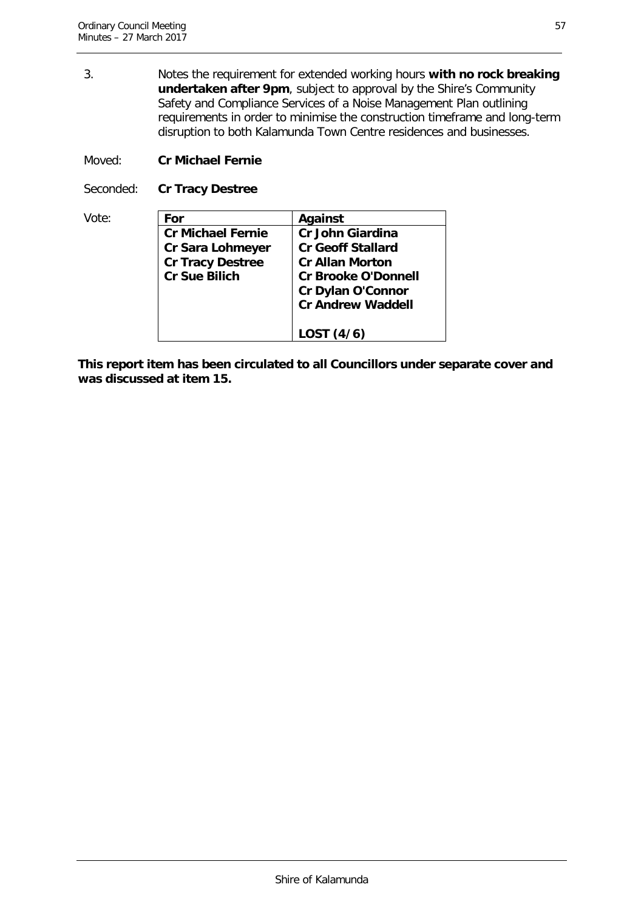3. Notes the requirement for extended working hours **with no rock breaking undertaken after 9pm**, subject to approval by the Shire's Community Safety and Compliance Services of a Noise Management Plan outlining requirements in order to minimise the construction timeframe and long-term disruption to both Kalamunda Town Centre residences and businesses.

Moved: **Cr Michael Fernie**

Seconded: **Cr Tracy Destree**

Vote:

| For | Against |
|---|---|
| **Cr Michael Fernie** | **Cr John Giardina** |
| **Cr Sara Lohmeyer** | **Cr Geoff Stallard** |
| **Cr Tracy Destree** | **Cr Allan Morton** |
| **Cr Sue Bilich** | **Cr Brooke O'Donnell** |
| | **Cr Dylan O'Connor** |
| | **Cr Andrew Waddell** |
| | **LOST (4/6)** |

**This report item has been circulated to all Councillors under separate cover and was discussed at item 15.**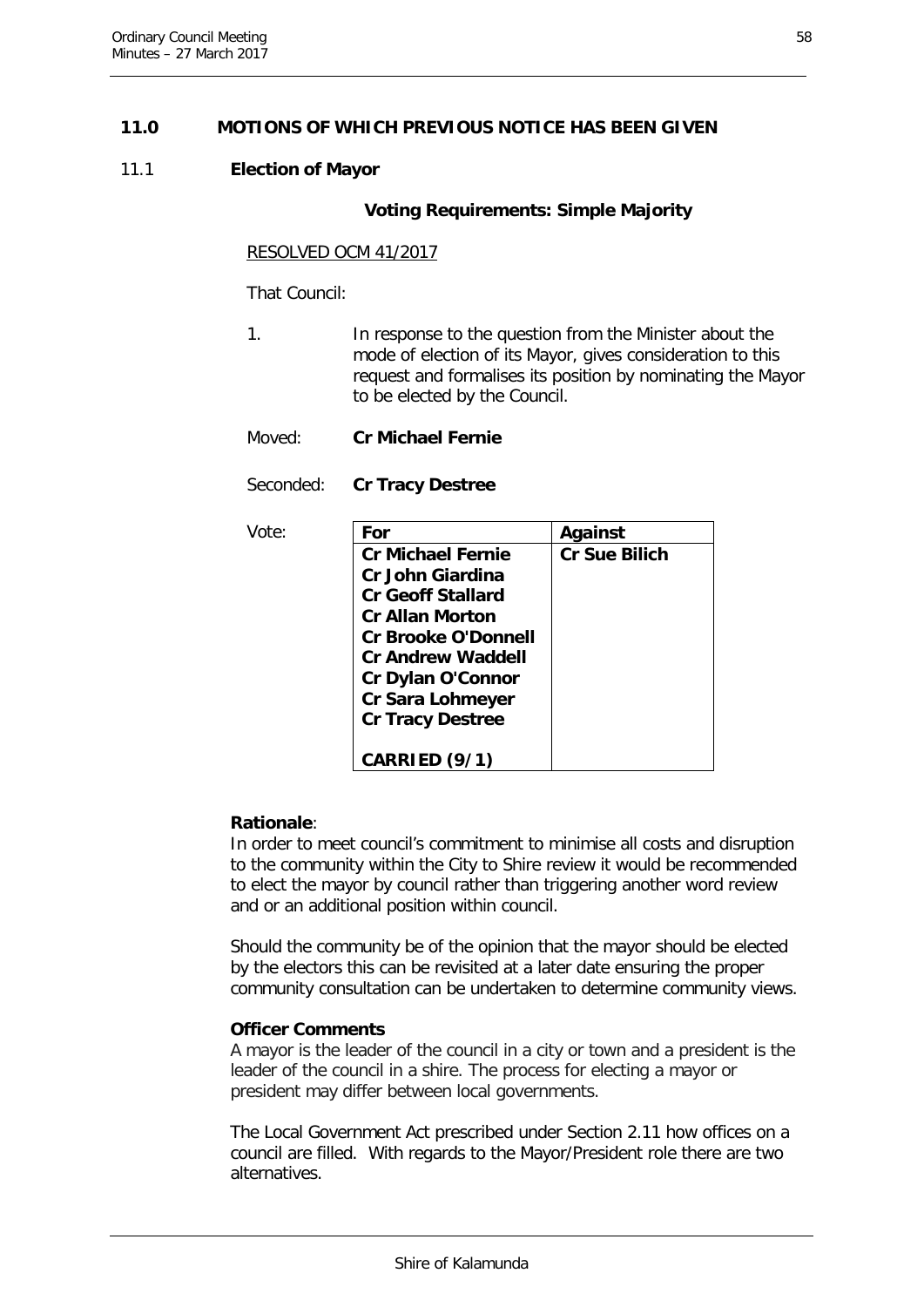## 11.0 MOTIONS OF WHICH PREVIOUS NOTICE HAS BEEN GIVEN

### 11.1 Election of Mayor

**Voting Requirements: Simple Majority**

RESOLVED OCM 41/2017

That Council:

1. In response to the question from the Minister about the mode of election of its Mayor, gives consideration to this request and formalises its position by nominating the Mayor to be elected by the Council.

Moved: **Cr Michael Fernie**

Seconded: **Cr Tracy Destree**

Vote:

| For | Against |
|---|---|
| **Cr Michael Fernie**<br>**Cr John Giardina**<br>**Cr Geoff Stallard**<br>**Cr Allan Morton**<br>**Cr Brooke O'Donnell**<br>**Cr Andrew Waddell**<br>**Cr Dylan O'Connor**<br>**Cr Sara Lohmeyer**<br>**Cr Tracy Destree**<br><br>**CARRIED (9/1)** | **Cr Sue Bilich** |

**Rationale**:
In order to meet council's commitment to minimise all costs and disruption to the community within the City to Shire review it would be recommended to elect the mayor by council rather than triggering another word review and or an additional position within council.

Should the community be of the opinion that the mayor should be elected by the electors this can be revisited at a later date ensuring the proper community consultation can be undertaken to determine community views.

**Officer Comments**
A mayor is the leader of the council in a city or town and a president is the leader of the council in a shire. The process for electing a mayor or president may differ between local governments.

The Local Government Act prescribed under Section 2.11 how offices on a council are filled. With regards to the Mayor/President role there are two alternatives.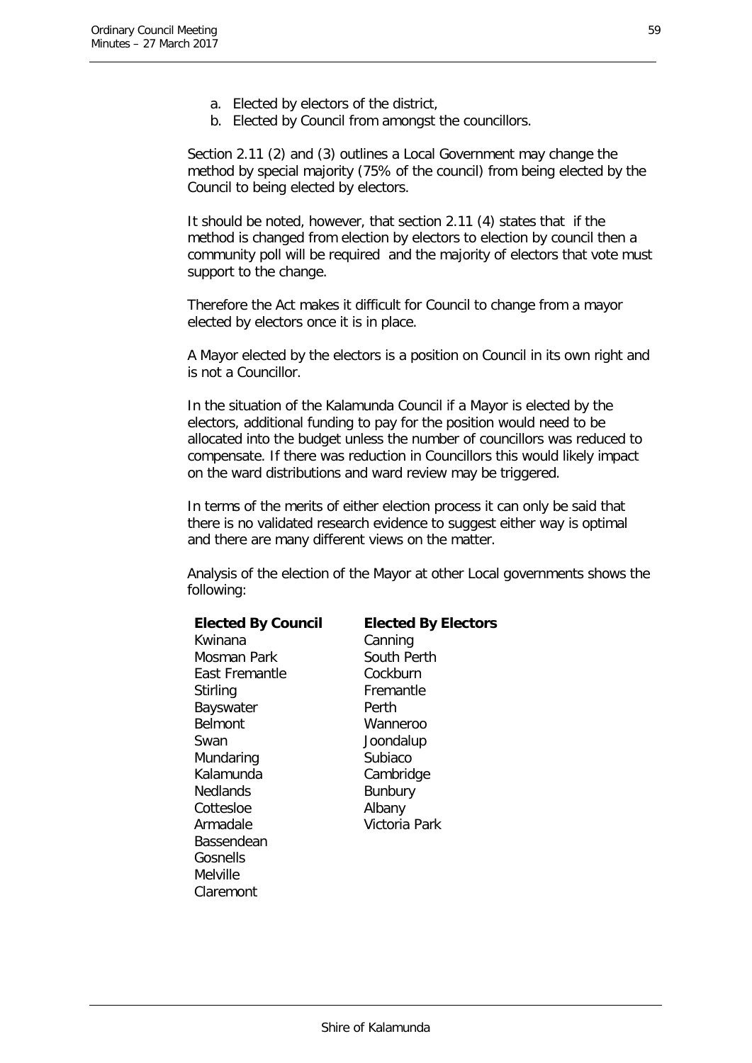a. Elected by electors of the district,
b. Elected by Council from amongst the councillors.

Section 2.11 (2) and (3) outlines a Local Government may change the method by special majority (75% of the council) from being elected by the Council to being elected by electors.

It should be noted, however, that section 2.11 (4) states that if the method is changed from election by electors to election by council then a community poll will be required and the majority of electors that vote must support to the change.

Therefore the Act makes it difficult for Council to change from a mayor elected by electors once it is in place.

A Mayor elected by the electors is a position on Council in its own right and is not a Councillor.

In the situation of the Kalamunda Council if a Mayor is elected by the electors, additional funding to pay for the position would need to be allocated into the budget unless the number of councillors was reduced to compensate. If there was reduction in Councillors this would likely impact on the ward distributions and ward review may be triggered.

In terms of the merits of either election process it can only be said that there is no validated research evidence to suggest either way is optimal and there are many different views on the matter.

Analysis of the election of the Mayor at other Local governments shows the following:

| **Elected By Council** | **Elected By Electors** |
|---|---|
| Kwinana | Canning |
| Mosman Park | South Perth |
| East Fremantle | Cockburn |
| Stirling | Fremantle |
| Bayswater | Perth |
| Belmont | Wanneroo |
| Swan | Joondalup |
| Mundaring | Subiaco |
| Kalamunda | Cambridge |
| Nedlands | Bunbury |
| Cottesloe | Albany |
| Armadale | Victoria Park |
| Bassendean | |
| Gosnells | |
| Melville | |
| Claremont | |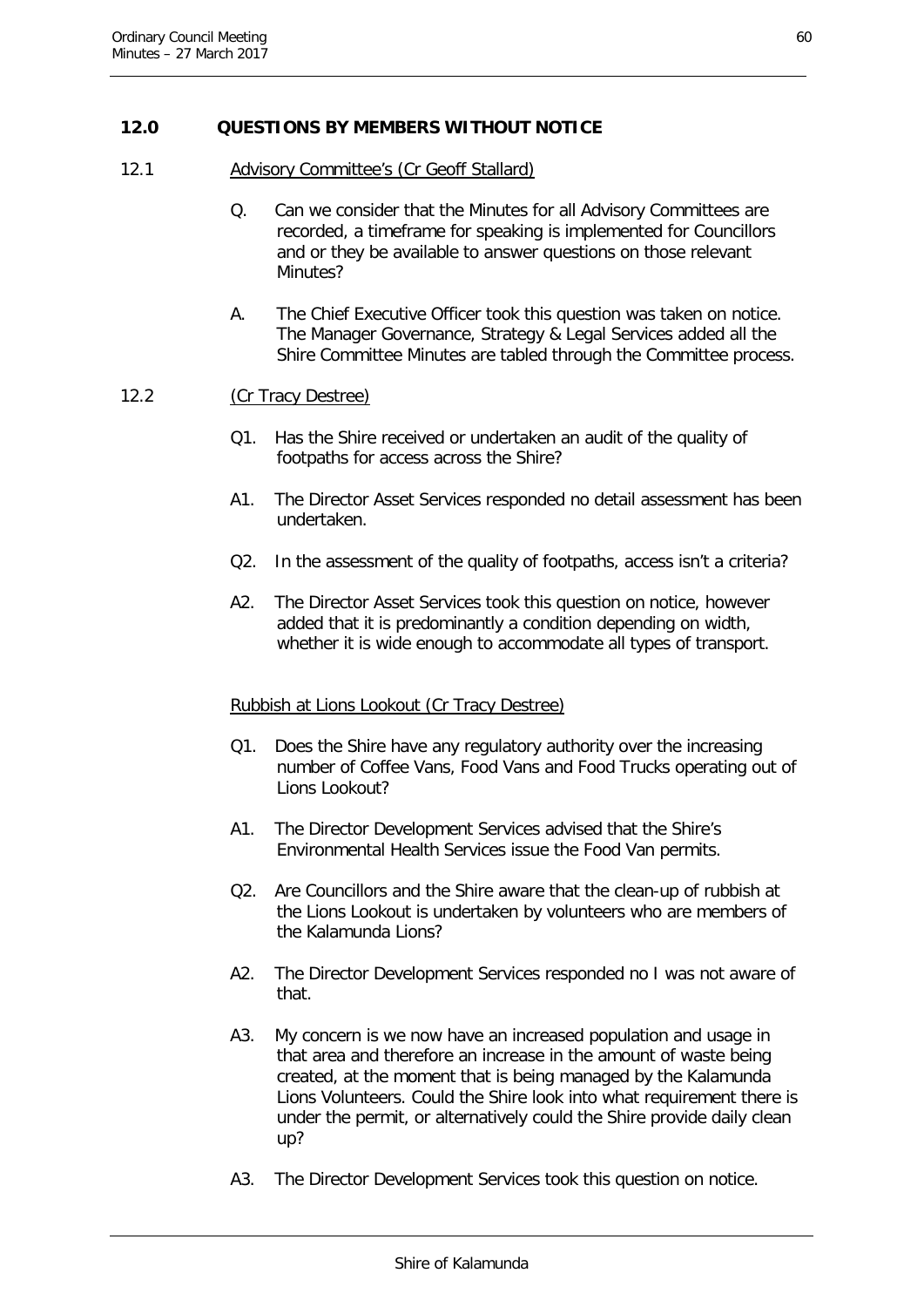## 12.0 QUESTIONS BY MEMBERS WITHOUT NOTICE

12.1 Advisory Committee's (Cr Geoff Stallard)

Q. Can we consider that the Minutes for all Advisory Committees are recorded, a timeframe for speaking is implemented for Councillors and or they be available to answer questions on those relevant Minutes?

A. The Chief Executive Officer took this question was taken on notice. The Manager Governance, Strategy & Legal Services added all the Shire Committee Minutes are tabled through the Committee process.

12.2 (Cr Tracy Destree)

Q1. Has the Shire received or undertaken an audit of the quality of footpaths for access across the Shire?

A1. The Director Asset Services responded no detail assessment has been undertaken.

Q2. In the assessment of the quality of footpaths, access isn't a criteria?

A2. The Director Asset Services took this question on notice, however added that it is predominantly a condition depending on width, whether it is wide enough to accommodate all types of transport.

Rubbish at Lions Lookout (Cr Tracy Destree)

Q1. Does the Shire have any regulatory authority over the increasing number of Coffee Vans, Food Vans and Food Trucks operating out of Lions Lookout?

A1. The Director Development Services advised that the Shire's Environmental Health Services issue the Food Van permits.

Q2. Are Councillors and the Shire aware that the clean-up of rubbish at the Lions Lookout is undertaken by volunteers who are members of the Kalamunda Lions?

A2. The Director Development Services responded no I was not aware of that.

A3. My concern is we now have an increased population and usage in that area and therefore an increase in the amount of waste being created, at the moment that is being managed by the Kalamunda Lions Volunteers. Could the Shire look into what requirement there is under the permit, or alternatively could the Shire provide daily clean up?

A3. The Director Development Services took this question on notice.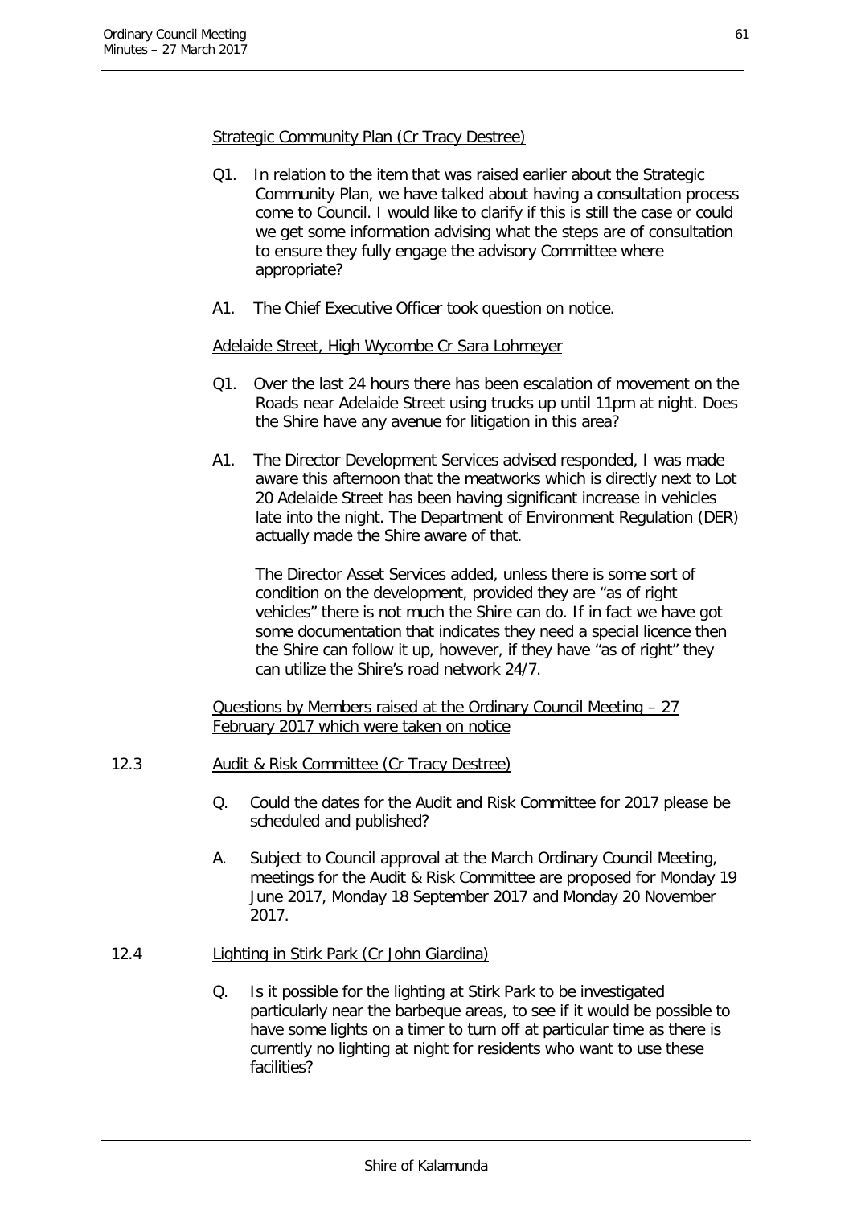Strategic Community Plan (Cr Tracy Destree)

Q1. In relation to the item that was raised earlier about the Strategic Community Plan, we have talked about having a consultation process come to Council. I would like to clarify if this is still the case or could we get some information advising what the steps are of consultation to ensure they fully engage the advisory Committee where appropriate?

A1. The Chief Executive Officer took question on notice.

Adelaide Street, High Wycombe Cr Sara Lohmeyer

Q1. Over the last 24 hours there has been escalation of movement on the Roads near Adelaide Street using trucks up until 11pm at night. Does the Shire have any avenue for litigation in this area?

A1. The Director Development Services advised responded, I was made aware this afternoon that the meatworks which is directly next to Lot 20 Adelaide Street has been having significant increase in vehicles late into the night. The Department of Environment Regulation (DER) actually made the Shire aware of that.

The Director Asset Services added, unless there is some sort of condition on the development, provided they are "as of right vehicles" there is not much the Shire can do. If in fact we have got some documentation that indicates they need a special licence then the Shire can follow it up, however, if they have "as of right" they can utilize the Shire's road network 24/7.

Questions by Members raised at the Ordinary Council Meeting – 27 February 2017 which were taken on notice

12.3 Audit & Risk Committee (Cr Tracy Destree)

Q. Could the dates for the Audit and Risk Committee for 2017 please be scheduled and published?

A. Subject to Council approval at the March Ordinary Council Meeting, meetings for the Audit & Risk Committee are proposed for Monday 19 June 2017, Monday 18 September 2017 and Monday 20 November 2017.

12.4 Lighting in Stirk Park (Cr John Giardina)

Q. Is it possible for the lighting at Stirk Park to be investigated particularly near the barbeque areas, to see if it would be possible to have some lights on a timer to turn off at particular time as there is currently no lighting at night for residents who want to use these facilities?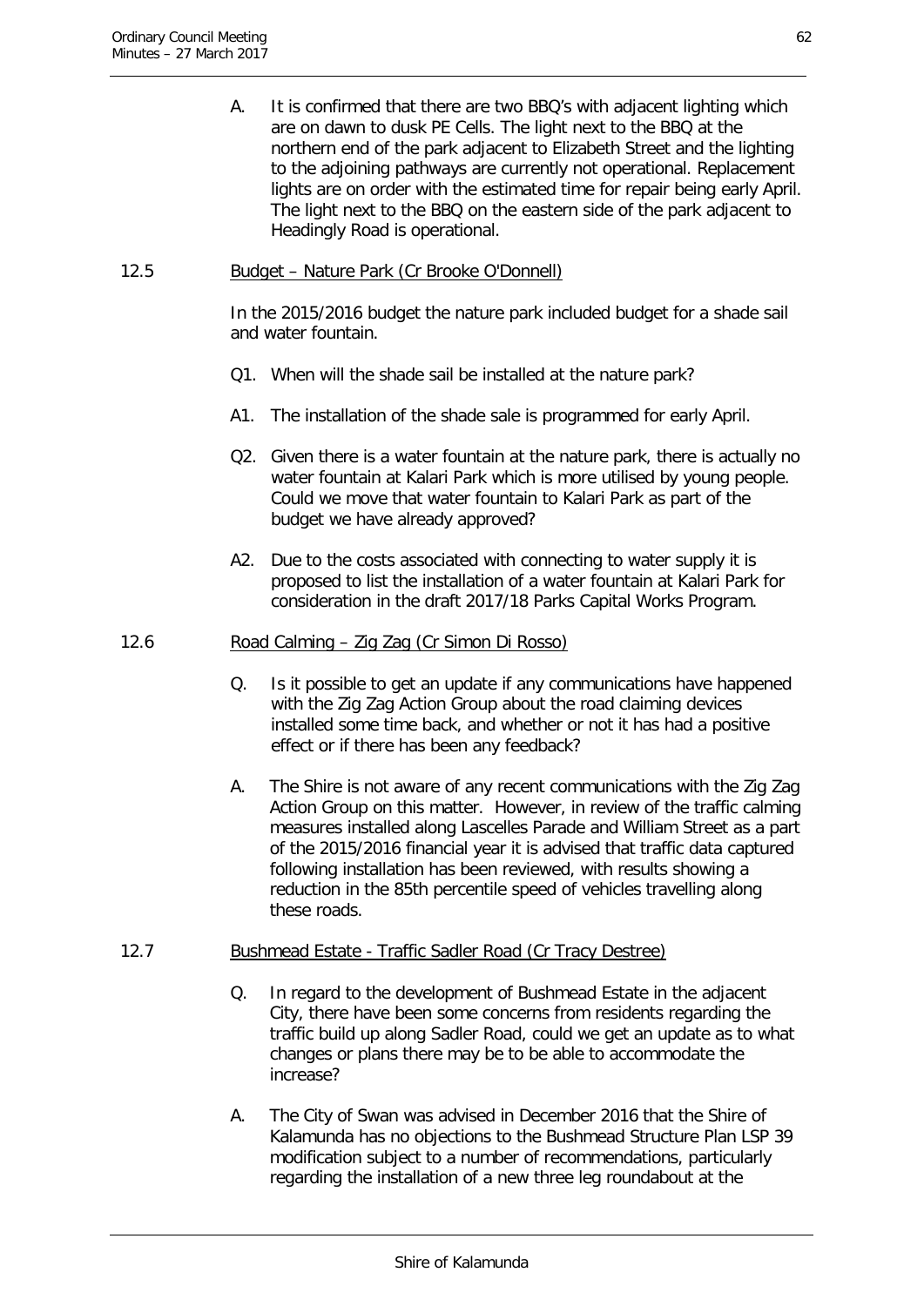A. It is confirmed that there are two BBQ's with adjacent lighting which are on dawn to dusk PE Cells. The light next to the BBQ at the northern end of the park adjacent to Elizabeth Street and the lighting to the adjoining pathways are currently not operational. Replacement lights are on order with the estimated time for repair being early April. The light next to the BBQ on the eastern side of the park adjacent to Headingly Road is operational.

12.5 Budget – Nature Park (Cr Brooke O'Donnell)

In the 2015/2016 budget the nature park included budget for a shade sail and water fountain.

Q1. When will the shade sail be installed at the nature park?

A1. The installation of the shade sale is programmed for early April.

Q2. Given there is a water fountain at the nature park, there is actually no water fountain at Kalari Park which is more utilised by young people. Could we move that water fountain to Kalari Park as part of the budget we have already approved?

A2. Due to the costs associated with connecting to water supply it is proposed to list the installation of a water fountain at Kalari Park for consideration in the draft 2017/18 Parks Capital Works Program.

12.6 Road Calming – Zig Zag (Cr Simon Di Rosso)

Q. Is it possible to get an update if any communications have happened with the Zig Zag Action Group about the road claiming devices installed some time back, and whether or not it has had a positive effect or if there has been any feedback?

A. The Shire is not aware of any recent communications with the Zig Zag Action Group on this matter. However, in review of the traffic calming measures installed along Lascelles Parade and William Street as a part of the 2015/2016 financial year it is advised that traffic data captured following installation has been reviewed, with results showing a reduction in the 85th percentile speed of vehicles travelling along these roads.

12.7 Bushmead Estate - Traffic Sadler Road (Cr Tracy Destree)

Q. In regard to the development of Bushmead Estate in the adjacent City, there have been some concerns from residents regarding the traffic build up along Sadler Road, could we get an update as to what changes or plans there may be to be able to accommodate the increase?

A. The City of Swan was advised in December 2016 that the Shire of Kalamunda has no objections to the Bushmead Structure Plan LSP 39 modification subject to a number of recommendations, particularly regarding the installation of a new three leg roundabout at the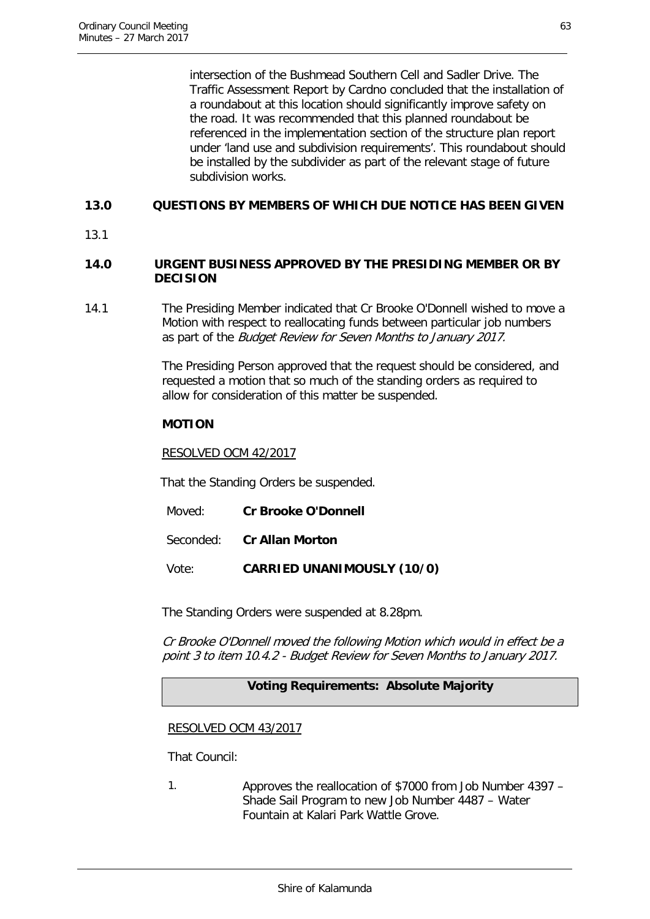intersection of the Bushmead Southern Cell and Sadler Drive. The Traffic Assessment Report by Cardno concluded that the installation of a roundabout at this location should significantly improve safety on the road. It was recommended that this planned roundabout be referenced in the implementation section of the structure plan report under 'land use and subdivision requirements'. This roundabout should be installed by the subdivider as part of the relevant stage of future subdivision works.

## 13.0 QUESTIONS BY MEMBERS OF WHICH DUE NOTICE HAS BEEN GIVEN

13.1

## 14.0 URGENT BUSINESS APPROVED BY THE PRESIDING MEMBER OR BY DECISION

14.1 The Presiding Member indicated that Cr Brooke O'Donnell wished to move a Motion with respect to reallocating funds between particular job numbers as part of the *Budget Review for Seven Months to January 2017.*

The Presiding Person approved that the request should be considered, and requested a motion that so much of the standing orders as required to allow for consideration of this matter be suspended.

**MOTION**

RESOLVED OCM 42/2017

That the Standing Orders be suspended.

Moved: **Cr Brooke O'Donnell**

Seconded: **Cr Allan Morton**

Vote: **CARRIED UNANIMOUSLY (10/0)**

The Standing Orders were suspended at 8.28pm.

*Cr Brooke O'Donnell moved the following Motion which would in effect be a point 3 to item 10.4.2 - Budget Review for Seven Months to January 2017.*

**Voting Requirements: Absolute Majority**

RESOLVED OCM 43/2017

That Council:

1. Approves the reallocation of $7000 from Job Number 4397 – Shade Sail Program to new Job Number 4487 – Water Fountain at Kalari Park Wattle Grove.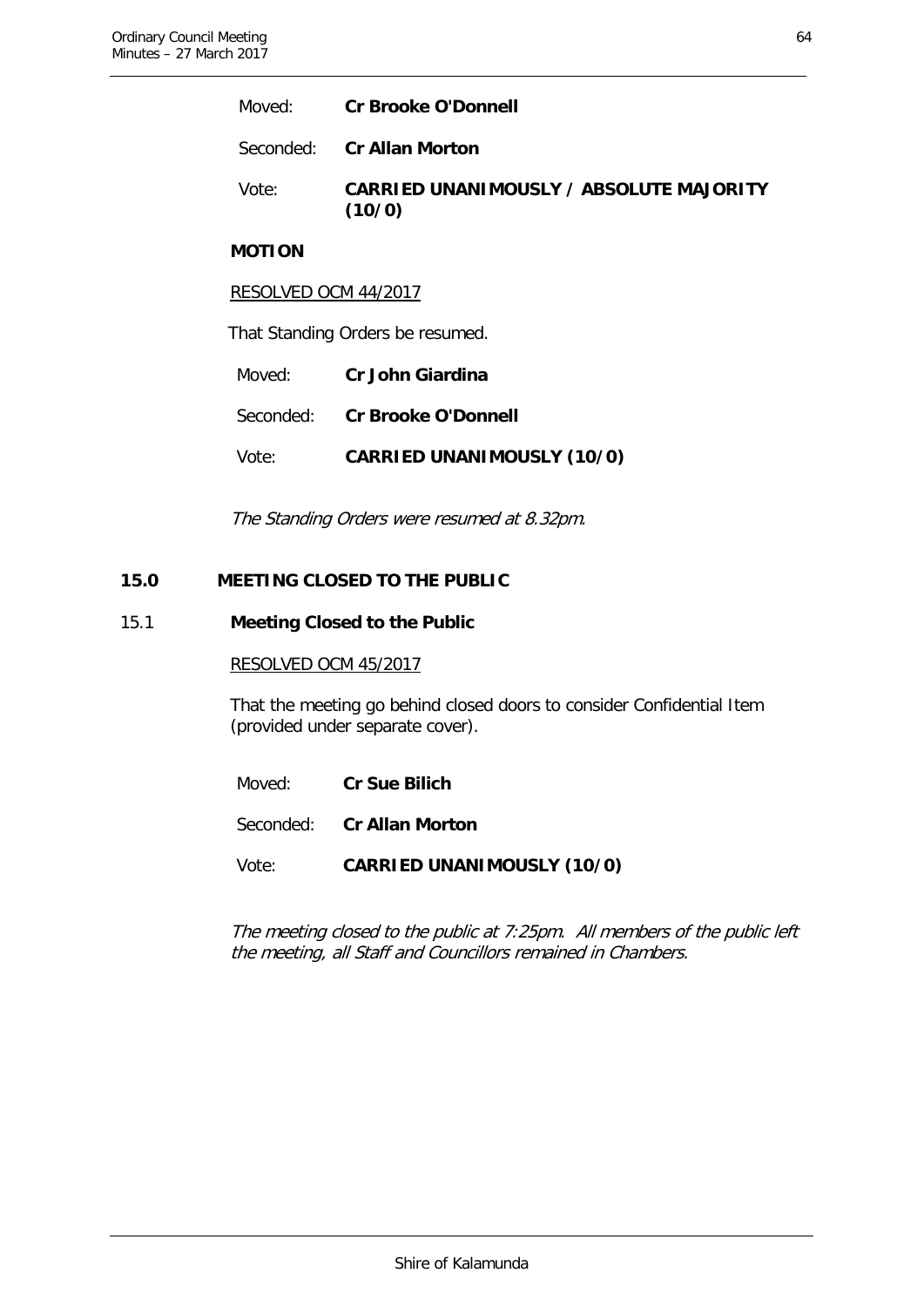Moved: **Cr Brooke O'Donnell**

Seconded: **Cr Allan Morton**

Vote: **CARRIED UNANIMOUSLY / ABSOLUTE MAJORITY (10/0)**

**MOTION**

RESOLVED OCM 44/2017

That Standing Orders be resumed.

Moved: **Cr John Giardina**

Seconded: **Cr Brooke O'Donnell**

Vote: **CARRIED UNANIMOUSLY (10/0)**

*The Standing Orders were resumed at 8.32pm.*

## 15.0 MEETING CLOSED TO THE PUBLIC

### 15.1 Meeting Closed to the Public

RESOLVED OCM 45/2017

That the meeting go behind closed doors to consider Confidential Item (provided under separate cover).

Moved: **Cr Sue Bilich**

Seconded: **Cr Allan Morton**

Vote: **CARRIED UNANIMOUSLY (10/0)**

*The meeting closed to the public at 7:25pm. All members of the public left the meeting, all Staff and Councillors remained in Chambers.*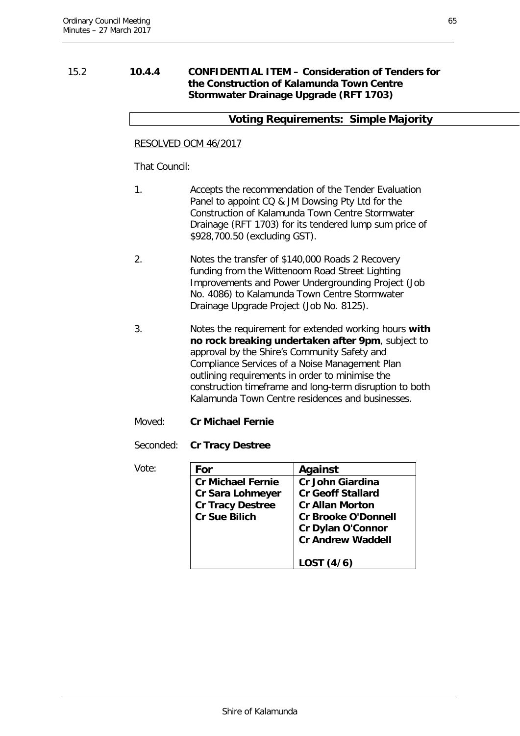15.2 **10.4.4 CONFIDENTIAL ITEM – Consideration of Tenders for the Construction of Kalamunda Town Centre Stormwater Drainage Upgrade (RFT 1703)**

**Voting Requirements: Simple Majority**

RESOLVED OCM 46/2017

That Council:

1. Accepts the recommendation of the Tender Evaluation Panel to appoint CQ & JM Dowsing Pty Ltd for the Construction of Kalamunda Town Centre Stormwater Drainage (RFT 1703) for its tendered lump sum price of $928,700.50 (excluding GST).

2. Notes the transfer of $140,000 Roads 2 Recovery funding from the Wittenoom Road Street Lighting Improvements and Power Undergrounding Project (Job No. 4086) to Kalamunda Town Centre Stormwater Drainage Upgrade Project (Job No. 8125).

3. Notes the requirement for extended working hours **with no rock breaking undertaken after 9pm**, subject to approval by the Shire's Community Safety and Compliance Services of a Noise Management Plan outlining requirements in order to minimise the construction timeframe and long-term disruption to both Kalamunda Town Centre residences and businesses.

Moved: **Cr Michael Fernie**

Seconded: **Cr Tracy Destree**

Vote:

| For | Against |
|---|---|
| Cr Michael Fernie | Cr John Giardina |
| Cr Sara Lohmeyer | Cr Geoff Stallard |
| Cr Tracy Destree | Cr Allan Morton |
| Cr Sue Bilich | Cr Brooke O'Donnell |
| | Cr Dylan O'Connor |
| | Cr Andrew Waddell |
| | **LOST (4/6)** |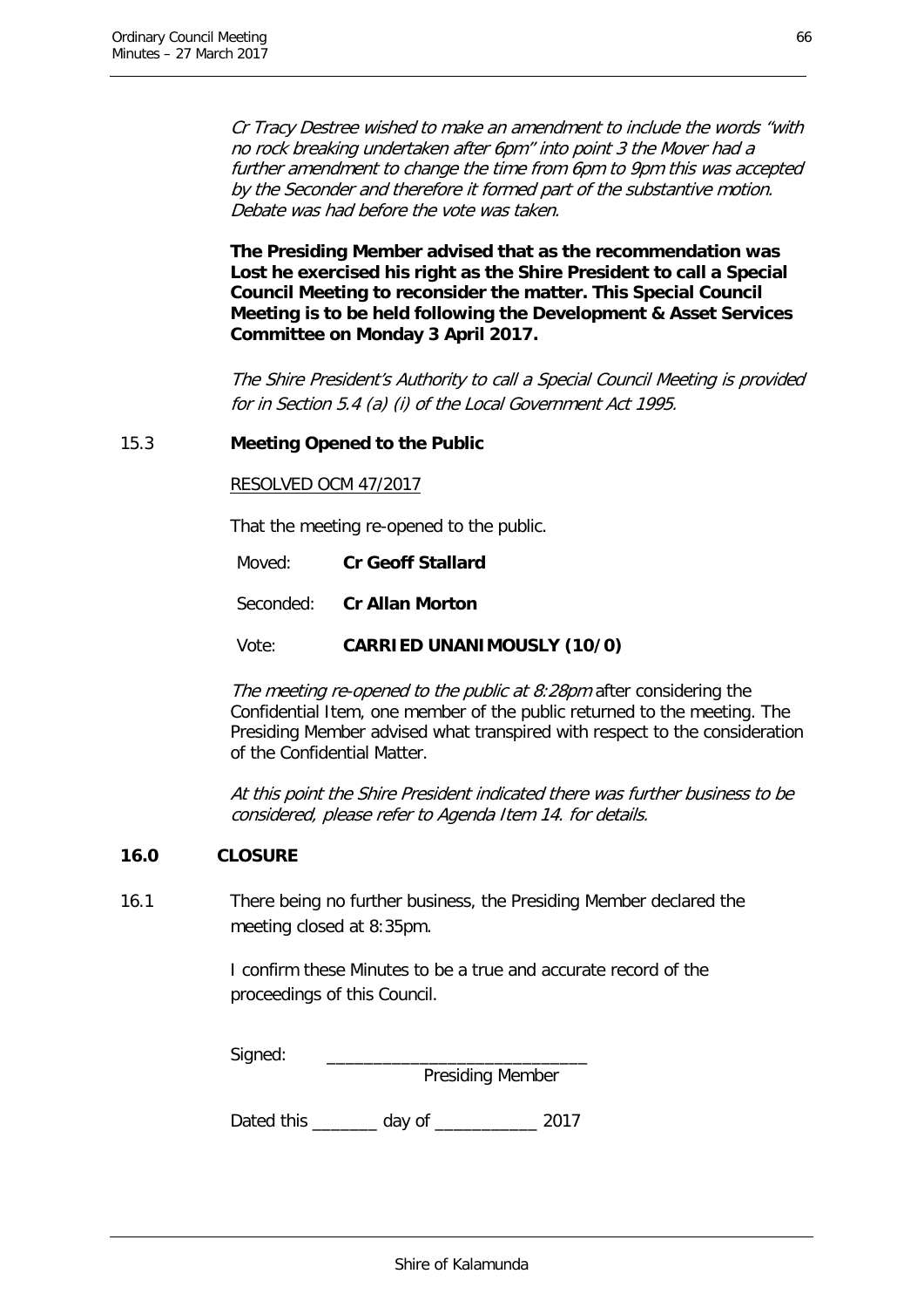*Cr Tracy Destree wished to make an amendment to include the words "with no rock breaking undertaken after 6pm" into point 3 the Mover had a further amendment to change the time from 6pm to 9pm this was accepted by the Seconder and therefore it formed part of the substantive motion. Debate was had before the vote was taken.*

**The Presiding Member advised that as the recommendation was Lost he exercised his right as the Shire President to call a Special Council Meeting to reconsider the matter. This Special Council Meeting is to be held following the Development & Asset Services Committee on Monday 3 April 2017.**

*The Shire President's Authority to call a Special Council Meeting is provided for in Section 5.4 (a) (i) of the Local Government Act 1995.*

15.3 **Meeting Opened to the Public**

RESOLVED OCM 47/2017

That the meeting re-opened to the public.

| | |
|---|---|
| Moved: | **Cr Geoff Stallard** |
| Seconded: | **Cr Allan Morton** |
| Vote: | **CARRIED UNANIMOUSLY (10/0)** |

*The meeting re-opened to the public at 8:28pm* after considering the Confidential Item, one member of the public returned to the meeting. The Presiding Member advised what transpired with respect to the consideration of the Confidential Matter.

*At this point the Shire President indicated there was further business to be considered, please refer to Agenda Item 14. for details.*

## 16.0 CLOSURE

16.1 There being no further business, the Presiding Member declared the meeting closed at 8:35pm.

I confirm these Minutes to be a true and accurate record of the proceedings of this Council.

Signed: _____________________________
Presiding Member

Dated this _______ day of ___________ 2017